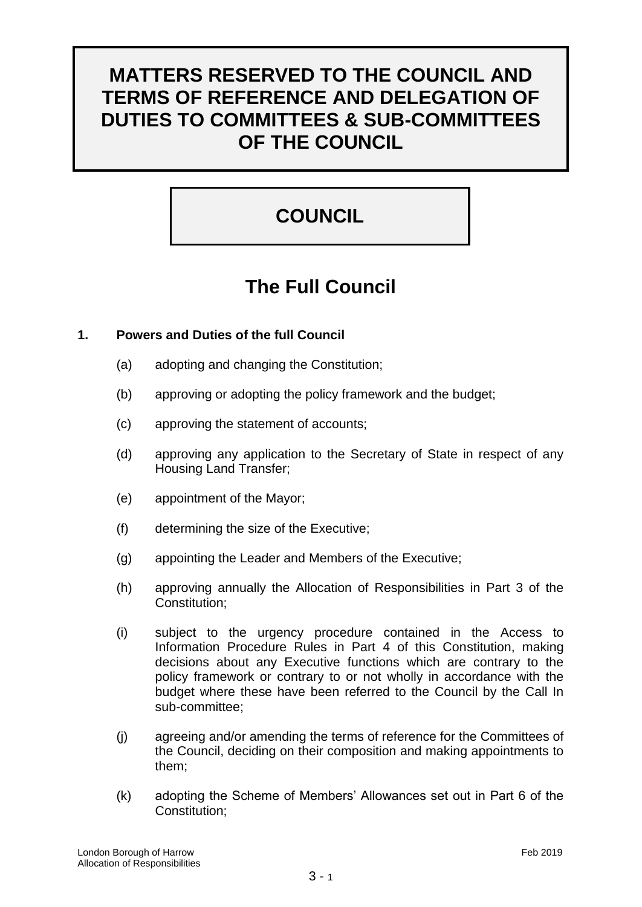# MATTERS RESERVED TO THE COUNCIL AND TERMS OF REFERENCE AND DELEGATION OF DUTIES TO COMMITTEES & SUB-COMMITTEES OF THE COUNCIL

## COUNCIL

## The Full Council

### 1. Powers and Duties of the full Council

(a) adopting and changing the Constitution;

(b) approving or adopting the policy framework and the budget;

(c) approving the statement of accounts;

(d) approving any application to the Secretary of State in respect of any Housing Land Transfer;

(e) appointment of the Mayor;

(f) determining the size of the Executive;

(g) appointing the Leader and Members of the Executive;

(h) approving annually the Allocation of Responsibilities in Part 3 of the Constitution;

(i) subject to the urgency procedure contained in the Access to Information Procedure Rules in Part 4 of this Constitution, making decisions about any Executive functions which are contrary to the policy framework or contrary to or not wholly in accordance with the budget where these have been referred to the Council by the Call In sub-committee;

(j) agreeing and/or amending the terms of reference for the Committees of the Council, deciding on their composition and making appointments to them;

(k) adopting the Scheme of Members' Allowances set out in Part 6 of the Constitution;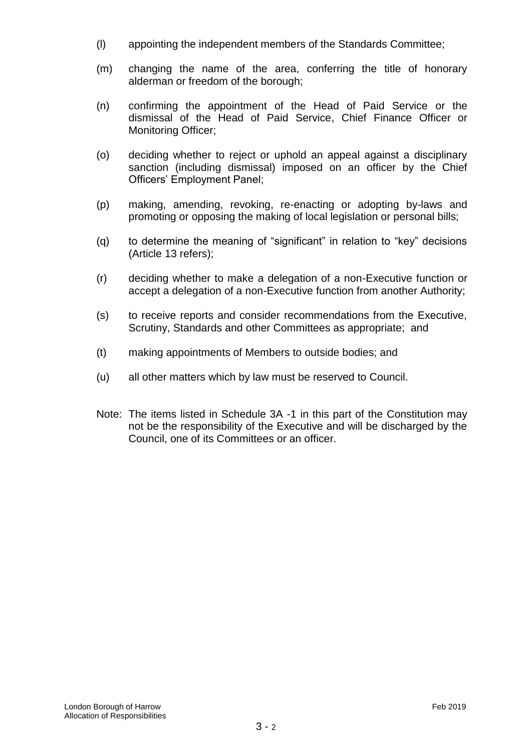(l) appointing the independent members of the Standards Committee;

(m) changing the name of the area, conferring the title of honorary alderman or freedom of the borough;

(n) confirming the appointment of the Head of Paid Service or the dismissal of the Head of Paid Service, Chief Finance Officer or Monitoring Officer;

(o) deciding whether to reject or uphold an appeal against a disciplinary sanction (including dismissal) imposed on an officer by the Chief Officers' Employment Panel;

(p) making, amending, revoking, re-enacting or adopting by-laws and promoting or opposing the making of local legislation or personal bills;

(q) to determine the meaning of "significant" in relation to "key" decisions (Article 13 refers);

(r) deciding whether to make a delegation of a non-Executive function or accept a delegation of a non-Executive function from another Authority;

(s) to receive reports and consider recommendations from the Executive, Scrutiny, Standards and other Committees as appropriate; and

(t) making appointments of Members to outside bodies; and

(u) all other matters which by law must be reserved to Council.

Note: The items listed in Schedule 3A -1 in this part of the Constitution may not be the responsibility of the Executive and will be discharged by the Council, one of its Committees or an officer.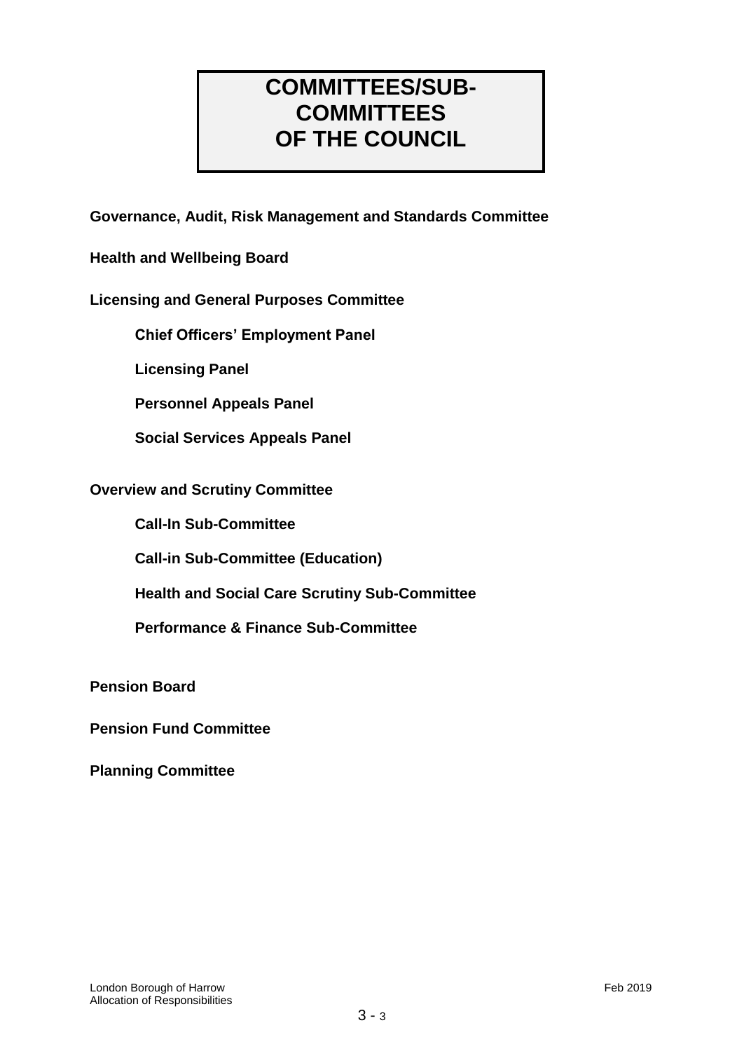# COMMITTEES/SUB-COMMITTEES OF THE COUNCIL

**Governance, Audit, Risk Management and Standards Committee**

**Health and Wellbeing Board**

**Licensing and General Purposes Committee**

- **Chief Officers' Employment Panel**
- **Licensing Panel**
- **Personnel Appeals Panel**
- **Social Services Appeals Panel**

**Overview and Scrutiny Committee**

- **Call-In Sub-Committee**
- **Call-in Sub-Committee (Education)**
- **Health and Social Care Scrutiny Sub-Committee**
- **Performance & Finance Sub-Committee**

**Pension Board**

**Pension Fund Committee**

**Planning Committee**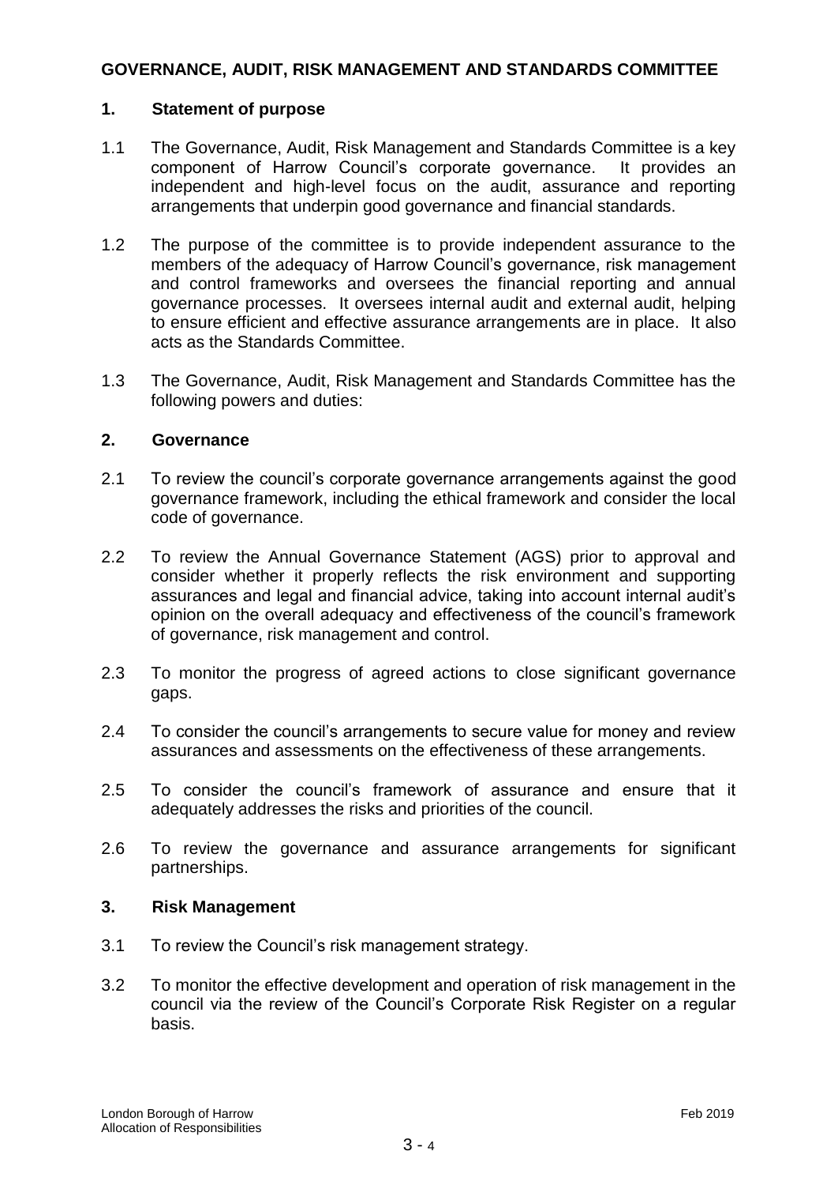## GOVERNANCE, AUDIT, RISK MANAGEMENT AND STANDARDS COMMITTEE

### 1. Statement of purpose

1.1 The Governance, Audit, Risk Management and Standards Committee is a key component of Harrow Council's corporate governance. It provides an independent and high-level focus on the audit, assurance and reporting arrangements that underpin good governance and financial standards.

1.2 The purpose of the committee is to provide independent assurance to the members of the adequacy of Harrow Council's governance, risk management and control frameworks and oversees the financial reporting and annual governance processes. It oversees internal audit and external audit, helping to ensure efficient and effective assurance arrangements are in place. It also acts as the Standards Committee.

1.3 The Governance, Audit, Risk Management and Standards Committee has the following powers and duties:

### 2. Governance

2.1 To review the council's corporate governance arrangements against the good governance framework, including the ethical framework and consider the local code of governance.

2.2 To review the Annual Governance Statement (AGS) prior to approval and consider whether it properly reflects the risk environment and supporting assurances and legal and financial advice, taking into account internal audit's opinion on the overall adequacy and effectiveness of the council's framework of governance, risk management and control.

2.3 To monitor the progress of agreed actions to close significant governance gaps.

2.4 To consider the council's arrangements to secure value for money and review assurances and assessments on the effectiveness of these arrangements.

2.5 To consider the council's framework of assurance and ensure that it adequately addresses the risks and priorities of the council.

2.6 To review the governance and assurance arrangements for significant partnerships.

### 3. Risk Management

3.1 To review the Council's risk management strategy.

3.2 To monitor the effective development and operation of risk management in the council via the review of the Council's Corporate Risk Register on a regular basis.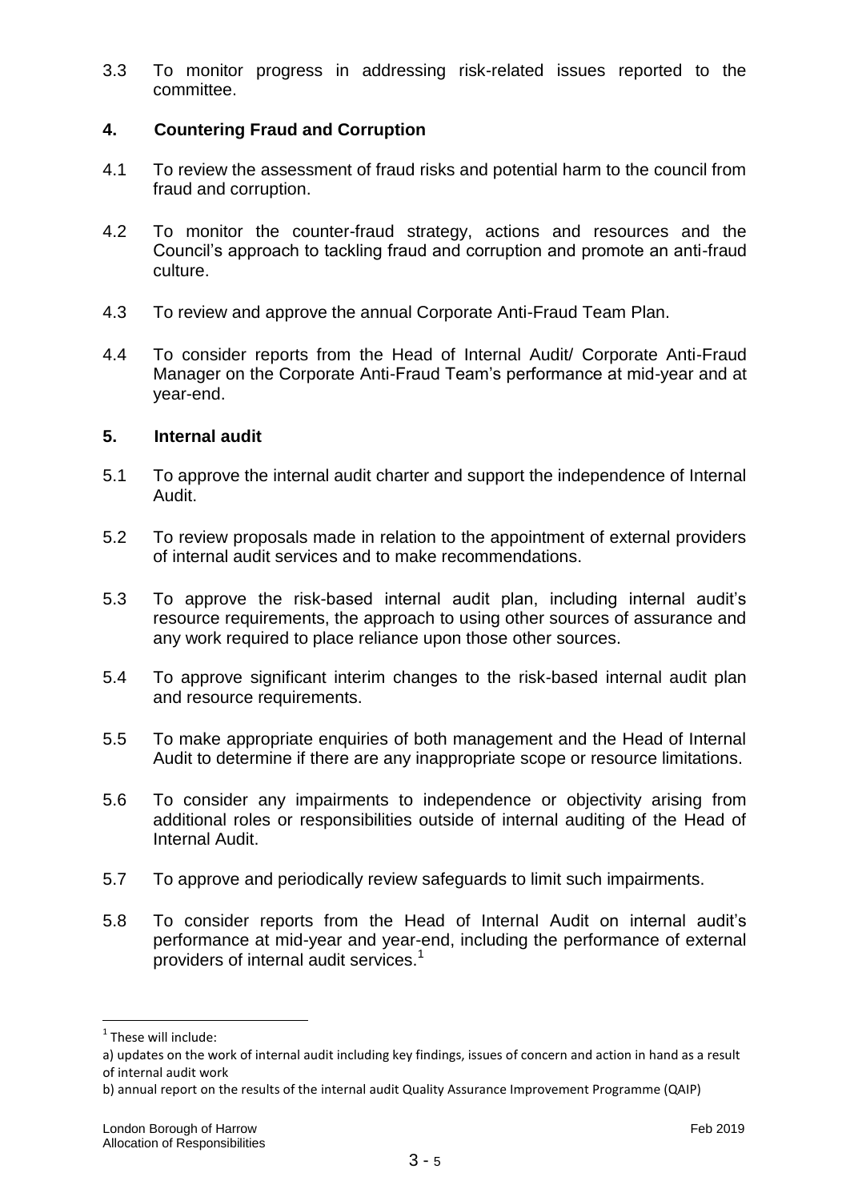3.3 To monitor progress in addressing risk-related issues reported to the committee.

## 4. Countering Fraud and Corruption

4.1 To review the assessment of fraud risks and potential harm to the council from fraud and corruption.

4.2 To monitor the counter-fraud strategy, actions and resources and the Council's approach to tackling fraud and corruption and promote an anti-fraud culture.

4.3 To review and approve the annual Corporate Anti-Fraud Team Plan.

4.4 To consider reports from the Head of Internal Audit/ Corporate Anti-Fraud Manager on the Corporate Anti-Fraud Team's performance at mid-year and at year-end.

## 5. Internal audit

5.1 To approve the internal audit charter and support the independence of Internal Audit.

5.2 To review proposals made in relation to the appointment of external providers of internal audit services and to make recommendations.

5.3 To approve the risk-based internal audit plan, including internal audit's resource requirements, the approach to using other sources of assurance and any work required to place reliance upon those other sources.

5.4 To approve significant interim changes to the risk-based internal audit plan and resource requirements.

5.5 To make appropriate enquiries of both management and the Head of Internal Audit to determine if there are any inappropriate scope or resource limitations.

5.6 To consider any impairments to independence or objectivity arising from additional roles or responsibilities outside of internal auditing of the Head of Internal Audit.

5.7 To approve and periodically review safeguards to limit such impairments.

5.8 To consider reports from the Head of Internal Audit on internal audit's performance at mid-year and year-end, including the performance of external providers of internal audit services.[1]

---

[1] These will include:

a) updates on the work of internal audit including key findings, issues of concern and action in hand as a result of internal audit work

b) annual report on the results of the internal audit Quality Assurance Improvement Programme (QAIP)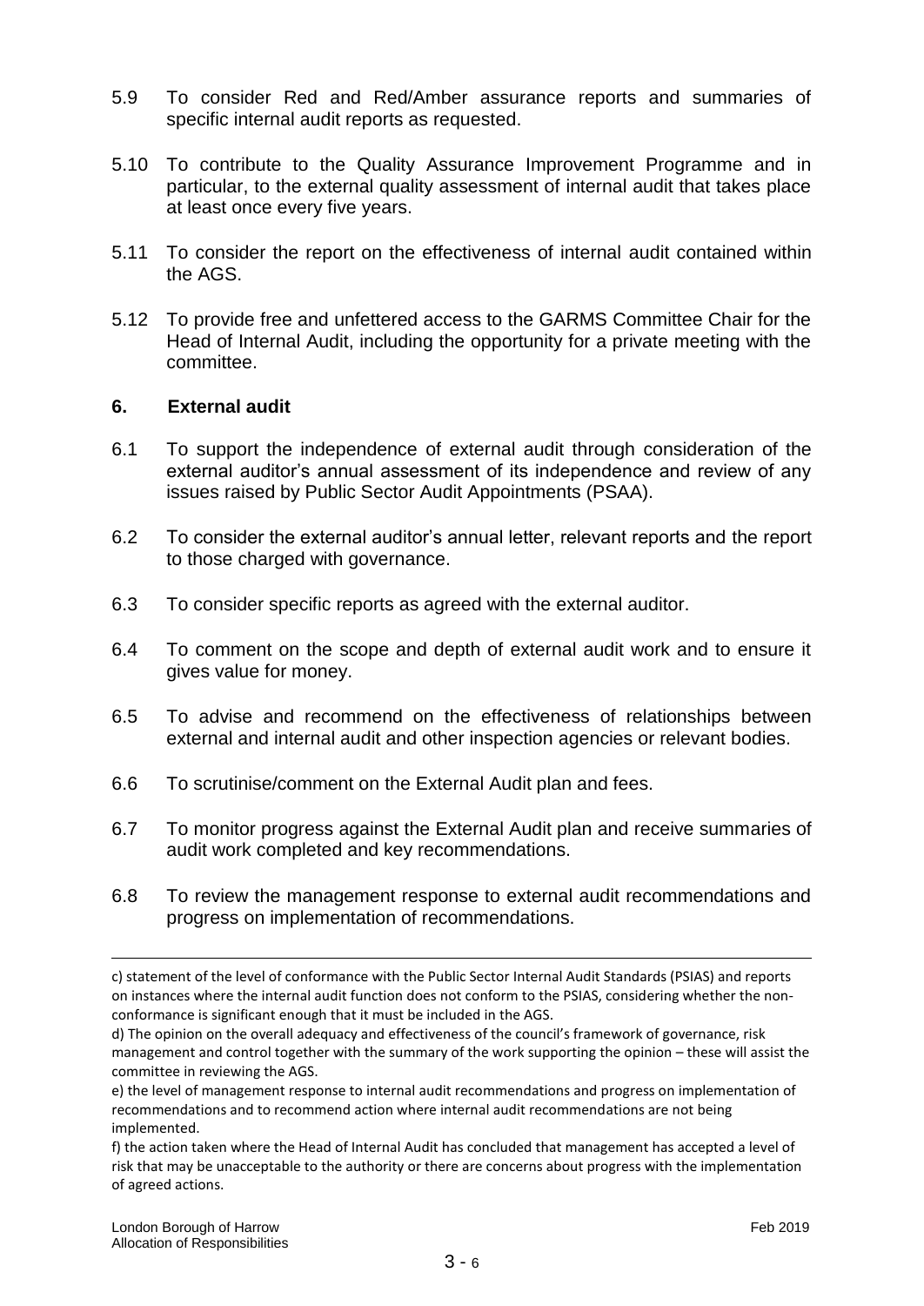5.9 To consider Red and Red/Amber assurance reports and summaries of specific internal audit reports as requested.

5.10 To contribute to the Quality Assurance Improvement Programme and in particular, to the external quality assessment of internal audit that takes place at least once every five years.

5.11 To consider the report on the effectiveness of internal audit contained within the AGS.

5.12 To provide free and unfettered access to the GARMS Committee Chair for the Head of Internal Audit, including the opportunity for a private meeting with the committee.

## 6. External audit

6.1 To support the independence of external audit through consideration of the external auditor's annual assessment of its independence and review of any issues raised by Public Sector Audit Appointments (PSAA).

6.2 To consider the external auditor's annual letter, relevant reports and the report to those charged with governance.

6.3 To consider specific reports as agreed with the external auditor.

6.4 To comment on the scope and depth of external audit work and to ensure it gives value for money.

6.5 To advise and recommend on the effectiveness of relationships between external and internal audit and other inspection agencies or relevant bodies.

6.6 To scrutinise/comment on the External Audit plan and fees.

6.7 To monitor progress against the External Audit plan and receive summaries of audit work completed and key recommendations.

6.8 To review the management response to external audit recommendations and progress on implementation of recommendations.

---

c) statement of the level of conformance with the Public Sector Internal Audit Standards (PSIAS) and reports on instances where the internal audit function does not conform to the PSIAS, considering whether the non-conformance is significant enough that it must be included in the AGS.

d) The opinion on the overall adequacy and effectiveness of the council's framework of governance, risk management and control together with the summary of the work supporting the opinion – these will assist the committee in reviewing the AGS.

e) the level of management response to internal audit recommendations and progress on implementation of recommendations and to recommend action where internal audit recommendations are not being implemented.

f) the action taken where the Head of Internal Audit has concluded that management has accepted a level of risk that may be unacceptable to the authority or there are concerns about progress with the implementation of agreed actions.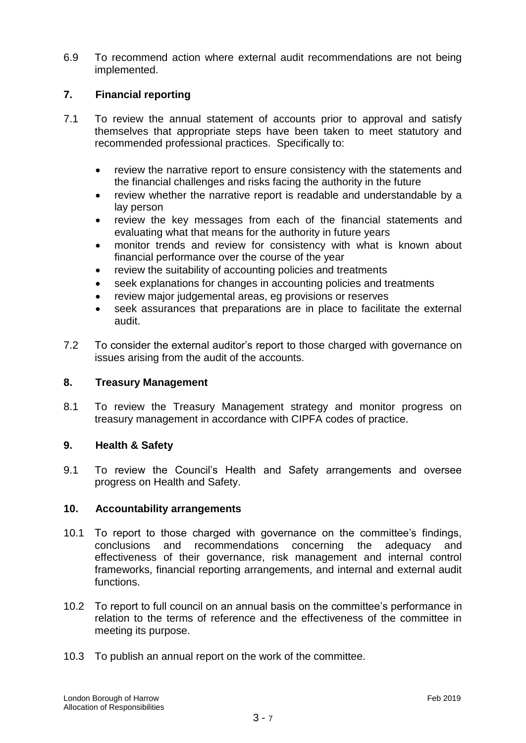6.9 To recommend action where external audit recommendations are not being implemented.

## 7. Financial reporting

7.1 To review the annual statement of accounts prior to approval and satisfy themselves that appropriate steps have been taken to meet statutory and recommended professional practices. Specifically to:

- review the narrative report to ensure consistency with the statements and the financial challenges and risks facing the authority in the future
- review whether the narrative report is readable and understandable by a lay person
- review the key messages from each of the financial statements and evaluating what that means for the authority in future years
- monitor trends and review for consistency with what is known about financial performance over the course of the year
- review the suitability of accounting policies and treatments
- seek explanations for changes in accounting policies and treatments
- review major judgemental areas, eg provisions or reserves
- seek assurances that preparations are in place to facilitate the external audit.

7.2 To consider the external auditor's report to those charged with governance on issues arising from the audit of the accounts.

## 8. Treasury Management

8.1 To review the Treasury Management strategy and monitor progress on treasury management in accordance with CIPFA codes of practice.

## 9. Health & Safety

9.1 To review the Council's Health and Safety arrangements and oversee progress on Health and Safety.

## 10. Accountability arrangements

10.1 To report to those charged with governance on the committee's findings, conclusions and recommendations concerning the adequacy and effectiveness of their governance, risk management and internal control frameworks, financial reporting arrangements, and internal and external audit functions.

10.2 To report to full council on an annual basis on the committee's performance in relation to the terms of reference and the effectiveness of the committee in meeting its purpose.

10.3 To publish an annual report on the work of the committee.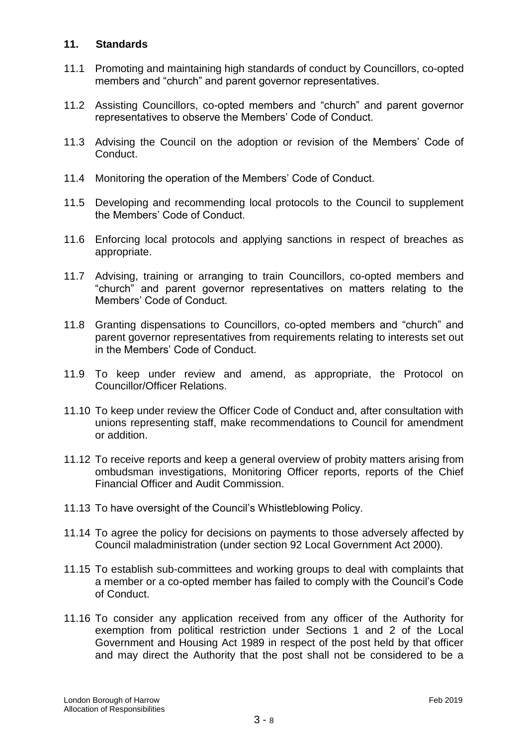## 11. Standards

11.1 Promoting and maintaining high standards of conduct by Councillors, co-opted members and "church" and parent governor representatives.

11.2 Assisting Councillors, co-opted members and "church" and parent governor representatives to observe the Members' Code of Conduct.

11.3 Advising the Council on the adoption or revision of the Members' Code of Conduct.

11.4 Monitoring the operation of the Members' Code of Conduct.

11.5 Developing and recommending local protocols to the Council to supplement the Members' Code of Conduct.

11.6 Enforcing local protocols and applying sanctions in respect of breaches as appropriate.

11.7 Advising, training or arranging to train Councillors, co-opted members and "church" and parent governor representatives on matters relating to the Members' Code of Conduct.

11.8 Granting dispensations to Councillors, co-opted members and "church" and parent governor representatives from requirements relating to interests set out in the Members' Code of Conduct.

11.9 To keep under review and amend, as appropriate, the Protocol on Councillor/Officer Relations.

11.10 To keep under review the Officer Code of Conduct and, after consultation with unions representing staff, make recommendations to Council for amendment or addition.

11.12 To receive reports and keep a general overview of probity matters arising from ombudsman investigations, Monitoring Officer reports, reports of the Chief Financial Officer and Audit Commission.

11.13 To have oversight of the Council's Whistleblowing Policy.

11.14 To agree the policy for decisions on payments to those adversely affected by Council maladministration (under section 92 Local Government Act 2000).

11.15 To establish sub-committees and working groups to deal with complaints that a member or a co-opted member has failed to comply with the Council's Code of Conduct.

11.16 To consider any application received from any officer of the Authority for exemption from political restriction under Sections 1 and 2 of the Local Government and Housing Act 1989 in respect of the post held by that officer and may direct the Authority that the post shall not be considered to be a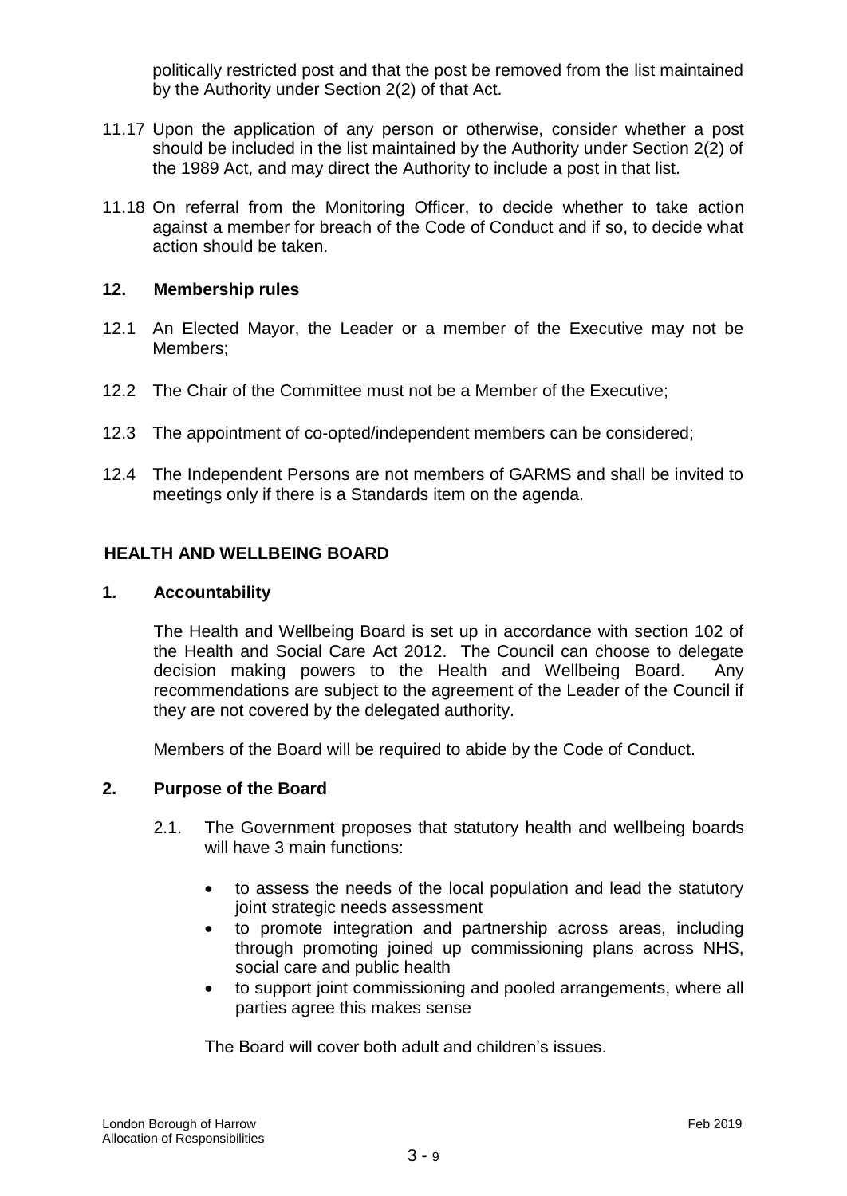politically restricted post and that the post be removed from the list maintained by the Authority under Section 2(2) of that Act.

11.17 Upon the application of any person or otherwise, consider whether a post should be included in the list maintained by the Authority under Section 2(2) of the 1989 Act, and may direct the Authority to include a post in that list.

11.18 On referral from the Monitoring Officer, to decide whether to take action against a member for breach of the Code of Conduct and if so, to decide what action should be taken.

## 12. Membership rules

12.1 An Elected Mayor, the Leader or a member of the Executive may not be Members;

12.2 The Chair of the Committee must not be a Member of the Executive;

12.3 The appointment of co-opted/independent members can be considered;

12.4 The Independent Persons are not members of GARMS and shall be invited to meetings only if there is a Standards item on the agenda.

# HEALTH AND WELLBEING BOARD

## 1. Accountability

The Health and Wellbeing Board is set up in accordance with section 102 of the Health and Social Care Act 2012. The Council can choose to delegate decision making powers to the Health and Wellbeing Board. Any recommendations are subject to the agreement of the Leader of the Council if they are not covered by the delegated authority.

Members of the Board will be required to abide by the Code of Conduct.

## 2. Purpose of the Board

2.1. The Government proposes that statutory health and wellbeing boards will have 3 main functions:

- to assess the needs of the local population and lead the statutory joint strategic needs assessment
- to promote integration and partnership across areas, including through promoting joined up commissioning plans across NHS, social care and public health
- to support joint commissioning and pooled arrangements, where all parties agree this makes sense

The Board will cover both adult and children's issues.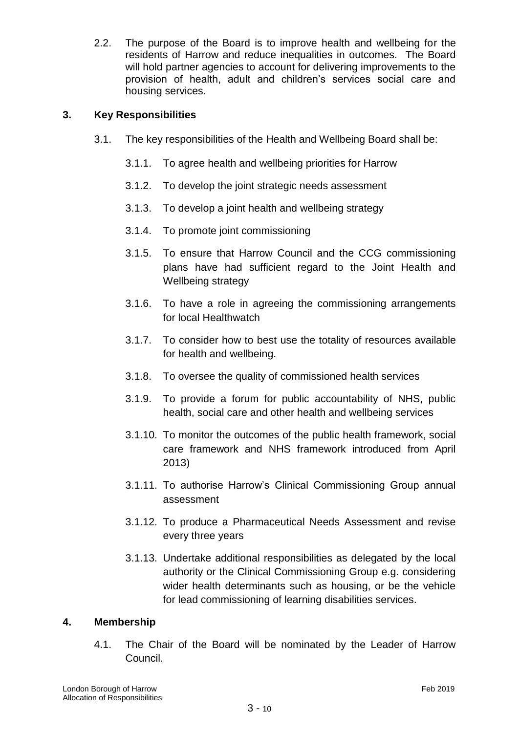2.2. The purpose of the Board is to improve health and wellbeing for the residents of Harrow and reduce inequalities in outcomes. The Board will hold partner agencies to account for delivering improvements to the provision of health, adult and children's services social care and housing services.

## 3. Key Responsibilities

3.1. The key responsibilities of the Health and Wellbeing Board shall be:

3.1.1. To agree health and wellbeing priorities for Harrow

3.1.2. To develop the joint strategic needs assessment

3.1.3. To develop a joint health and wellbeing strategy

3.1.4. To promote joint commissioning

3.1.5. To ensure that Harrow Council and the CCG commissioning plans have had sufficient regard to the Joint Health and Wellbeing strategy

3.1.6. To have a role in agreeing the commissioning arrangements for local Healthwatch

3.1.7. To consider how to best use the totality of resources available for health and wellbeing.

3.1.8. To oversee the quality of commissioned health services

3.1.9. To provide a forum for public accountability of NHS, public health, social care and other health and wellbeing services

3.1.10. To monitor the outcomes of the public health framework, social care framework and NHS framework introduced from April 2013)

3.1.11. To authorise Harrow's Clinical Commissioning Group annual assessment

3.1.12. To produce a Pharmaceutical Needs Assessment and revise every three years

3.1.13. Undertake additional responsibilities as delegated by the local authority or the Clinical Commissioning Group e.g. considering wider health determinants such as housing, or be the vehicle for lead commissioning of learning disabilities services.

## 4. Membership

4.1. The Chair of the Board will be nominated by the Leader of Harrow Council.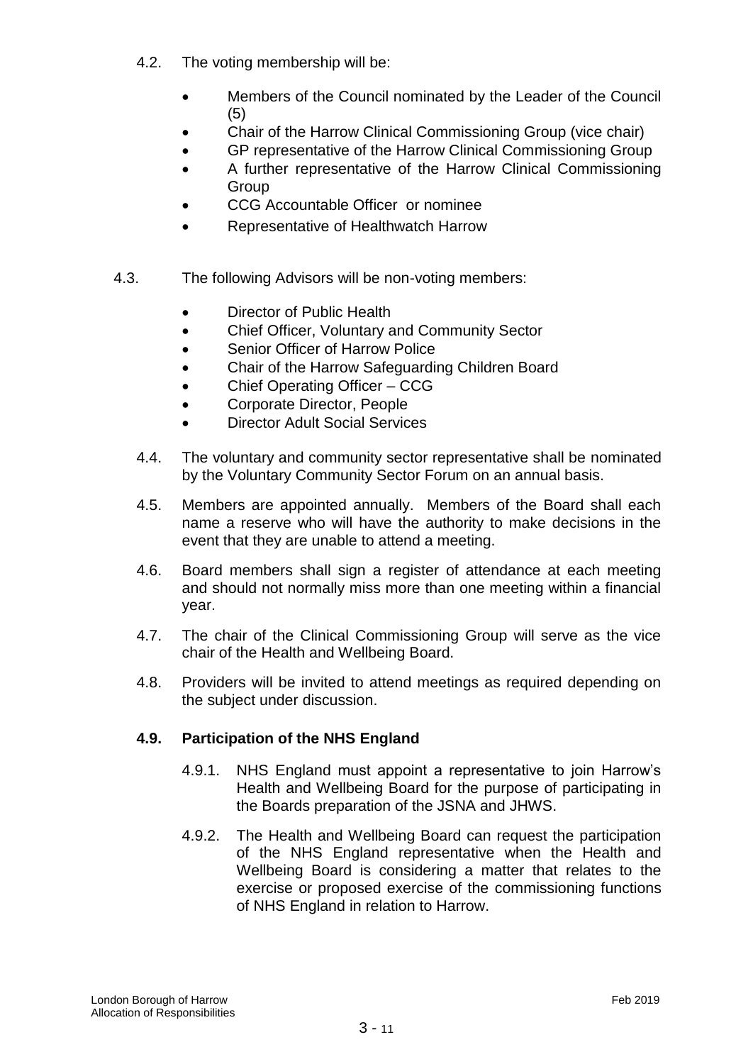4.2. The voting membership will be:

- Members of the Council nominated by the Leader of the Council (5)
- Chair of the Harrow Clinical Commissioning Group (vice chair)
- GP representative of the Harrow Clinical Commissioning Group
- A further representative of the Harrow Clinical Commissioning Group
- CCG Accountable Officer or nominee
- Representative of Healthwatch Harrow

4.3. The following Advisors will be non-voting members:

- Director of Public Health
- Chief Officer, Voluntary and Community Sector
- Senior Officer of Harrow Police
- Chair of the Harrow Safeguarding Children Board
- Chief Operating Officer – CCG
- Corporate Director, People
- Director Adult Social Services

4.4. The voluntary and community sector representative shall be nominated by the Voluntary Community Sector Forum on an annual basis.

4.5. Members are appointed annually. Members of the Board shall each name a reserve who will have the authority to make decisions in the event that they are unable to attend a meeting.

4.6. Board members shall sign a register of attendance at each meeting and should not normally miss more than one meeting within a financial year.

4.7. The chair of the Clinical Commissioning Group will serve as the vice chair of the Health and Wellbeing Board.

4.8. Providers will be invited to attend meetings as required depending on the subject under discussion.

**4.9. Participation of the NHS England**

4.9.1. NHS England must appoint a representative to join Harrow's Health and Wellbeing Board for the purpose of participating in the Boards preparation of the JSNA and JHWS.

4.9.2. The Health and Wellbeing Board can request the participation of the NHS England representative when the Health and Wellbeing Board is considering a matter that relates to the exercise or proposed exercise of the commissioning functions of NHS England in relation to Harrow.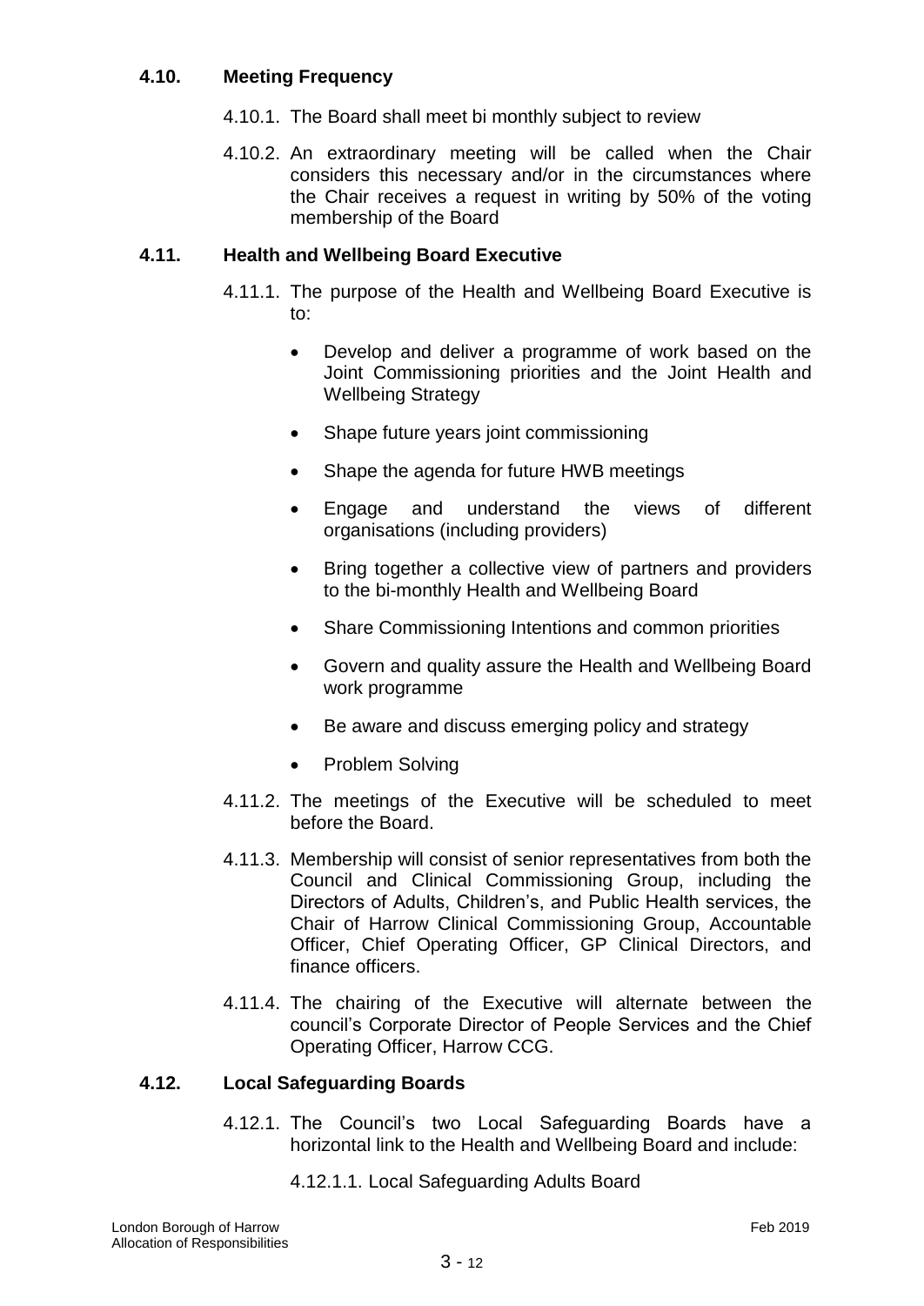### 4.10. Meeting Frequency

4.10.1. The Board shall meet bi monthly subject to review

4.10.2. An extraordinary meeting will be called when the Chair considers this necessary and/or in the circumstances where the Chair receives a request in writing by 50% of the voting membership of the Board

### 4.11. Health and Wellbeing Board Executive

4.11.1. The purpose of the Health and Wellbeing Board Executive is to:

- Develop and deliver a programme of work based on the Joint Commissioning priorities and the Joint Health and Wellbeing Strategy
- Shape future years joint commissioning
- Shape the agenda for future HWB meetings
- Engage and understand the views of different organisations (including providers)
- Bring together a collective view of partners and providers to the bi-monthly Health and Wellbeing Board
- Share Commissioning Intentions and common priorities
- Govern and quality assure the Health and Wellbeing Board work programme
- Be aware and discuss emerging policy and strategy
- Problem Solving

4.11.2. The meetings of the Executive will be scheduled to meet before the Board.

4.11.3. Membership will consist of senior representatives from both the Council and Clinical Commissioning Group, including the Directors of Adults, Children's, and Public Health services, the Chair of Harrow Clinical Commissioning Group, Accountable Officer, Chief Operating Officer, GP Clinical Directors, and finance officers.

4.11.4. The chairing of the Executive will alternate between the council's Corporate Director of People Services and the Chief Operating Officer, Harrow CCG.

### 4.12. Local Safeguarding Boards

4.12.1. The Council's two Local Safeguarding Boards have a horizontal link to the Health and Wellbeing Board and include:

4.12.1.1. Local Safeguarding Adults Board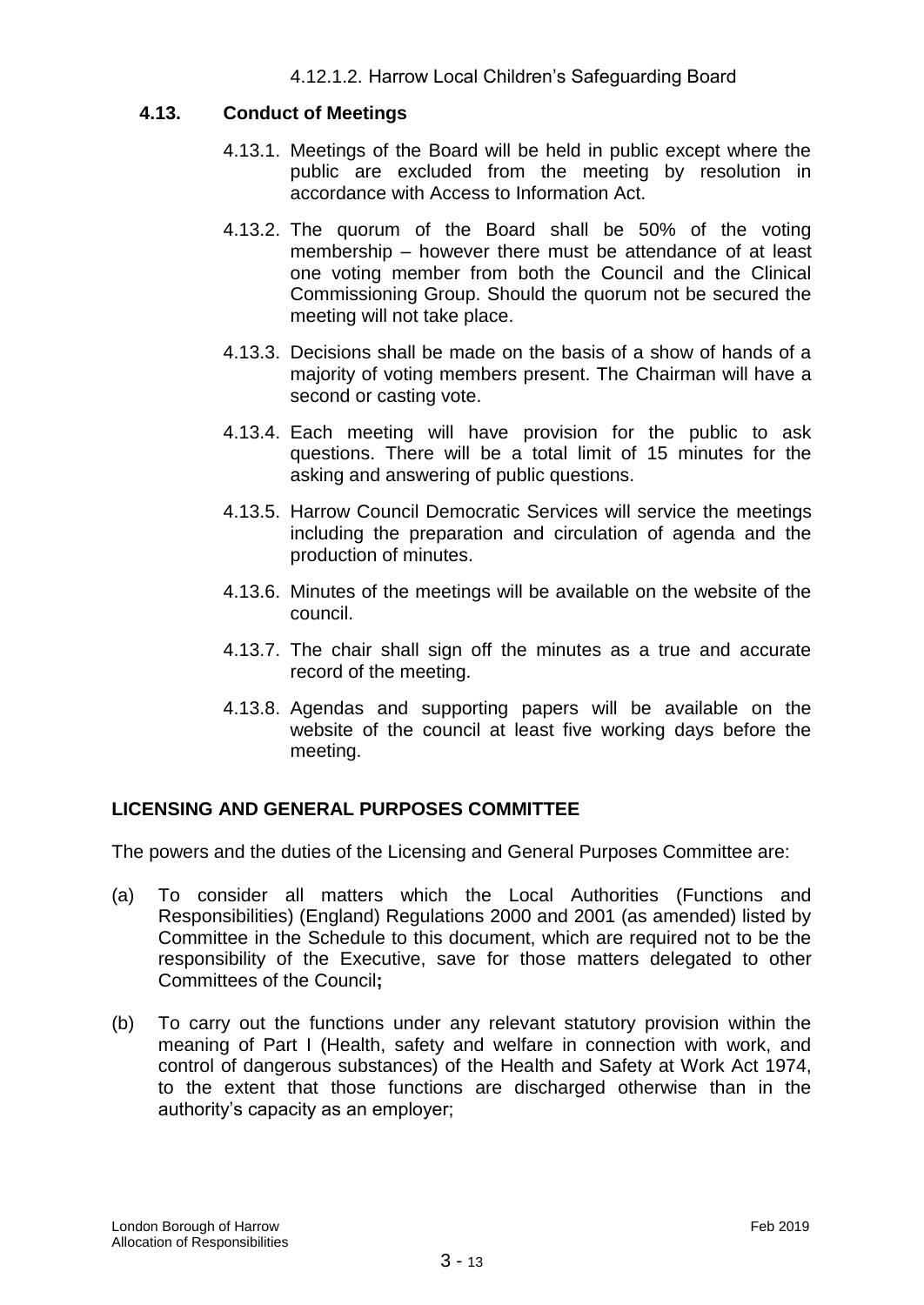4.12.1.2. Harrow Local Children's Safeguarding Board

### 4.13. Conduct of Meetings

4.13.1. Meetings of the Board will be held in public except where the public are excluded from the meeting by resolution in accordance with Access to Information Act.

4.13.2. The quorum of the Board shall be 50% of the voting membership – however there must be attendance of at least one voting member from both the Council and the Clinical Commissioning Group. Should the quorum not be secured the meeting will not take place.

4.13.3. Decisions shall be made on the basis of a show of hands of a majority of voting members present. The Chairman will have a second or casting vote.

4.13.4. Each meeting will have provision for the public to ask questions. There will be a total limit of 15 minutes for the asking and answering of public questions.

4.13.5. Harrow Council Democratic Services will service the meetings including the preparation and circulation of agenda and the production of minutes.

4.13.6. Minutes of the meetings will be available on the website of the council.

4.13.7. The chair shall sign off the minutes as a true and accurate record of the meeting.

4.13.8. Agendas and supporting papers will be available on the website of the council at least five working days before the meeting.

## LICENSING AND GENERAL PURPOSES COMMITTEE

The powers and the duties of the Licensing and General Purposes Committee are:

(a) To consider all matters which the Local Authorities (Functions and Responsibilities) (England) Regulations 2000 and 2001 (as amended) listed by Committee in the Schedule to this document, which are required not to be the responsibility of the Executive, save for those matters delegated to other Committees of the Council**;**

(b) To carry out the functions under any relevant statutory provision within the meaning of Part I (Health, safety and welfare in connection with work, and control of dangerous substances) of the Health and Safety at Work Act 1974, to the extent that those functions are discharged otherwise than in the authority's capacity as an employer;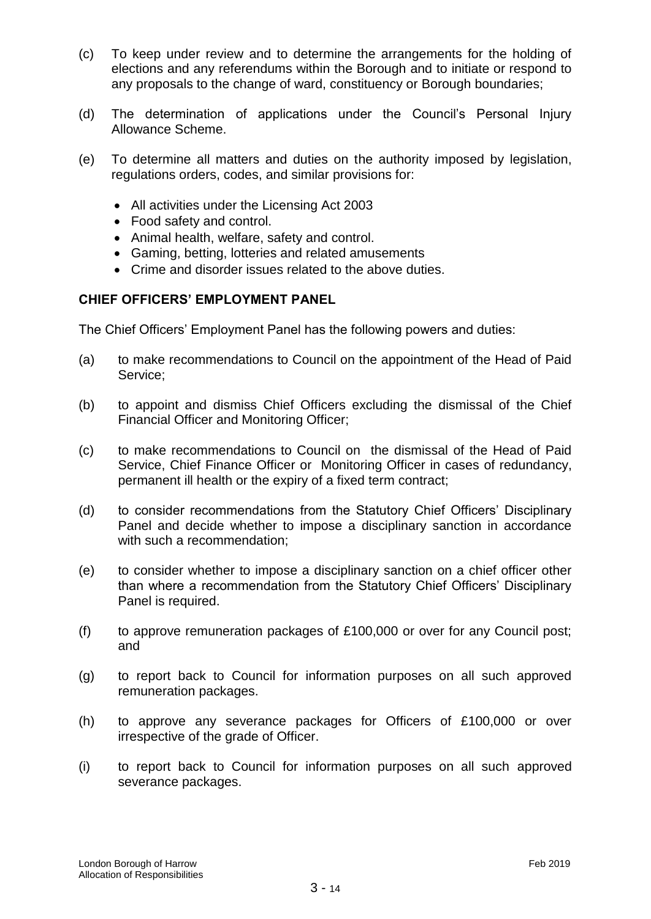(c) To keep under review and to determine the arrangements for the holding of elections and any referendums within the Borough and to initiate or respond to any proposals to the change of ward, constituency or Borough boundaries;

(d) The determination of applications under the Council's Personal Injury Allowance Scheme.

(e) To determine all matters and duties on the authority imposed by legislation, regulations orders, codes, and similar provisions for:

- All activities under the Licensing Act 2003
- Food safety and control.
- Animal health, welfare, safety and control.
- Gaming, betting, lotteries and related amusements
- Crime and disorder issues related to the above duties.

**CHIEF OFFICERS' EMPLOYMENT PANEL**

The Chief Officers' Employment Panel has the following powers and duties:

(a) to make recommendations to Council on the appointment of the Head of Paid Service;

(b) to appoint and dismiss Chief Officers excluding the dismissal of the Chief Financial Officer and Monitoring Officer;

(c) to make recommendations to Council on the dismissal of the Head of Paid Service, Chief Finance Officer or Monitoring Officer in cases of redundancy, permanent ill health or the expiry of a fixed term contract;

(d) to consider recommendations from the Statutory Chief Officers' Disciplinary Panel and decide whether to impose a disciplinary sanction in accordance with such a recommendation;

(e) to consider whether to impose a disciplinary sanction on a chief officer other than where a recommendation from the Statutory Chief Officers' Disciplinary Panel is required.

(f) to approve remuneration packages of £100,000 or over for any Council post; and

(g) to report back to Council for information purposes on all such approved remuneration packages.

(h) to approve any severance packages for Officers of £100,000 or over irrespective of the grade of Officer.

(i) to report back to Council for information purposes on all such approved severance packages.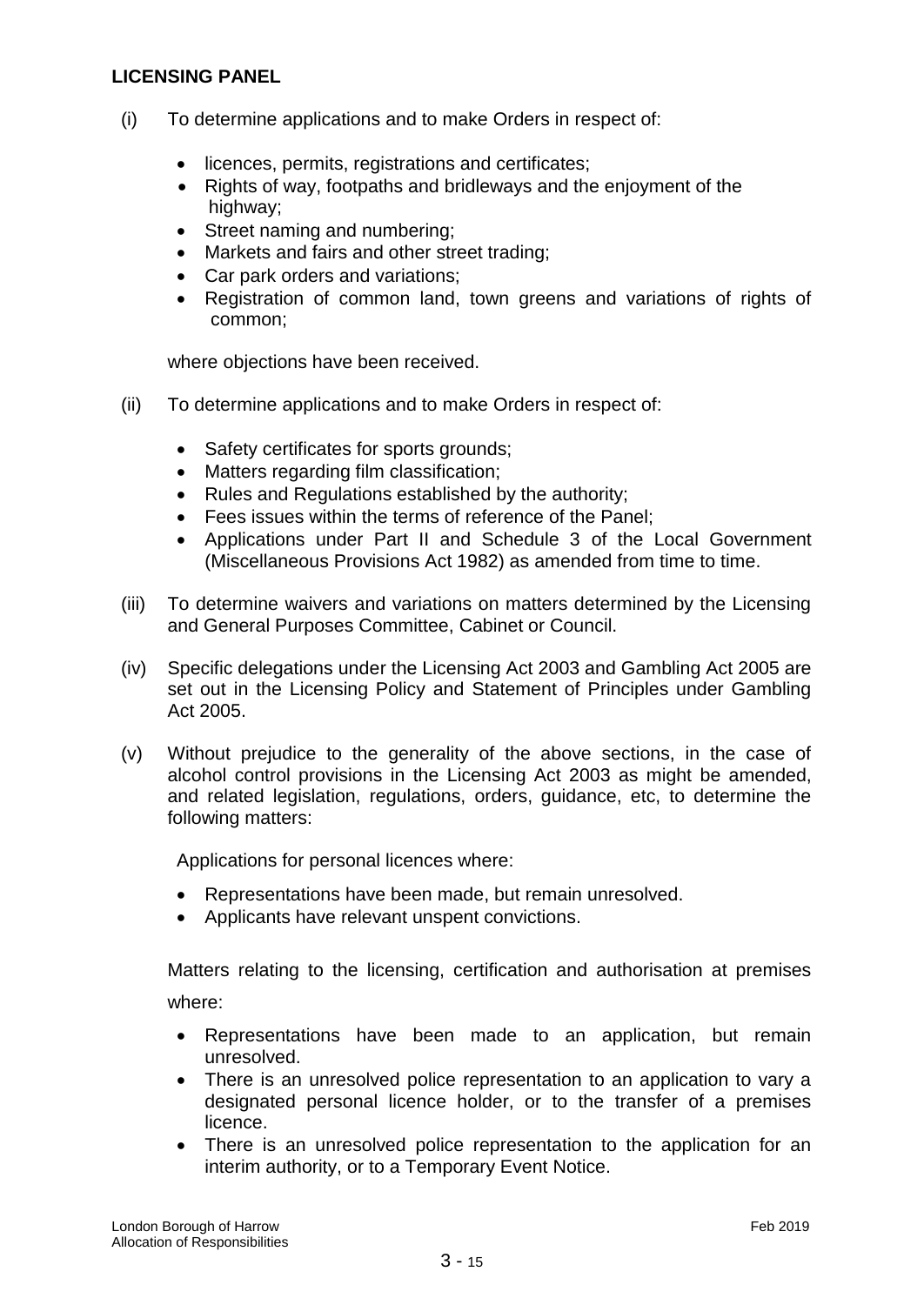**LICENSING PANEL**

(i) To determine applications and to make Orders in respect of:

- licences, permits, registrations and certificates;
- Rights of way, footpaths and bridleways and the enjoyment of the highway;
- Street naming and numbering;
- Markets and fairs and other street trading;
- Car park orders and variations;
- Registration of common land, town greens and variations of rights of common;

where objections have been received.

(ii) To determine applications and to make Orders in respect of:

- Safety certificates for sports grounds;
- Matters regarding film classification;
- Rules and Regulations established by the authority;
- Fees issues within the terms of reference of the Panel;
- Applications under Part II and Schedule 3 of the Local Government (Miscellaneous Provisions Act 1982) as amended from time to time.

(iii) To determine waivers and variations on matters determined by the Licensing and General Purposes Committee, Cabinet or Council.

(iv) Specific delegations under the Licensing Act 2003 and Gambling Act 2005 are set out in the Licensing Policy and Statement of Principles under Gambling Act 2005.

(v) Without prejudice to the generality of the above sections, in the case of alcohol control provisions in the Licensing Act 2003 as might be amended, and related legislation, regulations, orders, guidance, etc, to determine the following matters:

Applications for personal licences where:

- Representations have been made, but remain unresolved.
- Applicants have relevant unspent convictions.

Matters relating to the licensing, certification and authorisation at premises where:

- Representations have been made to an application, but remain unresolved.
- There is an unresolved police representation to an application to vary a designated personal licence holder, or to the transfer of a premises licence.
- There is an unresolved police representation to the application for an interim authority, or to a Temporary Event Notice.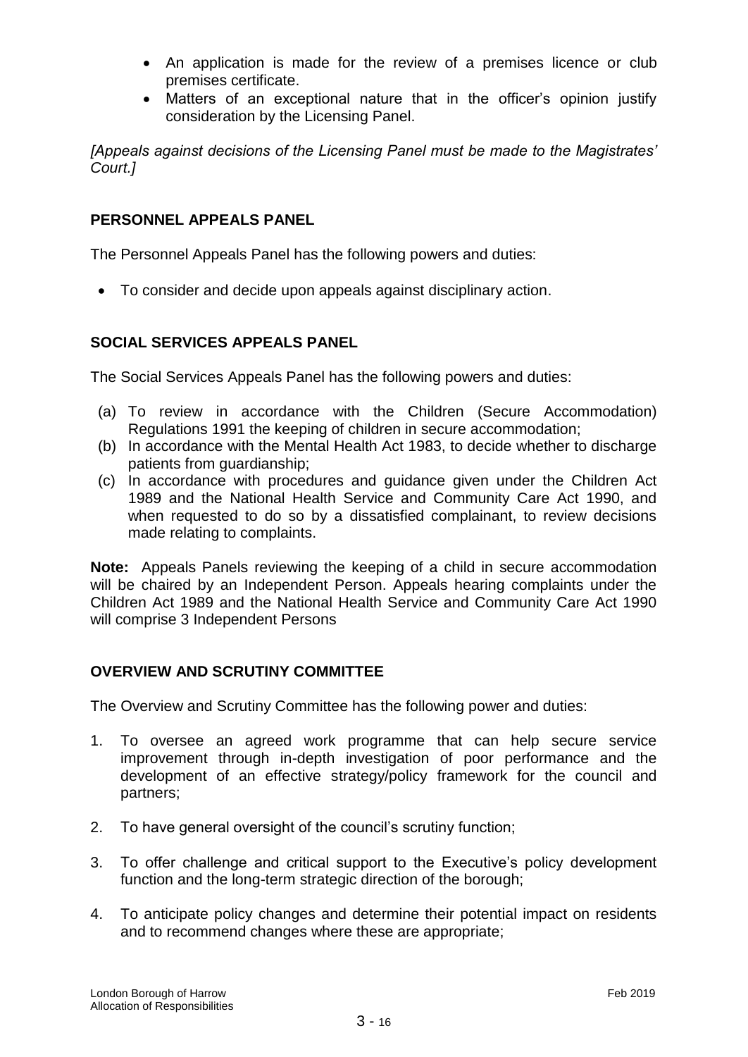- An application is made for the review of a premises licence or club premises certificate.
- Matters of an exceptional nature that in the officer's opinion justify consideration by the Licensing Panel.

*[Appeals against decisions of the Licensing Panel must be made to the Magistrates' Court.]*

## PERSONNEL APPEALS PANEL

The Personnel Appeals Panel has the following powers and duties:

- To consider and decide upon appeals against disciplinary action.

## SOCIAL SERVICES APPEALS PANEL

The Social Services Appeals Panel has the following powers and duties:

(a) To review in accordance with the Children (Secure Accommodation) Regulations 1991 the keeping of children in secure accommodation;
(b) In accordance with the Mental Health Act 1983, to decide whether to discharge patients from guardianship;
(c) In accordance with procedures and guidance given under the Children Act 1989 and the National Health Service and Community Care Act 1990, and when requested to do so by a dissatisfied complainant, to review decisions made relating to complaints.

**Note:** Appeals Panels reviewing the keeping of a child in secure accommodation will be chaired by an Independent Person. Appeals hearing complaints under the Children Act 1989 and the National Health Service and Community Care Act 1990 will comprise 3 Independent Persons

## OVERVIEW AND SCRUTINY COMMITTEE

The Overview and Scrutiny Committee has the following power and duties:

1. To oversee an agreed work programme that can help secure service improvement through in-depth investigation of poor performance and the development of an effective strategy/policy framework for the council and partners;

2. To have general oversight of the council's scrutiny function;

3. To offer challenge and critical support to the Executive's policy development function and the long-term strategic direction of the borough;

4. To anticipate policy changes and determine their potential impact on residents and to recommend changes where these are appropriate;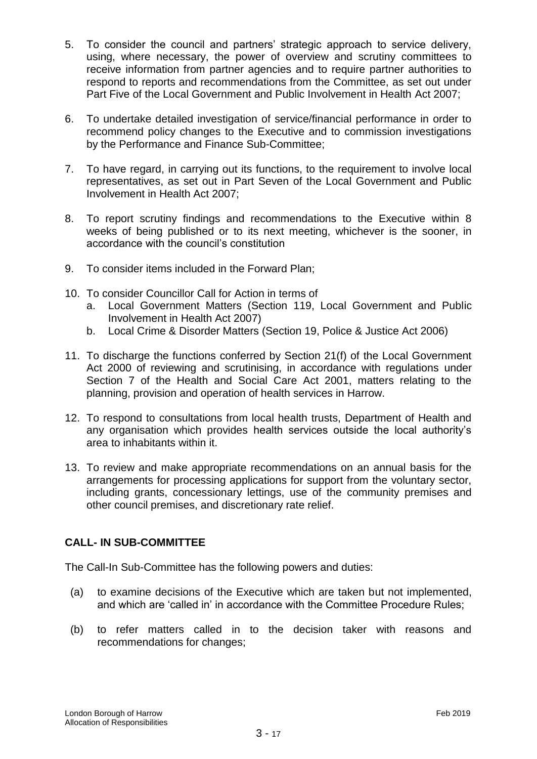5. To consider the council and partners' strategic approach to service delivery, using, where necessary, the power of overview and scrutiny committees to receive information from partner agencies and to require partner authorities to respond to reports and recommendations from the Committee, as set out under Part Five of the Local Government and Public Involvement in Health Act 2007;

6. To undertake detailed investigation of service/financial performance in order to recommend policy changes to the Executive and to commission investigations by the Performance and Finance Sub-Committee;

7. To have regard, in carrying out its functions, to the requirement to involve local representatives, as set out in Part Seven of the Local Government and Public Involvement in Health Act 2007;

8. To report scrutiny findings and recommendations to the Executive within 8 weeks of being published or to its next meeting, whichever is the sooner, in accordance with the council's constitution

9. To consider items included in the Forward Plan;

10. To consider Councillor Call for Action in terms of
    a. Local Government Matters (Section 119, Local Government and Public Involvement in Health Act 2007)
    b. Local Crime & Disorder Matters (Section 19, Police & Justice Act 2006)

11. To discharge the functions conferred by Section 21(f) of the Local Government Act 2000 of reviewing and scrutinising, in accordance with regulations under Section 7 of the Health and Social Care Act 2001, matters relating to the planning, provision and operation of health services in Harrow.

12. To respond to consultations from local health trusts, Department of Health and any organisation which provides health services outside the local authority's area to inhabitants within it.

13. To review and make appropriate recommendations on an annual basis for the arrangements for processing applications for support from the voluntary sector, including grants, concessionary lettings, use of the community premises and other council premises, and discretionary rate relief.

## CALL- IN SUB-COMMITTEE

The Call-In Sub-Committee has the following powers and duties:

(a) to examine decisions of the Executive which are taken but not implemented, and which are 'called in' in accordance with the Committee Procedure Rules;

(b) to refer matters called in to the decision taker with reasons and recommendations for changes;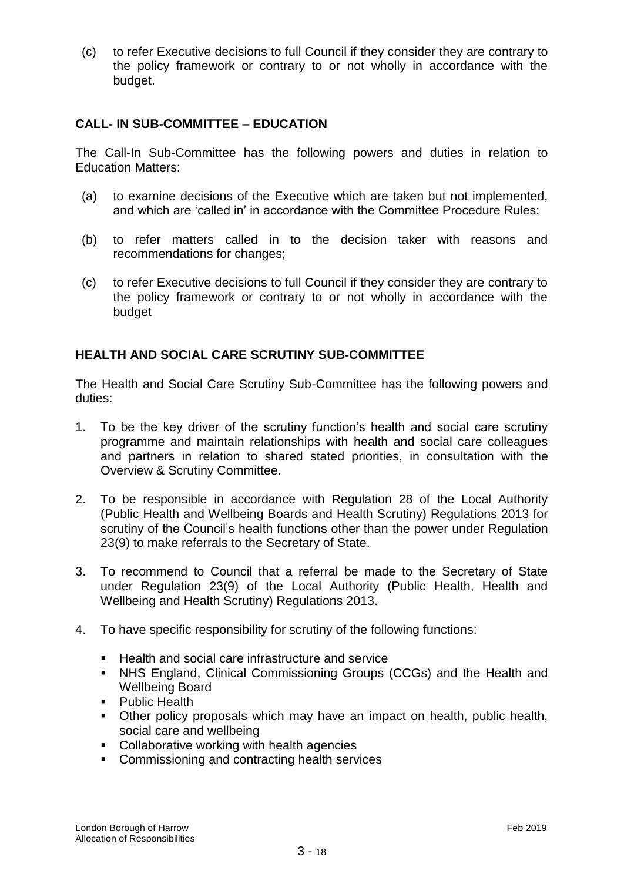(c) to refer Executive decisions to full Council if they consider they are contrary to the policy framework or contrary to or not wholly in accordance with the budget.

**CALL- IN SUB-COMMITTEE – EDUCATION**

The Call-In Sub-Committee has the following powers and duties in relation to Education Matters:

(a) to examine decisions of the Executive which are taken but not implemented, and which are 'called in' in accordance with the Committee Procedure Rules;

(b) to refer matters called in to the decision taker with reasons and recommendations for changes;

(c) to refer Executive decisions to full Council if they consider they are contrary to the policy framework or contrary to or not wholly in accordance with the budget

**HEALTH AND SOCIAL CARE SCRUTINY SUB-COMMITTEE**

The Health and Social Care Scrutiny Sub-Committee has the following powers and duties:

1. To be the key driver of the scrutiny function's health and social care scrutiny programme and maintain relationships with health and social care colleagues and partners in relation to shared stated priorities, in consultation with the Overview & Scrutiny Committee.

2. To be responsible in accordance with Regulation 28 of the Local Authority (Public Health and Wellbeing Boards and Health Scrutiny) Regulations 2013 for scrutiny of the Council's health functions other than the power under Regulation 23(9) to make referrals to the Secretary of State.

3. To recommend to Council that a referral be made to the Secretary of State under Regulation 23(9) of the Local Authority (Public Health, Health and Wellbeing and Health Scrutiny) Regulations 2013.

4. To have specific responsibility for scrutiny of the following functions:

   - Health and social care infrastructure and service
   - NHS England, Clinical Commissioning Groups (CCGs) and the Health and Wellbeing Board
   - Public Health
   - Other policy proposals which may have an impact on health, public health, social care and wellbeing
   - Collaborative working with health agencies
   - Commissioning and contracting health services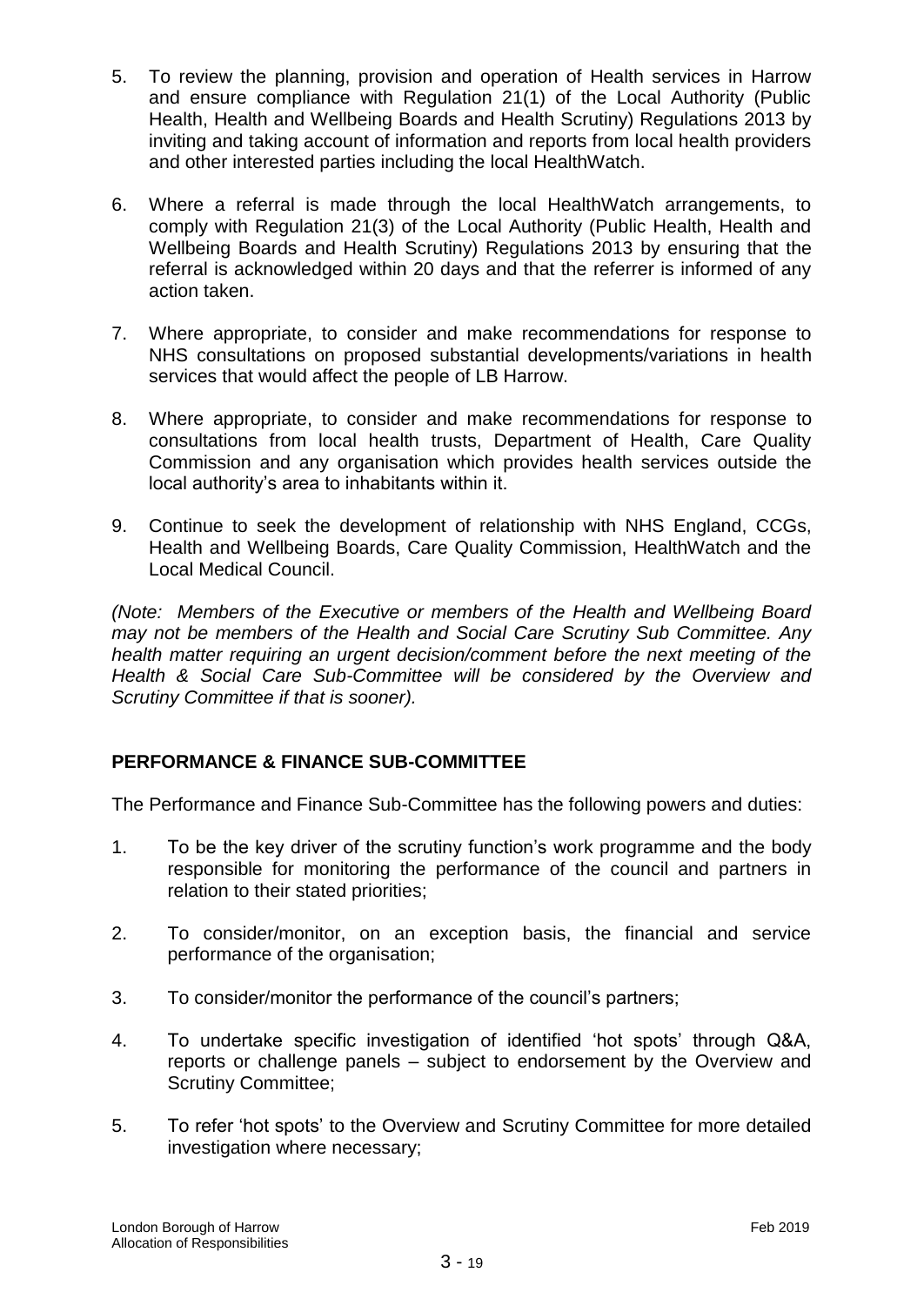5. To review the planning, provision and operation of Health services in Harrow and ensure compliance with Regulation 21(1) of the Local Authority (Public Health, Health and Wellbeing Boards and Health Scrutiny) Regulations 2013 by inviting and taking account of information and reports from local health providers and other interested parties including the local HealthWatch.

6. Where a referral is made through the local HealthWatch arrangements, to comply with Regulation 21(3) of the Local Authority (Public Health, Health and Wellbeing Boards and Health Scrutiny) Regulations 2013 by ensuring that the referral is acknowledged within 20 days and that the referrer is informed of any action taken.

7. Where appropriate, to consider and make recommendations for response to NHS consultations on proposed substantial developments/variations in health services that would affect the people of LB Harrow.

8. Where appropriate, to consider and make recommendations for response to consultations from local health trusts, Department of Health, Care Quality Commission and any organisation which provides health services outside the local authority's area to inhabitants within it.

9. Continue to seek the development of relationship with NHS England, CCGs, Health and Wellbeing Boards, Care Quality Commission, HealthWatch and the Local Medical Council.

*(Note: Members of the Executive or members of the Health and Wellbeing Board may not be members of the Health and Social Care Scrutiny Sub Committee. Any health matter requiring an urgent decision/comment before the next meeting of the Health & Social Care Sub-Committee will be considered by the Overview and Scrutiny Committee if that is sooner).*

## PERFORMANCE & FINANCE SUB-COMMITTEE

The Performance and Finance Sub-Committee has the following powers and duties:

1. To be the key driver of the scrutiny function's work programme and the body responsible for monitoring the performance of the council and partners in relation to their stated priorities;

2. To consider/monitor, on an exception basis, the financial and service performance of the organisation;

3. To consider/monitor the performance of the council's partners;

4. To undertake specific investigation of identified 'hot spots' through Q&A, reports or challenge panels – subject to endorsement by the Overview and Scrutiny Committee;

5. To refer 'hot spots' to the Overview and Scrutiny Committee for more detailed investigation where necessary;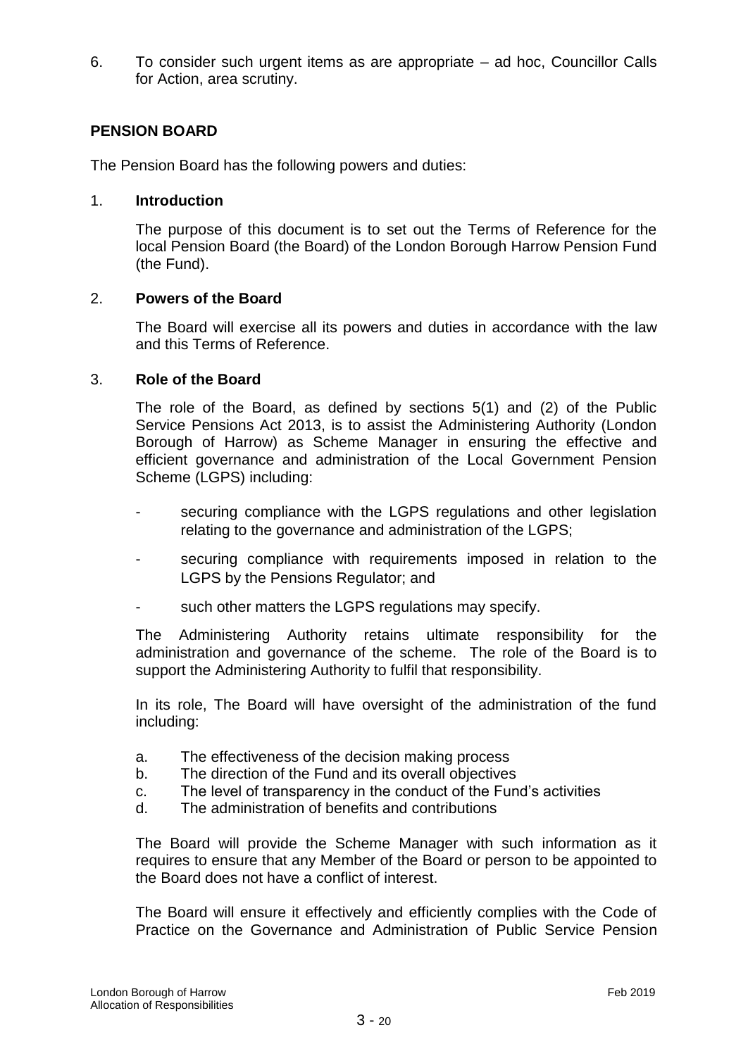6. To consider such urgent items as are appropriate – ad hoc, Councillor Calls for Action, area scrutiny.

## PENSION BOARD

The Pension Board has the following powers and duties:

1. **Introduction**

   The purpose of this document is to set out the Terms of Reference for the local Pension Board (the Board) of the London Borough Harrow Pension Fund (the Fund).

2. **Powers of the Board**

   The Board will exercise all its powers and duties in accordance with the law and this Terms of Reference.

3. **Role of the Board**

   The role of the Board, as defined by sections 5(1) and (2) of the Public Service Pensions Act 2013, is to assist the Administering Authority (London Borough of Harrow) as Scheme Manager in ensuring the effective and efficient governance and administration of the Local Government Pension Scheme (LGPS) including:

   - securing compliance with the LGPS regulations and other legislation relating to the governance and administration of the LGPS;
   - securing compliance with requirements imposed in relation to the LGPS by the Pensions Regulator; and
   - such other matters the LGPS regulations may specify.

   The Administering Authority retains ultimate responsibility for the administration and governance of the scheme. The role of the Board is to support the Administering Authority to fulfil that responsibility.

   In its role, The Board will have oversight of the administration of the fund including:

   a. The effectiveness of the decision making process
   b. The direction of the Fund and its overall objectives
   c. The level of transparency in the conduct of the Fund's activities
   d. The administration of benefits and contributions

   The Board will provide the Scheme Manager with such information as it requires to ensure that any Member of the Board or person to be appointed to the Board does not have a conflict of interest.

   The Board will ensure it effectively and efficiently complies with the Code of Practice on the Governance and Administration of Public Service Pension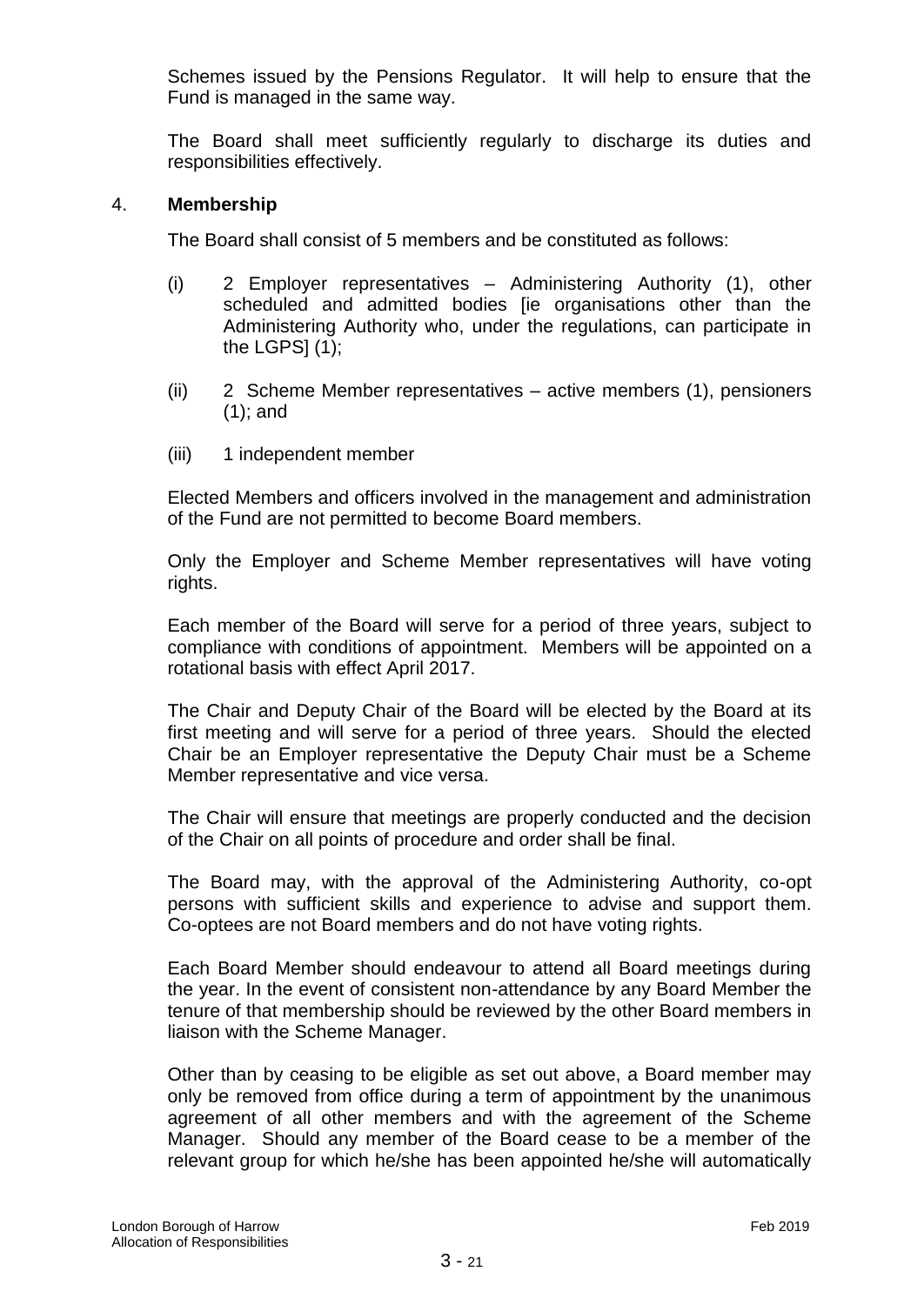Schemes issued by the Pensions Regulator. It will help to ensure that the Fund is managed in the same way.

The Board shall meet sufficiently regularly to discharge its duties and responsibilities effectively.

4. **Membership**

The Board shall consist of 5 members and be constituted as follows:

(i) 2 Employer representatives – Administering Authority (1), other scheduled and admitted bodies [ie organisations other than the Administering Authority who, under the regulations, can participate in the LGPS] (1);

(ii) 2 Scheme Member representatives – active members (1), pensioners (1); and

(iii) 1 independent member

Elected Members and officers involved in the management and administration of the Fund are not permitted to become Board members.

Only the Employer and Scheme Member representatives will have voting rights.

Each member of the Board will serve for a period of three years, subject to compliance with conditions of appointment. Members will be appointed on a rotational basis with effect April 2017.

The Chair and Deputy Chair of the Board will be elected by the Board at its first meeting and will serve for a period of three years. Should the elected Chair be an Employer representative the Deputy Chair must be a Scheme Member representative and vice versa.

The Chair will ensure that meetings are properly conducted and the decision of the Chair on all points of procedure and order shall be final.

The Board may, with the approval of the Administering Authority, co-opt persons with sufficient skills and experience to advise and support them. Co-optees are not Board members and do not have voting rights.

Each Board Member should endeavour to attend all Board meetings during the year. In the event of consistent non-attendance by any Board Member the tenure of that membership should be reviewed by the other Board members in liaison with the Scheme Manager.

Other than by ceasing to be eligible as set out above, a Board member may only be removed from office during a term of appointment by the unanimous agreement of all other members and with the agreement of the Scheme Manager. Should any member of the Board cease to be a member of the relevant group for which he/she has been appointed he/she will automatically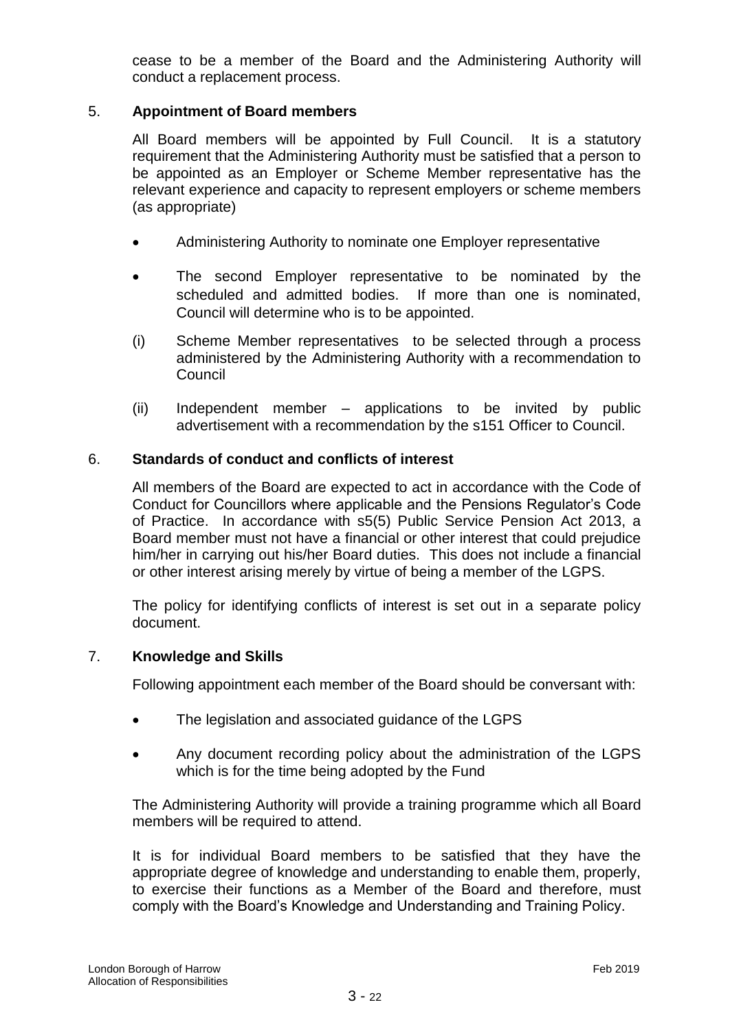cease to be a member of the Board and the Administering Authority will conduct a replacement process.

## 5. **Appointment of Board members**

All Board members will be appointed by Full Council. It is a statutory requirement that the Administering Authority must be satisfied that a person to be appointed as an Employer or Scheme Member representative has the relevant experience and capacity to represent employers or scheme members (as appropriate)

- Administering Authority to nominate one Employer representative
- The second Employer representative to be nominated by the scheduled and admitted bodies. If more than one is nominated, Council will determine who is to be appointed.

(i) Scheme Member representatives to be selected through a process administered by the Administering Authority with a recommendation to Council

(ii) Independent member – applications to be invited by public advertisement with a recommendation by the s151 Officer to Council.

## 6. **Standards of conduct and conflicts of interest**

All members of the Board are expected to act in accordance with the Code of Conduct for Councillors where applicable and the Pensions Regulator's Code of Practice. In accordance with s5(5) Public Service Pension Act 2013, a Board member must not have a financial or other interest that could prejudice him/her in carrying out his/her Board duties. This does not include a financial or other interest arising merely by virtue of being a member of the LGPS.

The policy for identifying conflicts of interest is set out in a separate policy document.

## 7. **Knowledge and Skills**

Following appointment each member of the Board should be conversant with:

- The legislation and associated guidance of the LGPS
- Any document recording policy about the administration of the LGPS which is for the time being adopted by the Fund

The Administering Authority will provide a training programme which all Board members will be required to attend.

It is for individual Board members to be satisfied that they have the appropriate degree of knowledge and understanding to enable them, properly, to exercise their functions as a Member of the Board and therefore, must comply with the Board's Knowledge and Understanding and Training Policy.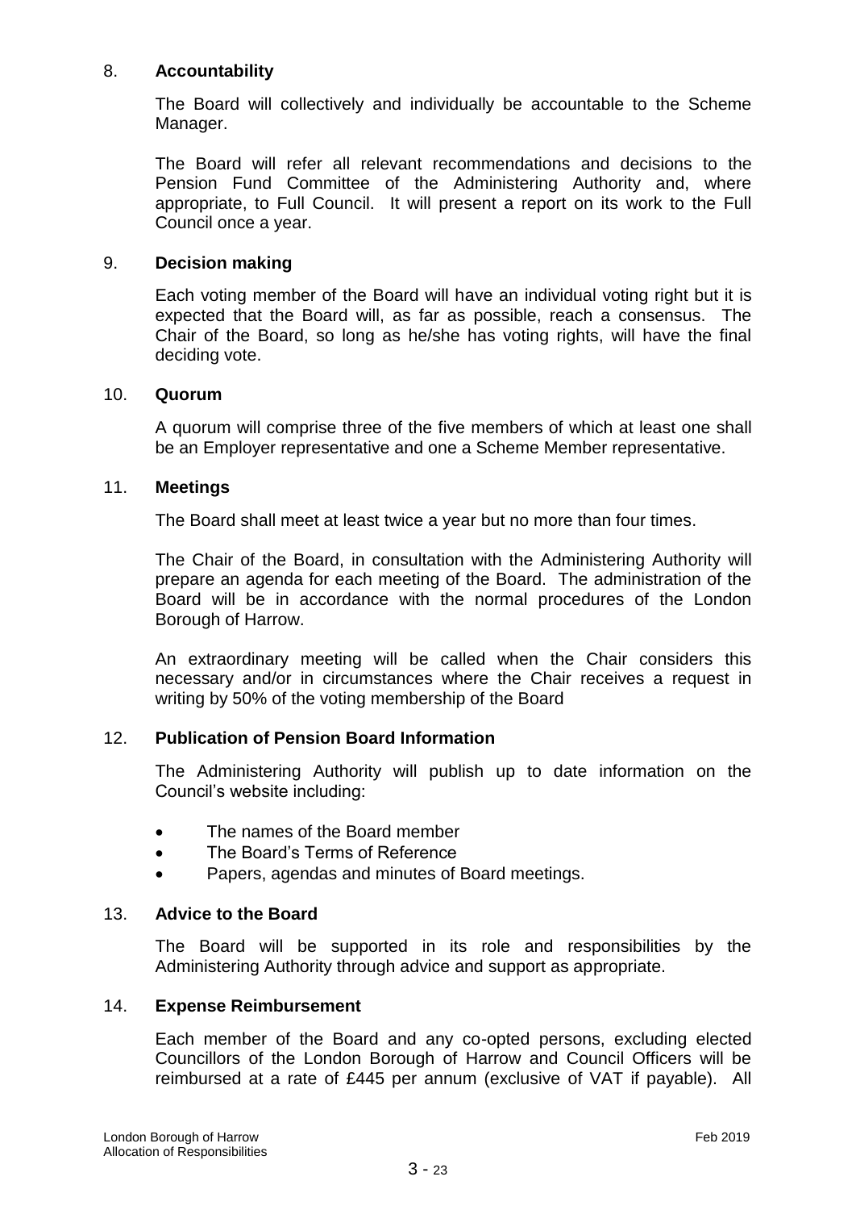## 8. Accountability

The Board will collectively and individually be accountable to the Scheme Manager.

The Board will refer all relevant recommendations and decisions to the Pension Fund Committee of the Administering Authority and, where appropriate, to Full Council. It will present a report on its work to the Full Council once a year.

## 9. Decision making

Each voting member of the Board will have an individual voting right but it is expected that the Board will, as far as possible, reach a consensus. The Chair of the Board, so long as he/she has voting rights, will have the final deciding vote.

## 10. Quorum

A quorum will comprise three of the five members of which at least one shall be an Employer representative and one a Scheme Member representative.

## 11. Meetings

The Board shall meet at least twice a year but no more than four times.

The Chair of the Board, in consultation with the Administering Authority will prepare an agenda for each meeting of the Board. The administration of the Board will be in accordance with the normal procedures of the London Borough of Harrow.

An extraordinary meeting will be called when the Chair considers this necessary and/or in circumstances where the Chair receives a request in writing by 50% of the voting membership of the Board

## 12. Publication of Pension Board Information

The Administering Authority will publish up to date information on the Council's website including:

- The names of the Board member
- The Board's Terms of Reference
- Papers, agendas and minutes of Board meetings.

## 13. Advice to the Board

The Board will be supported in its role and responsibilities by the Administering Authority through advice and support as appropriate.

## 14. Expense Reimbursement

Each member of the Board and any co-opted persons, excluding elected Councillors of the London Borough of Harrow and Council Officers will be reimbursed at a rate of £445 per annum (exclusive of VAT if payable). All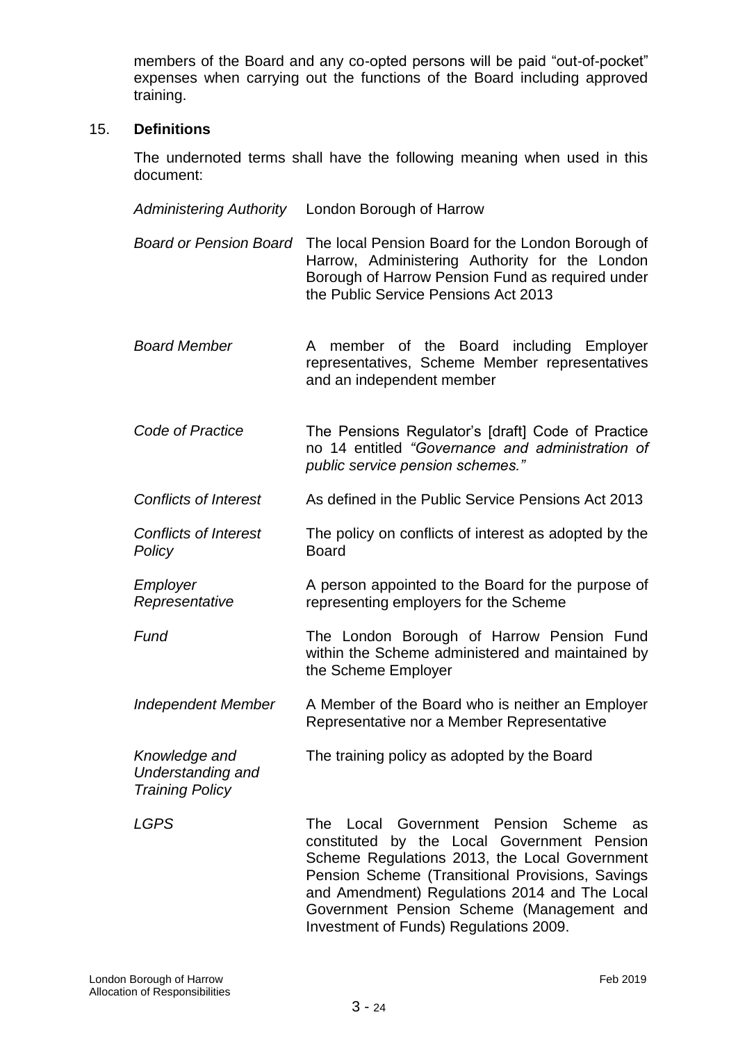members of the Board and any co-opted persons will be paid "out-of-pocket" expenses when carrying out the functions of the Board including approved training.

15. **Definitions**

The undernoted terms shall have the following meaning when used in this document:

| | |
|---|---|
| *Administering Authority* | London Borough of Harrow |
| *Board or Pension Board* | The local Pension Board for the London Borough of Harrow, Administering Authority for the London Borough of Harrow Pension Fund as required under the Public Service Pensions Act 2013 |
| *Board Member* | A member of the Board including Employer representatives, Scheme Member representatives and an independent member |
| *Code of Practice* | The Pensions Regulator's [draft] Code of Practice no 14 entitled *"Governance and administration of public service pension schemes."* |
| *Conflicts of Interest* | As defined in the Public Service Pensions Act 2013 |
| *Conflicts of Interest Policy* | The policy on conflicts of interest as adopted by the Board |
| *Employer Representative* | A person appointed to the Board for the purpose of representing employers for the Scheme |
| *Fund* | The London Borough of Harrow Pension Fund within the Scheme administered and maintained by the Scheme Employer |
| *Independent Member* | A Member of the Board who is neither an Employer Representative nor a Member Representative |
| *Knowledge and Understanding and Training Policy* | The training policy as adopted by the Board |
| *LGPS* | The Local Government Pension Scheme as constituted by the Local Government Pension Scheme Regulations 2013, the Local Government Pension Scheme (Transitional Provisions, Savings and Amendment) Regulations 2014 and The Local Government Pension Scheme (Management and Investment of Funds) Regulations 2009. |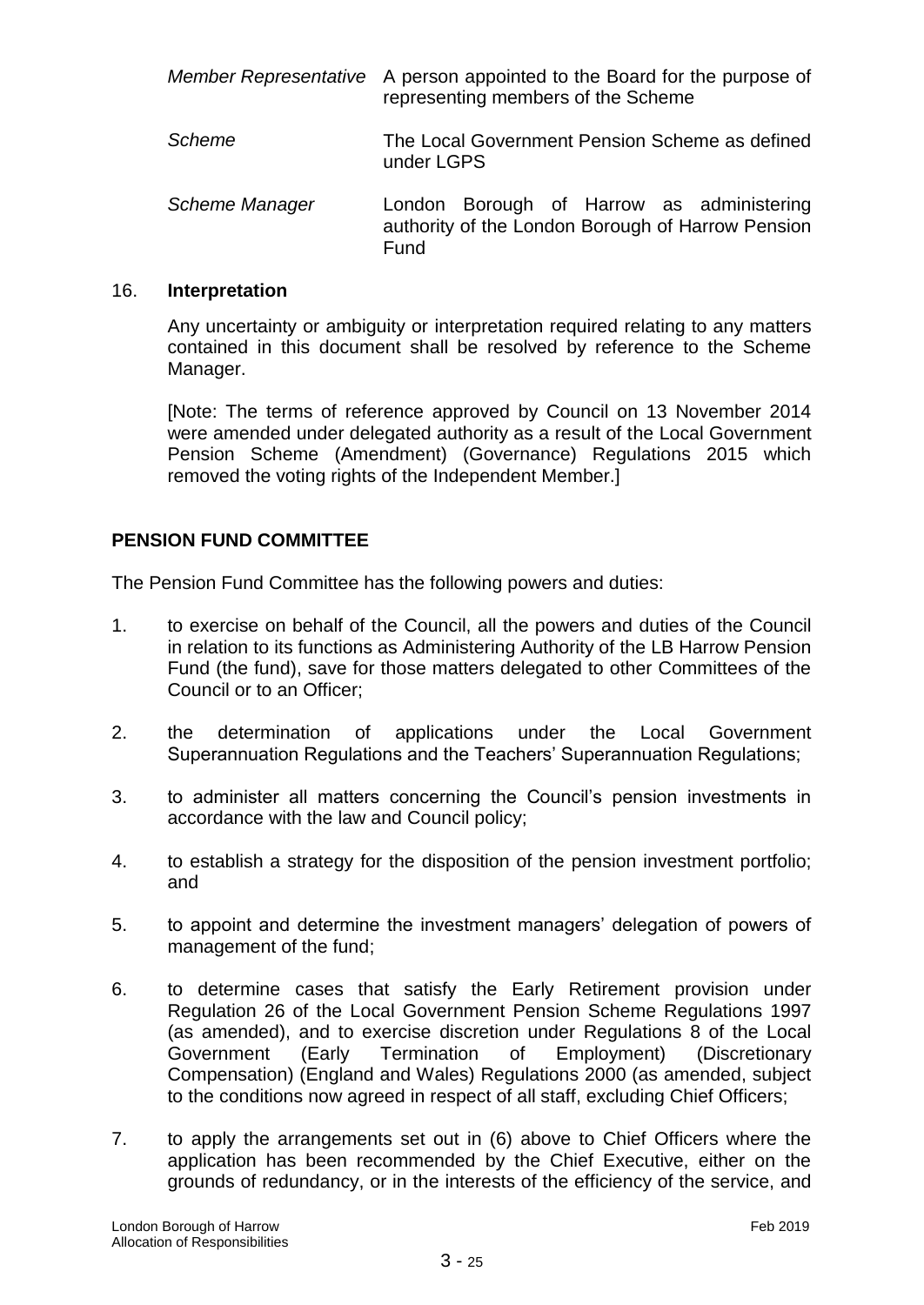| | |
|---|---|
| *Member Representative* | A person appointed to the Board for the purpose of representing members of the Scheme |
| *Scheme* | The Local Government Pension Scheme as defined under LGPS |
| *Scheme Manager* | London Borough of Harrow as administering authority of the London Borough of Harrow Pension Fund |

16. **Interpretation**

Any uncertainty or ambiguity or interpretation required relating to any matters contained in this document shall be resolved by reference to the Scheme Manager.

[Note: The terms of reference approved by Council on 13 November 2014 were amended under delegated authority as a result of the Local Government Pension Scheme (Amendment) (Governance) Regulations 2015 which removed the voting rights of the Independent Member.]

**PENSION FUND COMMITTEE**

The Pension Fund Committee has the following powers and duties:

1. to exercise on behalf of the Council, all the powers and duties of the Council in relation to its functions as Administering Authority of the LB Harrow Pension Fund (the fund), save for those matters delegated to other Committees of the Council or to an Officer;

2. the determination of applications under the Local Government Superannuation Regulations and the Teachers' Superannuation Regulations;

3. to administer all matters concerning the Council's pension investments in accordance with the law and Council policy;

4. to establish a strategy for the disposition of the pension investment portfolio; and

5. to appoint and determine the investment managers' delegation of powers of management of the fund;

6. to determine cases that satisfy the Early Retirement provision under Regulation 26 of the Local Government Pension Scheme Regulations 1997 (as amended), and to exercise discretion under Regulations 8 of the Local Government (Early Termination of Employment) (Discretionary Compensation) (England and Wales) Regulations 2000 (as amended, subject to the conditions now agreed in respect of all staff, excluding Chief Officers;

7. to apply the arrangements set out in (6) above to Chief Officers where the application has been recommended by the Chief Executive, either on the grounds of redundancy, or in the interests of the efficiency of the service, and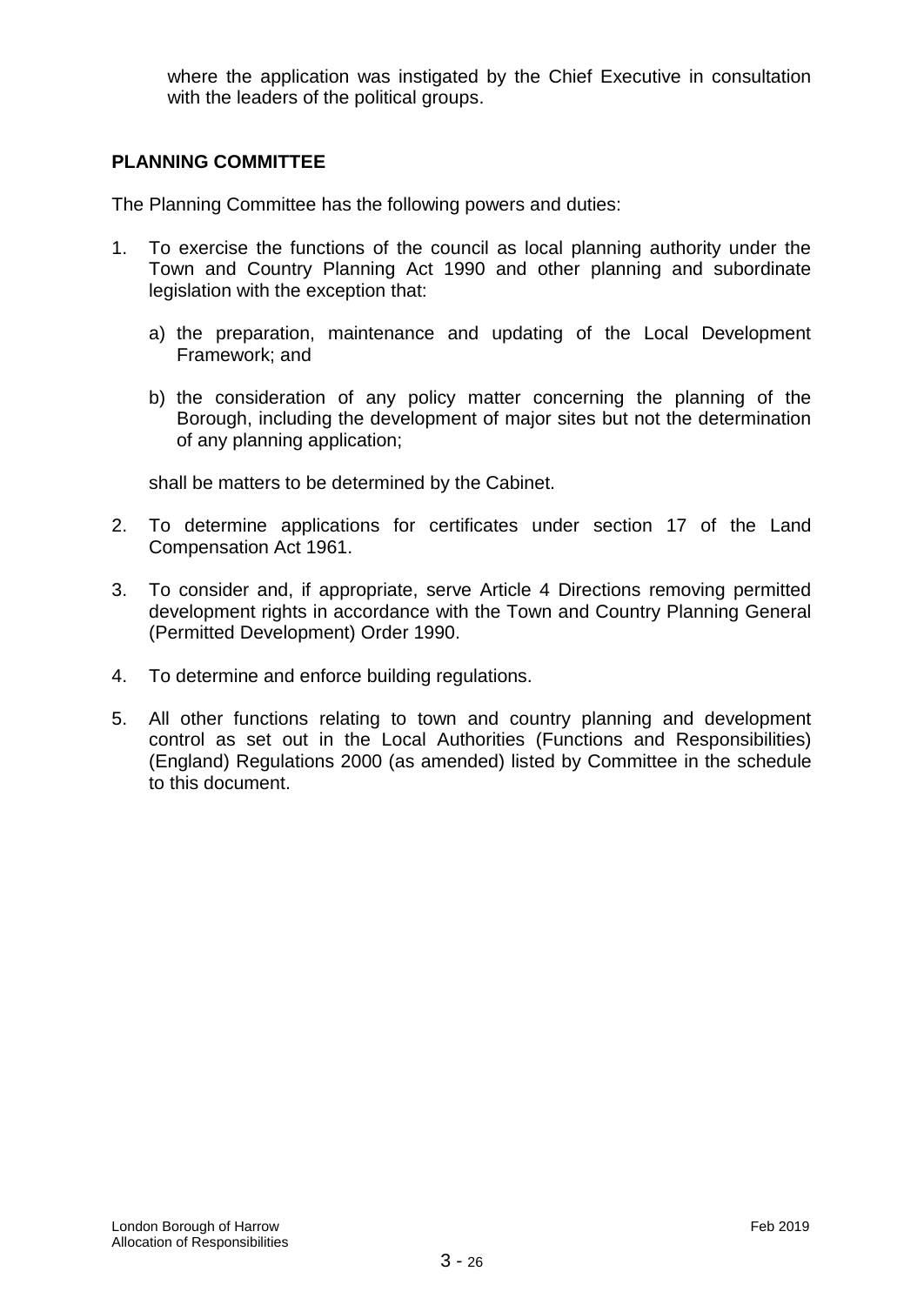where the application was instigated by the Chief Executive in consultation with the leaders of the political groups.

**PLANNING COMMITTEE**

The Planning Committee has the following powers and duties:

1. To exercise the functions of the council as local planning authority under the Town and Country Planning Act 1990 and other planning and subordinate legislation with the exception that:

   a) the preparation, maintenance and updating of the Local Development Framework; and

   b) the consideration of any policy matter concerning the planning of the Borough, including the development of major sites but not the determination of any planning application;

   shall be matters to be determined by the Cabinet.

2. To determine applications for certificates under section 17 of the Land Compensation Act 1961.

3. To consider and, if appropriate, serve Article 4 Directions removing permitted development rights in accordance with the Town and Country Planning General (Permitted Development) Order 1990.

4. To determine and enforce building regulations.

5. All other functions relating to town and country planning and development control as set out in the Local Authorities (Functions and Responsibilities) (England) Regulations 2000 (as amended) listed by Committee in the schedule to this document.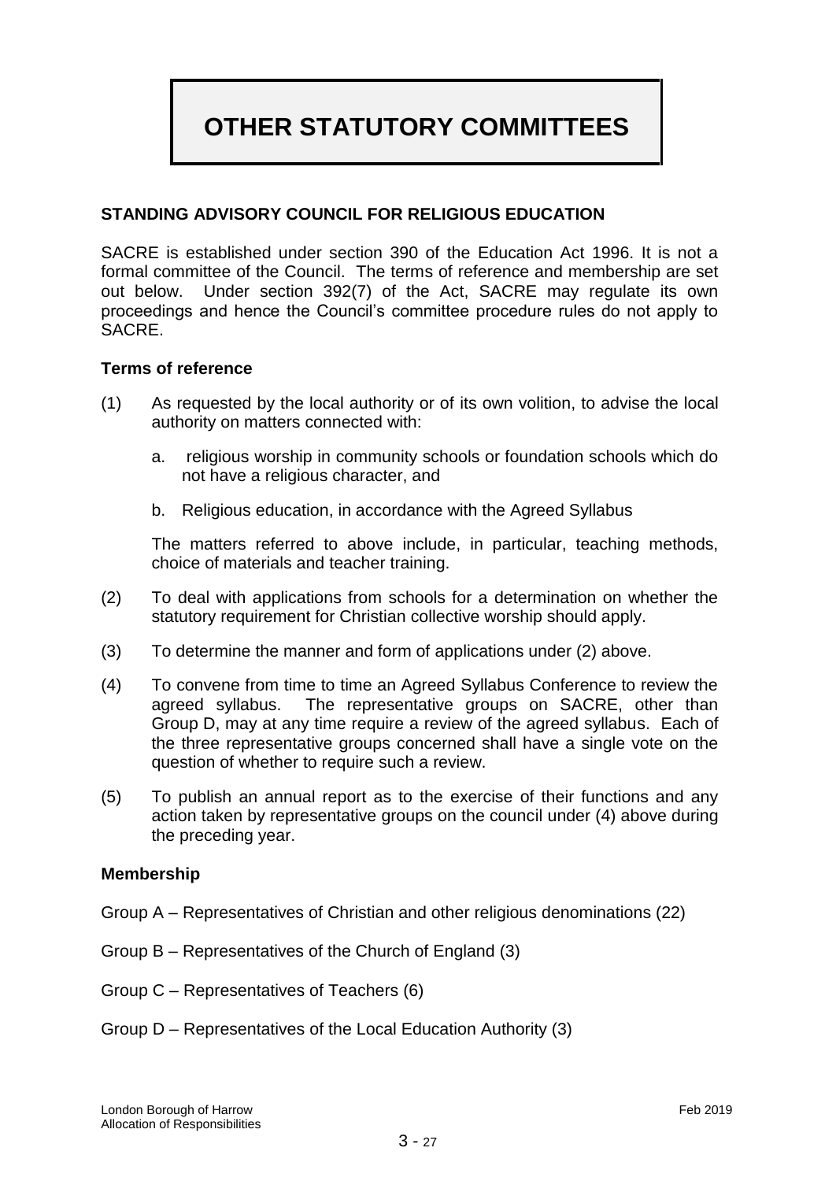# OTHER STATUTORY COMMITTEES

## STANDING ADVISORY COUNCIL FOR RELIGIOUS EDUCATION

SACRE is established under section 390 of the Education Act 1996. It is not a formal committee of the Council. The terms of reference and membership are set out below. Under section 392(7) of the Act, SACRE may regulate its own proceedings and hence the Council's committee procedure rules do not apply to SACRE.

### Terms of reference

(1) As requested by the local authority or of its own volition, to advise the local authority on matters connected with:

  a. religious worship in community schools or foundation schools which do not have a religious character, and

  b. Religious education, in accordance with the Agreed Syllabus

  The matters referred to above include, in particular, teaching methods, choice of materials and teacher training.

(2) To deal with applications from schools for a determination on whether the statutory requirement for Christian collective worship should apply.

(3) To determine the manner and form of applications under (2) above.

(4) To convene from time to time an Agreed Syllabus Conference to review the agreed syllabus. The representative groups on SACRE, other than Group D, may at any time require a review of the agreed syllabus. Each of the three representative groups concerned shall have a single vote on the question of whether to require such a review.

(5) To publish an annual report as to the exercise of their functions and any action taken by representative groups on the council under (4) above during the preceding year.

### Membership

Group A – Representatives of Christian and other religious denominations (22)

Group B – Representatives of the Church of England (3)

Group C – Representatives of Teachers (6)

Group D – Representatives of the Local Education Authority (3)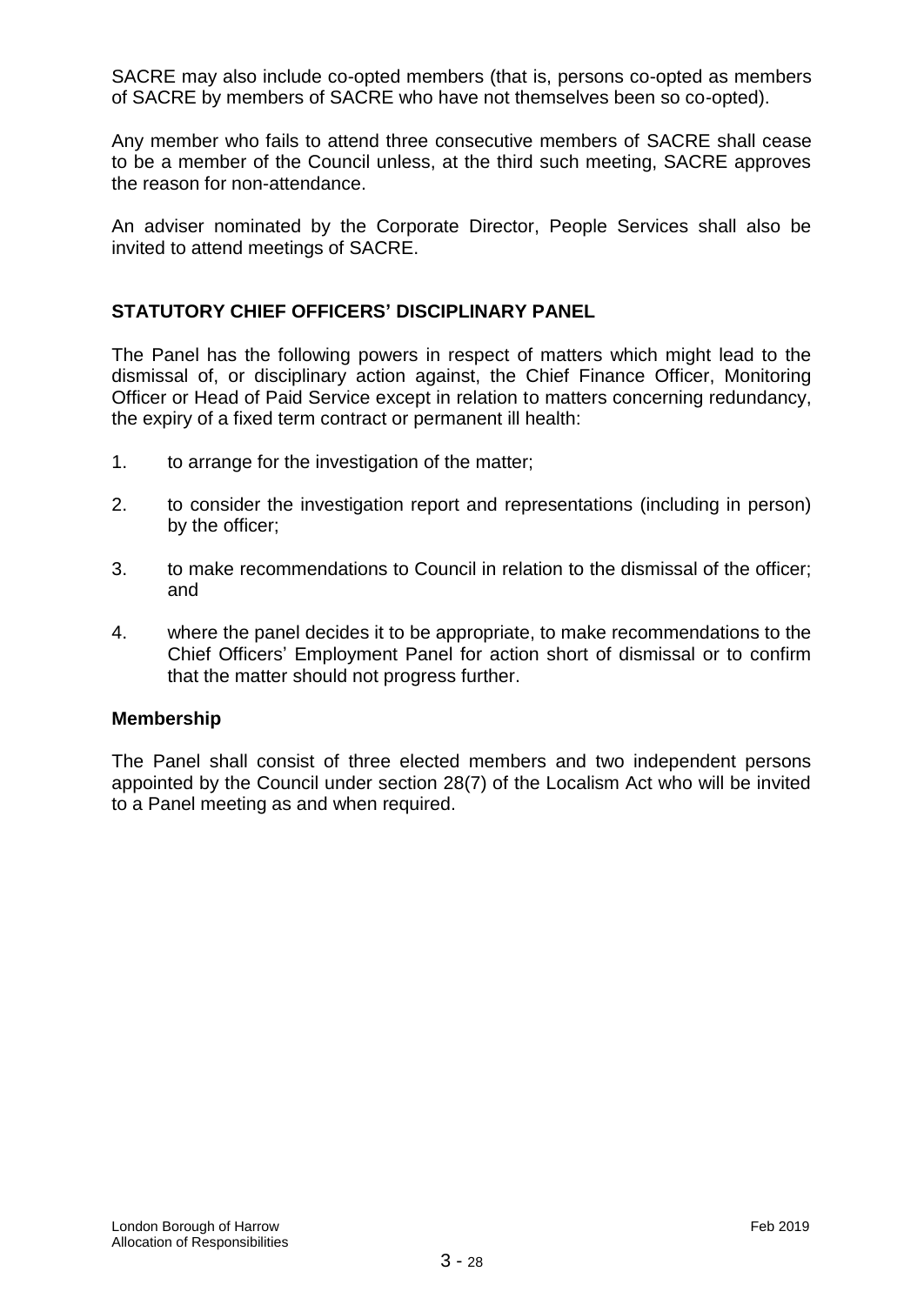SACRE may also include co-opted members (that is, persons co-opted as members of SACRE by members of SACRE who have not themselves been so co-opted).

Any member who fails to attend three consecutive members of SACRE shall cease to be a member of the Council unless, at the third such meeting, SACRE approves the reason for non-attendance.

An adviser nominated by the Corporate Director, People Services shall also be invited to attend meetings of SACRE.

## STATUTORY CHIEF OFFICERS' DISCIPLINARY PANEL

The Panel has the following powers in respect of matters which might lead to the dismissal of, or disciplinary action against, the Chief Finance Officer, Monitoring Officer or Head of Paid Service except in relation to matters concerning redundancy, the expiry of a fixed term contract or permanent ill health:

1. to arrange for the investigation of the matter;
2. to consider the investigation report and representations (including in person) by the officer;
3. to make recommendations to Council in relation to the dismissal of the officer; and
4. where the panel decides it to be appropriate, to make recommendations to the Chief Officers' Employment Panel for action short of dismissal or to confirm that the matter should not progress further.

### Membership

The Panel shall consist of three elected members and two independent persons appointed by the Council under section 28(7) of the Localism Act who will be invited to a Panel meeting as and when required.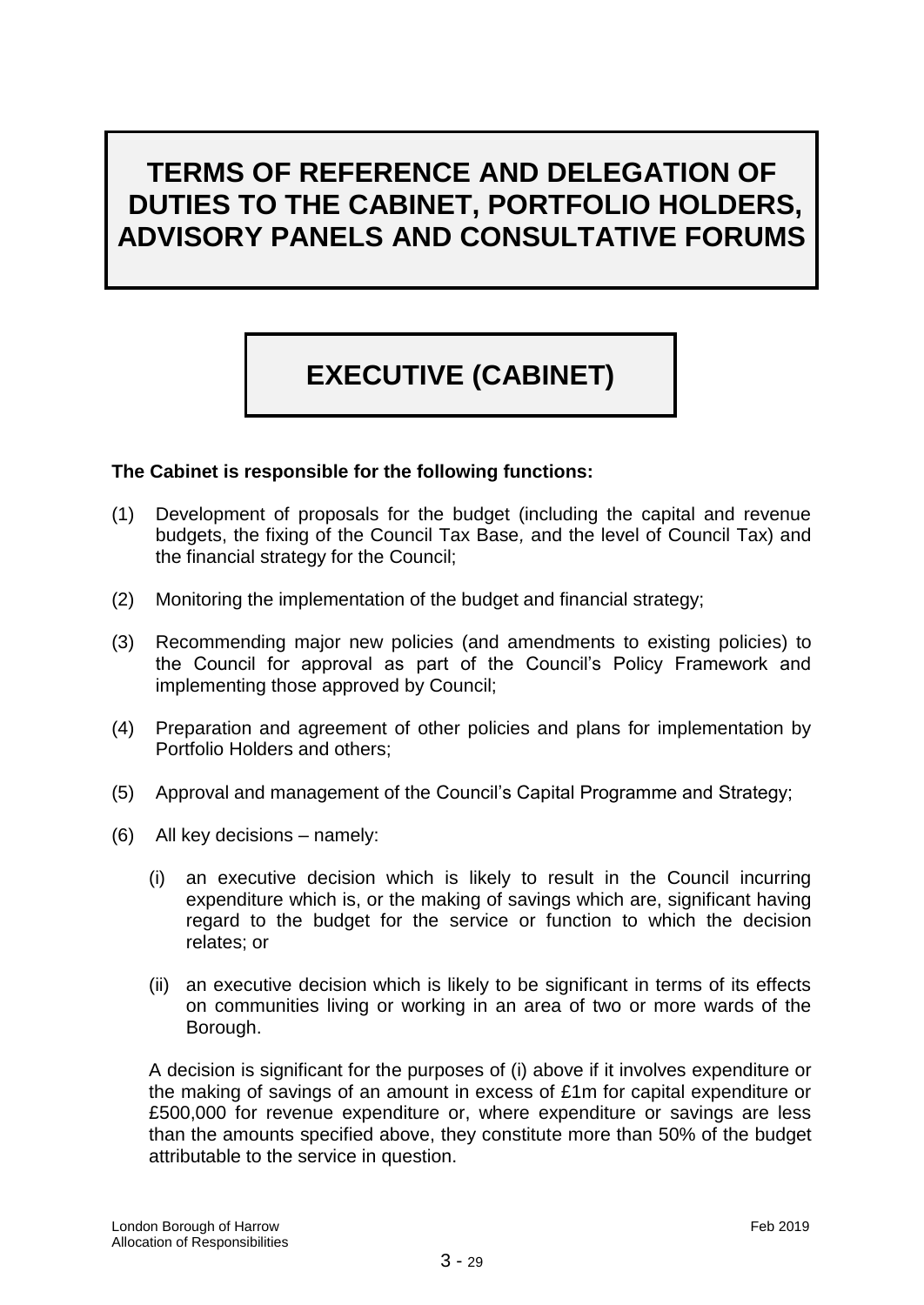# TERMS OF REFERENCE AND DELEGATION OF DUTIES TO THE CABINET, PORTFOLIO HOLDERS, ADVISORY PANELS AND CONSULTATIVE FORUMS

## EXECUTIVE (CABINET)

**The Cabinet is responsible for the following functions:**

(1) Development of proposals for the budget (including the capital and revenue budgets, the fixing of the Council Tax Base, and the level of Council Tax) and the financial strategy for the Council;

(2) Monitoring the implementation of the budget and financial strategy;

(3) Recommending major new policies (and amendments to existing policies) to the Council for approval as part of the Council's Policy Framework and implementing those approved by Council;

(4) Preparation and agreement of other policies and plans for implementation by Portfolio Holders and others;

(5) Approval and management of the Council's Capital Programme and Strategy;

(6) All key decisions – namely:

  (i) an executive decision which is likely to result in the Council incurring expenditure which is, or the making of savings which are, significant having regard to the budget for the service or function to which the decision relates; or

  (ii) an executive decision which is likely to be significant in terms of its effects on communities living or working in an area of two or more wards of the Borough.

A decision is significant for the purposes of (i) above if it involves expenditure or the making of savings of an amount in excess of £1m for capital expenditure or £500,000 for revenue expenditure or, where expenditure or savings are less than the amounts specified above, they constitute more than 50% of the budget attributable to the service in question.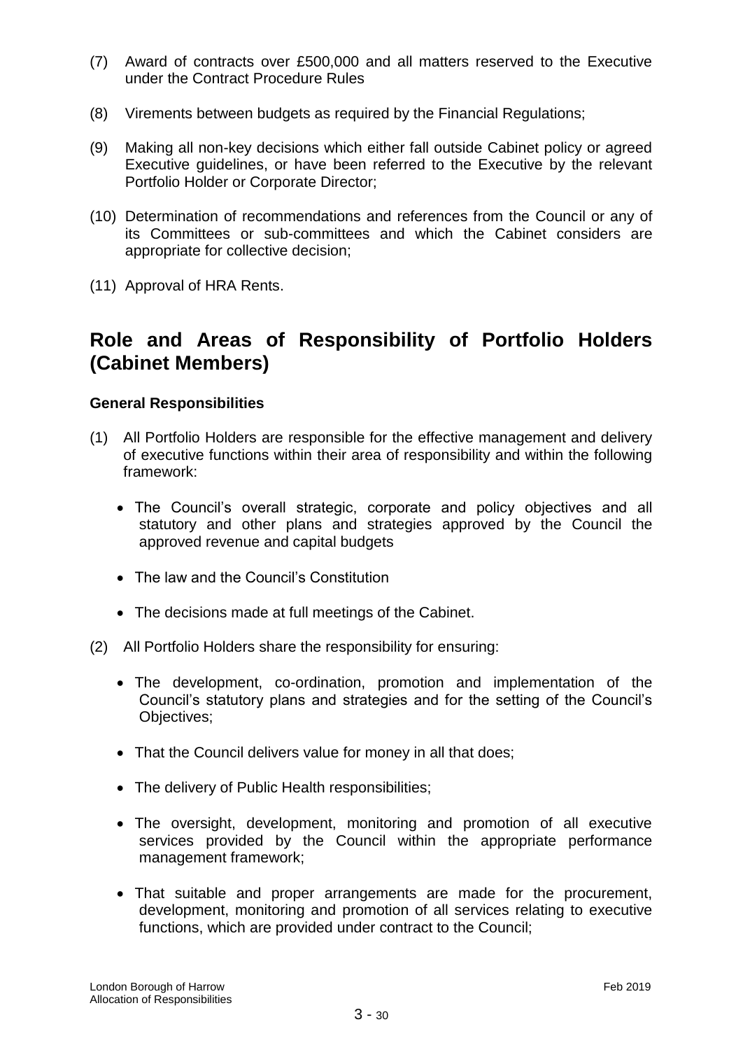(7) Award of contracts over £500,000 and all matters reserved to the Executive under the Contract Procedure Rules

(8) Virements between budgets as required by the Financial Regulations;

(9) Making all non-key decisions which either fall outside Cabinet policy or agreed Executive guidelines, or have been referred to the Executive by the relevant Portfolio Holder or Corporate Director;

(10) Determination of recommendations and references from the Council or any of its Committees or sub-committees and which the Cabinet considers are appropriate for collective decision;

(11) Approval of HRA Rents.

## Role and Areas of Responsibility of Portfolio Holders (Cabinet Members)

### General Responsibilities

(1) All Portfolio Holders are responsible for the effective management and delivery of executive functions within their area of responsibility and within the following framework:

- The Council's overall strategic, corporate and policy objectives and all statutory and other plans and strategies approved by the Council the approved revenue and capital budgets
- The law and the Council's Constitution
- The decisions made at full meetings of the Cabinet.

(2) All Portfolio Holders share the responsibility for ensuring:

- The development, co-ordination, promotion and implementation of the Council's statutory plans and strategies and for the setting of the Council's Objectives;
- That the Council delivers value for money in all that does;
- The delivery of Public Health responsibilities;
- The oversight, development, monitoring and promotion of all executive services provided by the Council within the appropriate performance management framework;
- That suitable and proper arrangements are made for the procurement, development, monitoring and promotion of all services relating to executive functions, which are provided under contract to the Council;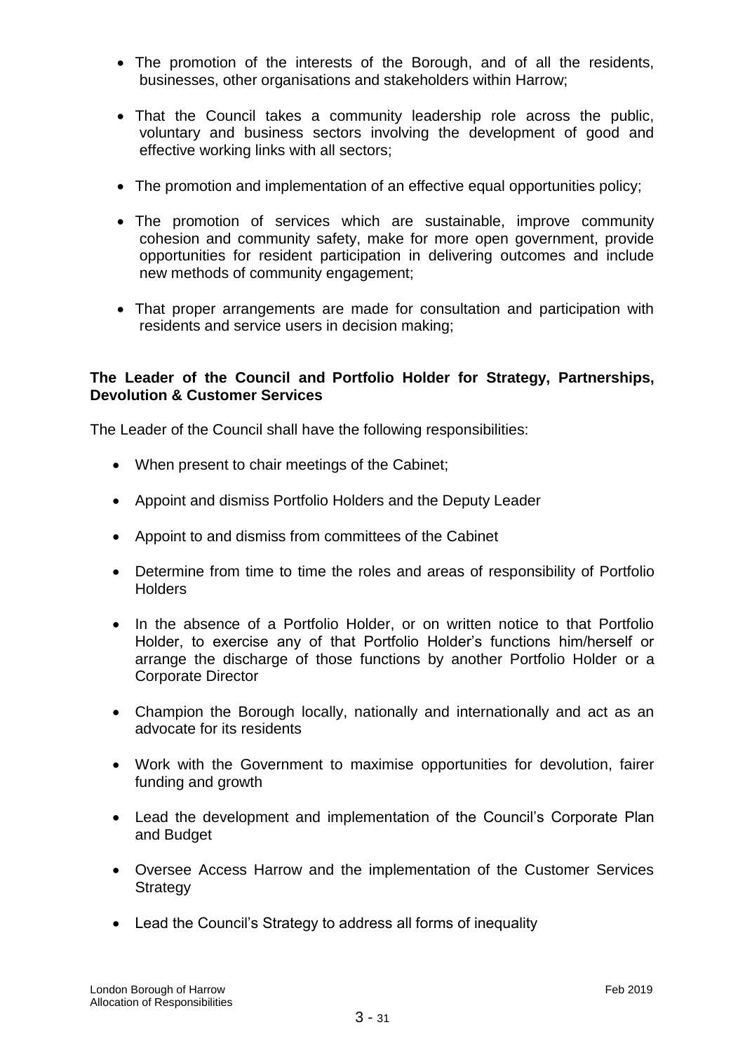- The promotion of the interests of the Borough, and of all the residents, businesses, other organisations and stakeholders within Harrow;
- That the Council takes a community leadership role across the public, voluntary and business sectors involving the development of good and effective working links with all sectors;
- The promotion and implementation of an effective equal opportunities policy;
- The promotion of services which are sustainable, improve community cohesion and community safety, make for more open government, provide opportunities for resident participation in delivering outcomes and include new methods of community engagement;
- That proper arrangements are made for consultation and participation with residents and service users in decision making;

**The Leader of the Council and Portfolio Holder for Strategy, Partnerships, Devolution & Customer Services**

The Leader of the Council shall have the following responsibilities:

- When present to chair meetings of the Cabinet;
- Appoint and dismiss Portfolio Holders and the Deputy Leader
- Appoint to and dismiss from committees of the Cabinet
- Determine from time to time the roles and areas of responsibility of Portfolio Holders
- In the absence of a Portfolio Holder, or on written notice to that Portfolio Holder, to exercise any of that Portfolio Holder's functions him/herself or arrange the discharge of those functions by another Portfolio Holder or a Corporate Director
- Champion the Borough locally, nationally and internationally and act as an advocate for its residents
- Work with the Government to maximise opportunities for devolution, fairer funding and growth
- Lead the development and implementation of the Council's Corporate Plan and Budget
- Oversee Access Harrow and the implementation of the Customer Services Strategy
- Lead the Council's Strategy to address all forms of inequality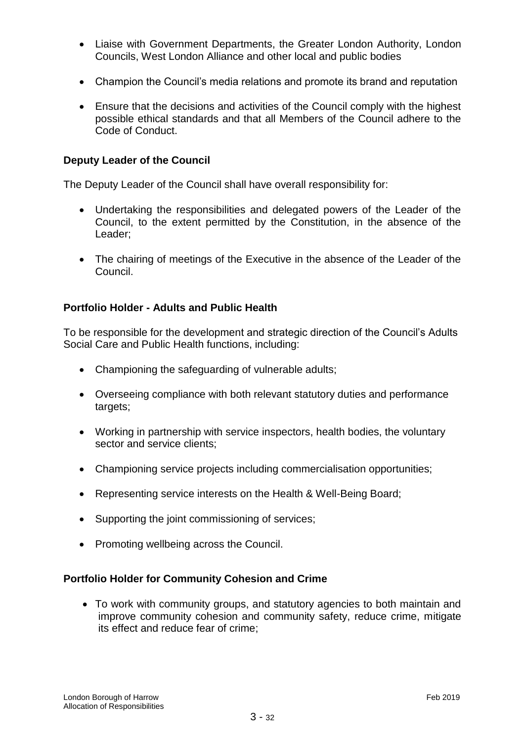- Liaise with Government Departments, the Greater London Authority, London Councils, West London Alliance and other local and public bodies

- Champion the Council's media relations and promote its brand and reputation

- Ensure that the decisions and activities of the Council comply with the highest possible ethical standards and that all Members of the Council adhere to the Code of Conduct.

**Deputy Leader of the Council**

The Deputy Leader of the Council shall have overall responsibility for:

- Undertaking the responsibilities and delegated powers of the Leader of the Council, to the extent permitted by the Constitution, in the absence of the Leader;

- The chairing of meetings of the Executive in the absence of the Leader of the Council.

**Portfolio Holder - Adults and Public Health**

To be responsible for the development and strategic direction of the Council's Adults Social Care and Public Health functions, including:

- Championing the safeguarding of vulnerable adults;

- Overseeing compliance with both relevant statutory duties and performance targets;

- Working in partnership with service inspectors, health bodies, the voluntary sector and service clients;

- Championing service projects including commercialisation opportunities;

- Representing service interests on the Health & Well-Being Board;

- Supporting the joint commissioning of services;

- Promoting wellbeing across the Council.

**Portfolio Holder for Community Cohesion and Crime**

- To work with community groups, and statutory agencies to both maintain and improve community cohesion and community safety, reduce crime, mitigate its effect and reduce fear of crime;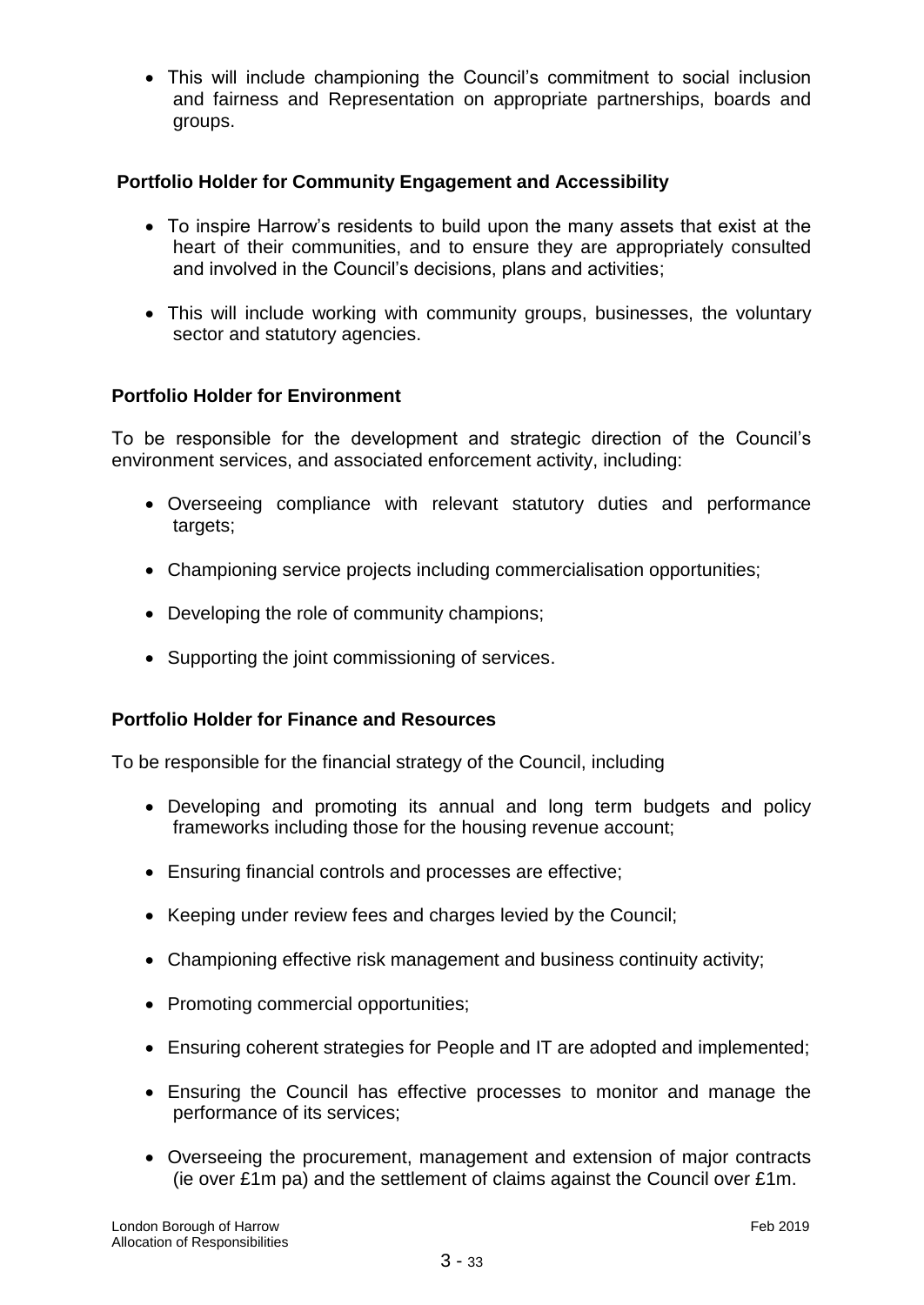- This will include championing the Council's commitment to social inclusion and fairness and Representation on appropriate partnerships, boards and groups.

**Portfolio Holder for Community Engagement and Accessibility**

- To inspire Harrow's residents to build upon the many assets that exist at the heart of their communities, and to ensure they are appropriately consulted and involved in the Council's decisions, plans and activities;

- This will include working with community groups, businesses, the voluntary sector and statutory agencies.

**Portfolio Holder for Environment**

To be responsible for the development and strategic direction of the Council's environment services, and associated enforcement activity, including:

- Overseeing compliance with relevant statutory duties and performance targets;

- Championing service projects including commercialisation opportunities;

- Developing the role of community champions;

- Supporting the joint commissioning of services.

**Portfolio Holder for Finance and Resources**

To be responsible for the financial strategy of the Council, including

- Developing and promoting its annual and long term budgets and policy frameworks including those for the housing revenue account;

- Ensuring financial controls and processes are effective;

- Keeping under review fees and charges levied by the Council;

- Championing effective risk management and business continuity activity;

- Promoting commercial opportunities;

- Ensuring coherent strategies for People and IT are adopted and implemented;

- Ensuring the Council has effective processes to monitor and manage the performance of its services;

- Overseeing the procurement, management and extension of major contracts (ie over £1m pa) and the settlement of claims against the Council over £1m.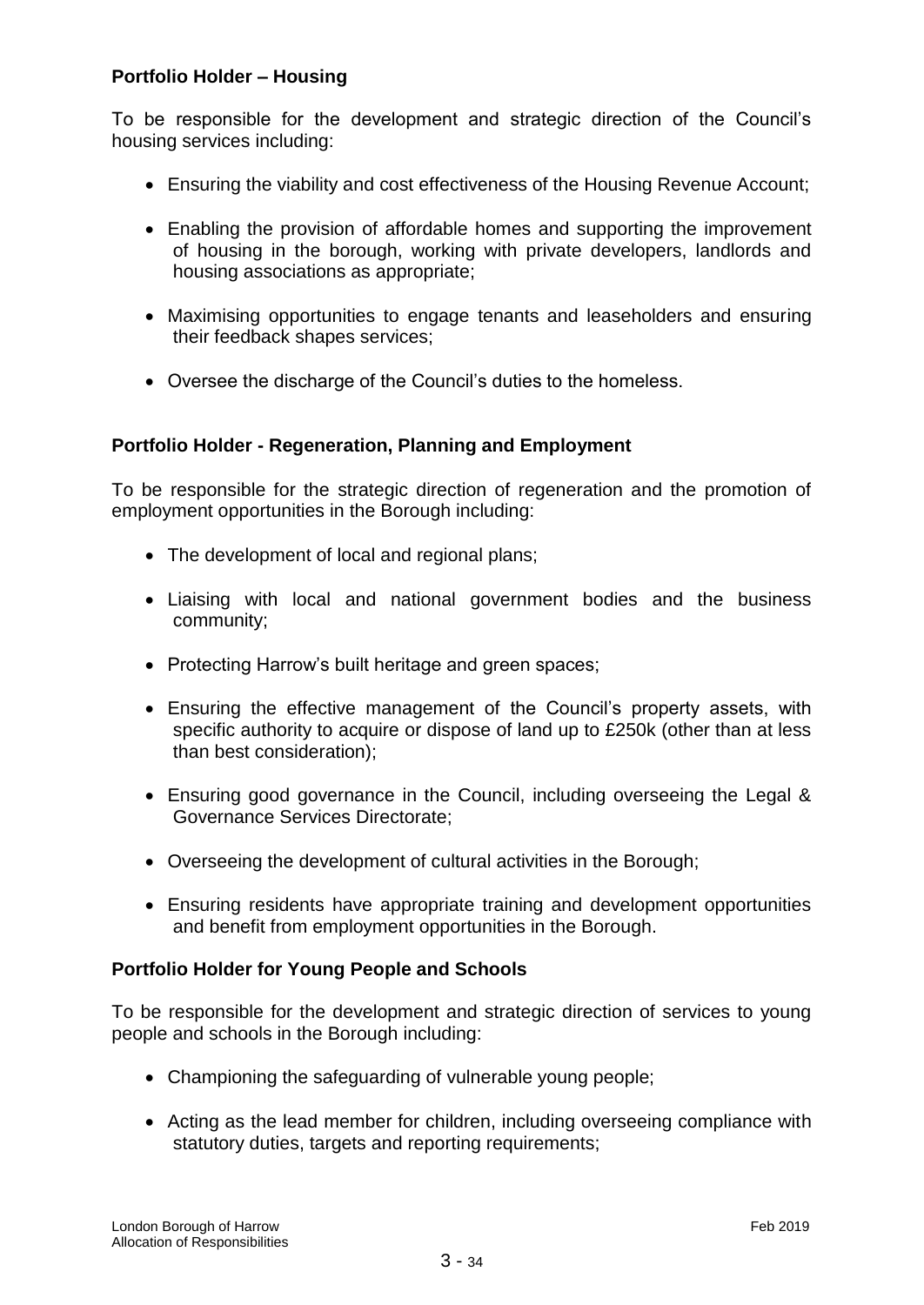**Portfolio Holder – Housing**

To be responsible for the development and strategic direction of the Council's housing services including:

- Ensuring the viability and cost effectiveness of the Housing Revenue Account;
- Enabling the provision of affordable homes and supporting the improvement of housing in the borough, working with private developers, landlords and housing associations as appropriate;
- Maximising opportunities to engage tenants and leaseholders and ensuring their feedback shapes services;
- Oversee the discharge of the Council's duties to the homeless.

**Portfolio Holder - Regeneration, Planning and Employment**

To be responsible for the strategic direction of regeneration and the promotion of employment opportunities in the Borough including:

- The development of local and regional plans;
- Liaising with local and national government bodies and the business community;
- Protecting Harrow's built heritage and green spaces;
- Ensuring the effective management of the Council's property assets, with specific authority to acquire or dispose of land up to £250k (other than at less than best consideration);
- Ensuring good governance in the Council, including overseeing the Legal & Governance Services Directorate;
- Overseeing the development of cultural activities in the Borough;
- Ensuring residents have appropriate training and development opportunities and benefit from employment opportunities in the Borough.

**Portfolio Holder for Young People and Schools**

To be responsible for the development and strategic direction of services to young people and schools in the Borough including:

- Championing the safeguarding of vulnerable young people;
- Acting as the lead member for children, including overseeing compliance with statutory duties, targets and reporting requirements;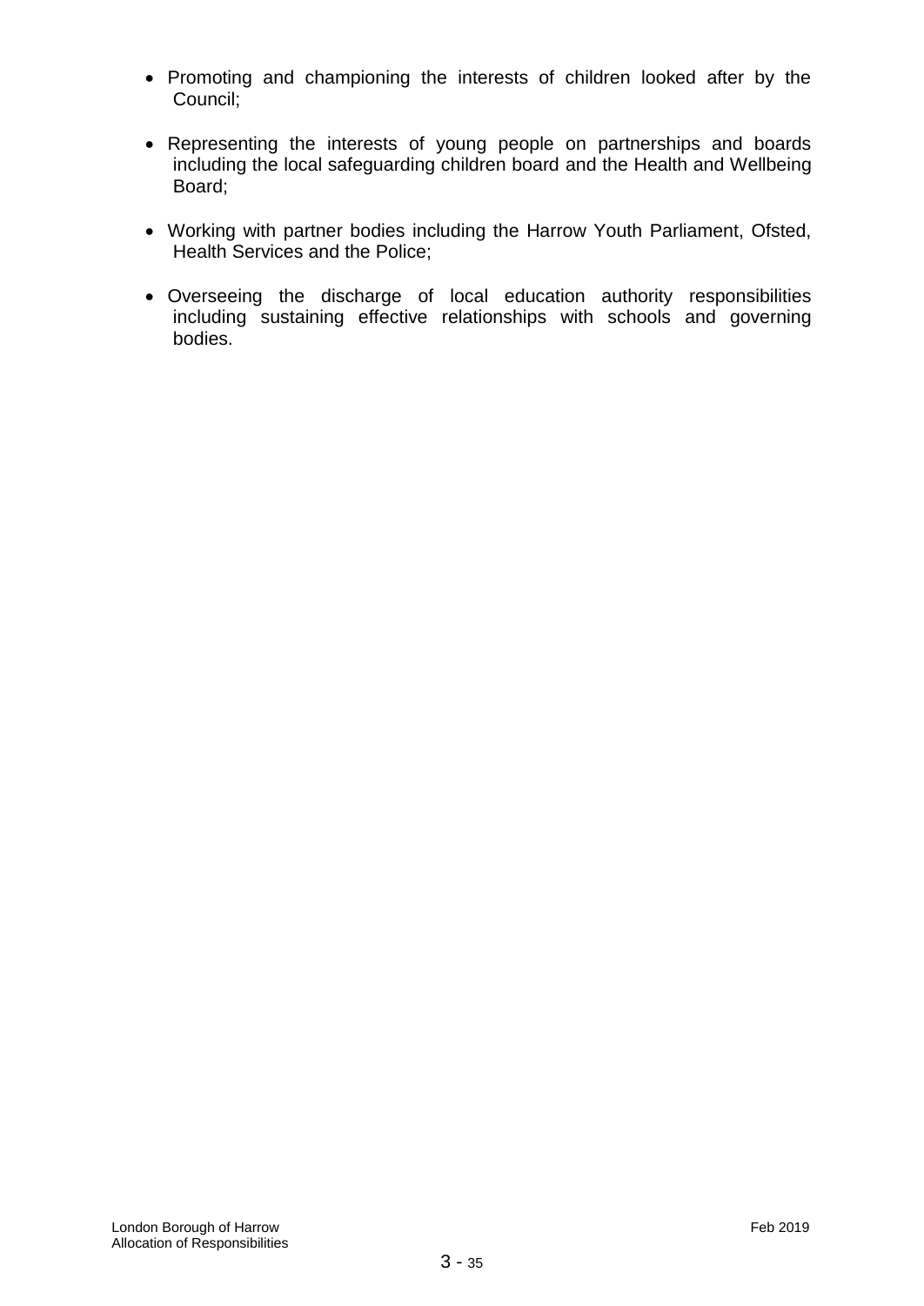- Promoting and championing the interests of children looked after by the Council;

- Representing the interests of young people on partnerships and boards including the local safeguarding children board and the Health and Wellbeing Board;

- Working with partner bodies including the Harrow Youth Parliament, Ofsted, Health Services and the Police;

- Overseeing the discharge of local education authority responsibilities including sustaining effective relationships with schools and governing bodies.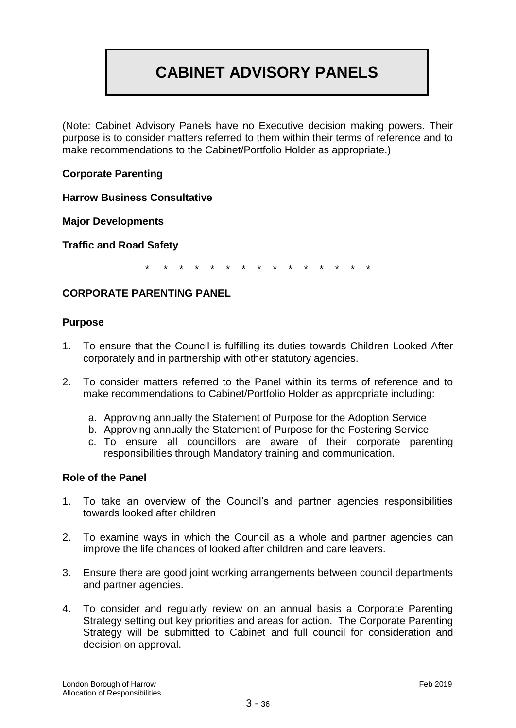# CABINET ADVISORY PANELS

(Note: Cabinet Advisory Panels have no Executive decision making powers. Their purpose is to consider matters referred to them within their terms of reference and to make recommendations to the Cabinet/Portfolio Holder as appropriate.)

**Corporate Parenting**

**Harrow Business Consultative**

**Major Developments**

**Traffic and Road Safety**

\* \* \* \* \* \* \* \* \* \* \* \* \* \* \* \* \*

## CORPORATE PARENTING PANEL

### Purpose

1. To ensure that the Council is fulfilling its duties towards Children Looked After corporately and in partnership with other statutory agencies.

2. To consider matters referred to the Panel within its terms of reference and to make recommendations to Cabinet/Portfolio Holder as appropriate including:

    a. Approving annually the Statement of Purpose for the Adoption Service
    b. Approving annually the Statement of Purpose for the Fostering Service
    c. To ensure all councillors are aware of their corporate parenting responsibilities through Mandatory training and communication.

### Role of the Panel

1. To take an overview of the Council's and partner agencies responsibilities towards looked after children

2. To examine ways in which the Council as a whole and partner agencies can improve the life chances of looked after children and care leavers.

3. Ensure there are good joint working arrangements between council departments and partner agencies.

4. To consider and regularly review on an annual basis a Corporate Parenting Strategy setting out key priorities and areas for action. The Corporate Parenting Strategy will be submitted to Cabinet and full council for consideration and decision on approval.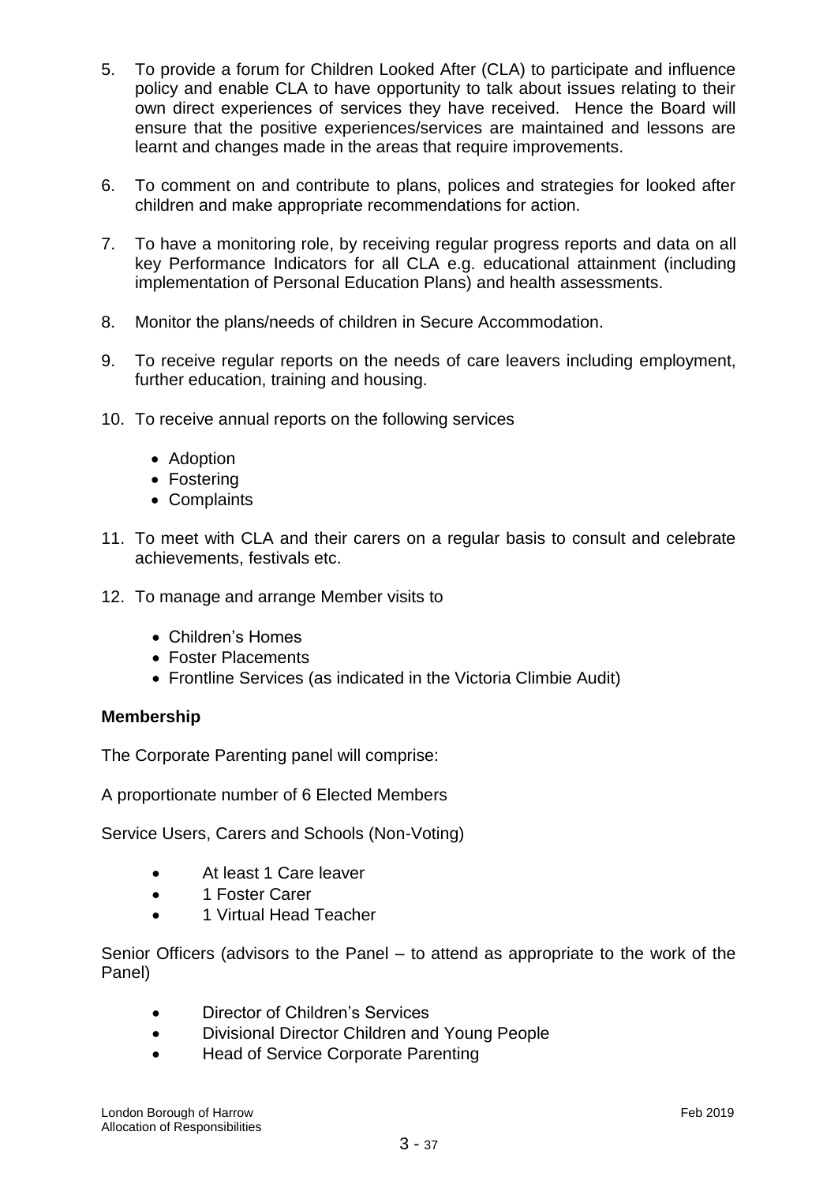5. To provide a forum for Children Looked After (CLA) to participate and influence policy and enable CLA to have opportunity to talk about issues relating to their own direct experiences of services they have received. Hence the Board will ensure that the positive experiences/services are maintained and lessons are learnt and changes made in the areas that require improvements.

6. To comment on and contribute to plans, polices and strategies for looked after children and make appropriate recommendations for action.

7. To have a monitoring role, by receiving regular progress reports and data on all key Performance Indicators for all CLA e.g. educational attainment (including implementation of Personal Education Plans) and health assessments.

8. Monitor the plans/needs of children in Secure Accommodation.

9. To receive regular reports on the needs of care leavers including employment, further education, training and housing.

10. To receive annual reports on the following services

    - Adoption
    - Fostering
    - Complaints

11. To meet with CLA and their carers on a regular basis to consult and celebrate achievements, festivals etc.

12. To manage and arrange Member visits to

    - Children's Homes
    - Foster Placements
    - Frontline Services (as indicated in the Victoria Climbie Audit)

**Membership**

The Corporate Parenting panel will comprise:

A proportionate number of 6 Elected Members

Service Users, Carers and Schools (Non-Voting)

- At least 1 Care leaver
- 1 Foster Carer
- 1 Virtual Head Teacher

Senior Officers (advisors to the Panel – to attend as appropriate to the work of the Panel)

- Director of Children's Services
- Divisional Director Children and Young People
- Head of Service Corporate Parenting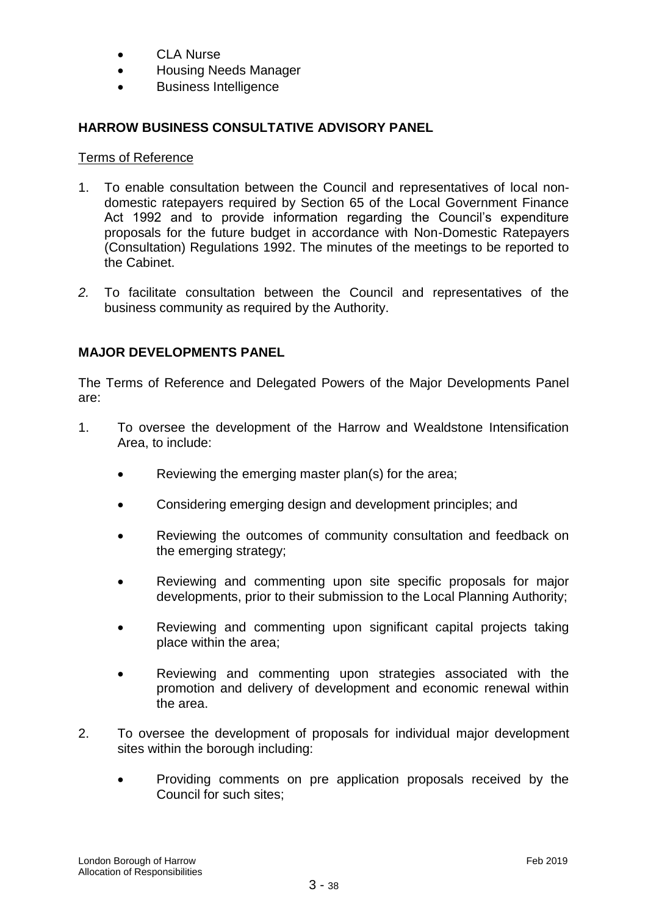- CLA Nurse
- Housing Needs Manager
- Business Intelligence

## HARROW BUSINESS CONSULTATIVE ADVISORY PANEL

Terms of Reference

1. To enable consultation between the Council and representatives of local non-domestic ratepayers required by Section 65 of the Local Government Finance Act 1992 and to provide information regarding the Council's expenditure proposals for the future budget in accordance with Non-Domestic Ratepayers (Consultation) Regulations 1992. The minutes of the meetings to be reported to the Cabinet.

*2.* To facilitate consultation between the Council and representatives of the business community as required by the Authority.

## MAJOR DEVELOPMENTS PANEL

The Terms of Reference and Delegated Powers of the Major Developments Panel are:

1. To oversee the development of the Harrow and Wealdstone Intensification Area, to include:
   - Reviewing the emerging master plan(s) for the area;
   - Considering emerging design and development principles; and
   - Reviewing the outcomes of community consultation and feedback on the emerging strategy;
   - Reviewing and commenting upon site specific proposals for major developments, prior to their submission to the Local Planning Authority;
   - Reviewing and commenting upon significant capital projects taking place within the area;
   - Reviewing and commenting upon strategies associated with the promotion and delivery of development and economic renewal within the area.
2. To oversee the development of proposals for individual major development sites within the borough including:
   - Providing comments on pre application proposals received by the Council for such sites;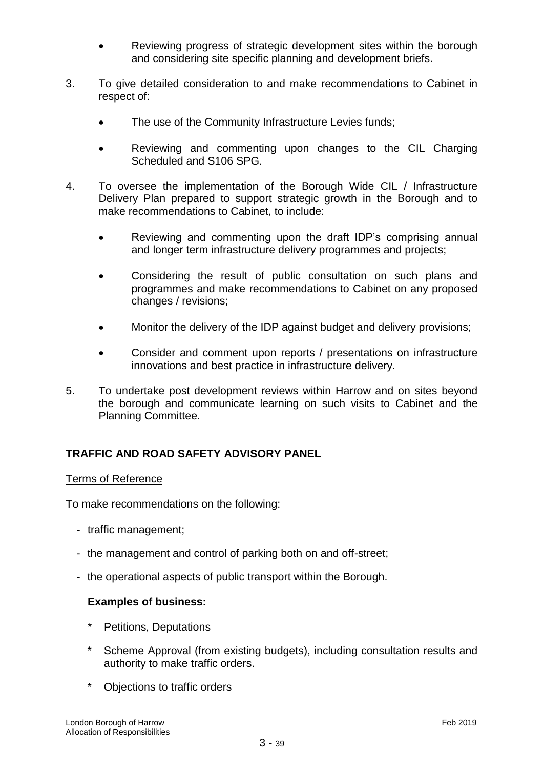- Reviewing progress of strategic development sites within the borough and considering site specific planning and development briefs.

3. To give detailed consideration to and make recommendations to Cabinet in respect of:

    - The use of the Community Infrastructure Levies funds;

    - Reviewing and commenting upon changes to the CIL Charging Scheduled and S106 SPG.

4. To oversee the implementation of the Borough Wide CIL / Infrastructure Delivery Plan prepared to support strategic growth in the Borough and to make recommendations to Cabinet, to include:

    - Reviewing and commenting upon the draft IDP's comprising annual and longer term infrastructure delivery programmes and projects;

    - Considering the result of public consultation on such plans and programmes and make recommendations to Cabinet on any proposed changes / revisions;

    - Monitor the delivery of the IDP against budget and delivery provisions;

    - Consider and comment upon reports / presentations on infrastructure innovations and best practice in infrastructure delivery.

5. To undertake post development reviews within Harrow and on sites beyond the borough and communicate learning on such visits to Cabinet and the Planning Committee.

**TRAFFIC AND ROAD SAFETY ADVISORY PANEL**

Terms of Reference

To make recommendations on the following:

- traffic management;
- the management and control of parking both on and off-street;
- the operational aspects of public transport within the Borough.

**Examples of business:**

* Petitions, Deputations
* Scheme Approval (from existing budgets), including consultation results and authority to make traffic orders.
* Objections to traffic orders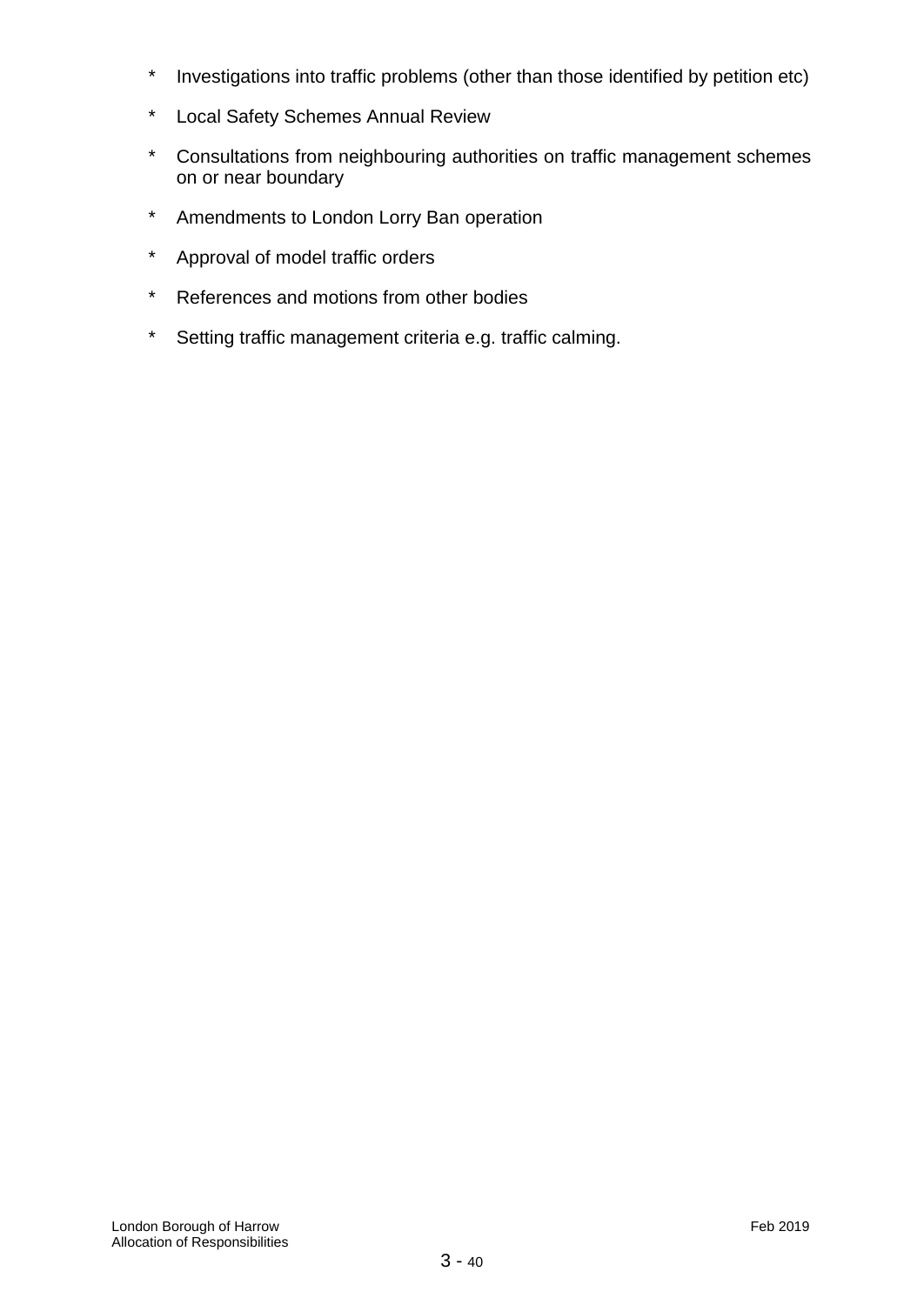* Investigations into traffic problems (other than those identified by petition etc)
* Local Safety Schemes Annual Review
* Consultations from neighbouring authorities on traffic management schemes on or near boundary
* Amendments to London Lorry Ban operation
* Approval of model traffic orders
* References and motions from other bodies
* Setting traffic management criteria e.g. traffic calming.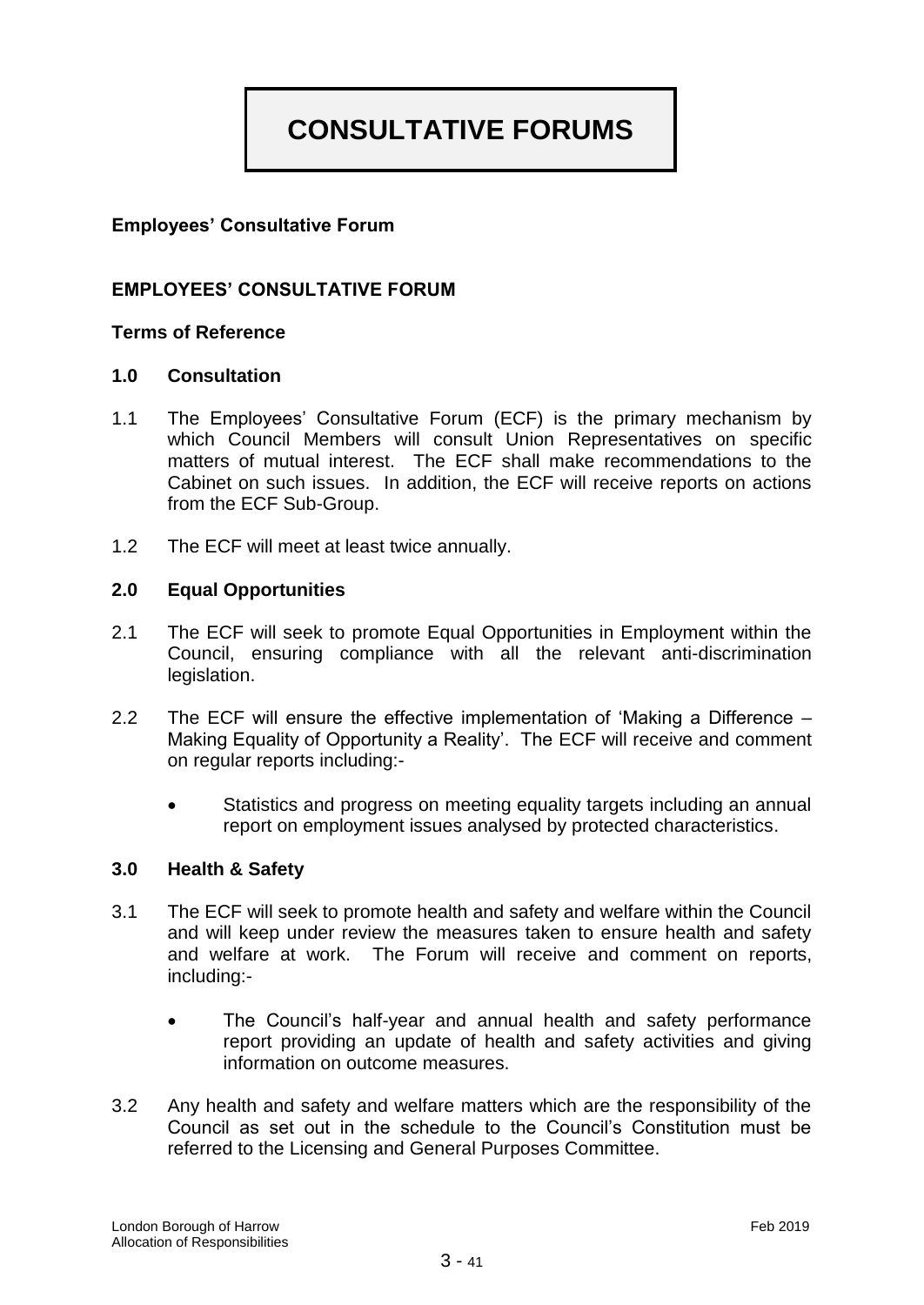# CONSULTATIVE FORUMS

**Employees' Consultative Forum**

## EMPLOYEES' CONSULTATIVE FORUM

**Terms of Reference**

### 1.0 Consultation

1.1 The Employees' Consultative Forum (ECF) is the primary mechanism by which Council Members will consult Union Representatives on specific matters of mutual interest. The ECF shall make recommendations to the Cabinet on such issues. In addition, the ECF will receive reports on actions from the ECF Sub-Group.

1.2 The ECF will meet at least twice annually.

### 2.0 Equal Opportunities

2.1 The ECF will seek to promote Equal Opportunities in Employment within the Council, ensuring compliance with all the relevant anti-discrimination legislation.

2.2 The ECF will ensure the effective implementation of 'Making a Difference – Making Equality of Opportunity a Reality'. The ECF will receive and comment on regular reports including:-

- Statistics and progress on meeting equality targets including an annual report on employment issues analysed by protected characteristics.

### 3.0 Health & Safety

3.1 The ECF will seek to promote health and safety and welfare within the Council and will keep under review the measures taken to ensure health and safety and welfare at work. The Forum will receive and comment on reports, including:-

- The Council's half-year and annual health and safety performance report providing an update of health and safety activities and giving information on outcome measures.

3.2 Any health and safety and welfare matters which are the responsibility of the Council as set out in the schedule to the Council's Constitution must be referred to the Licensing and General Purposes Committee.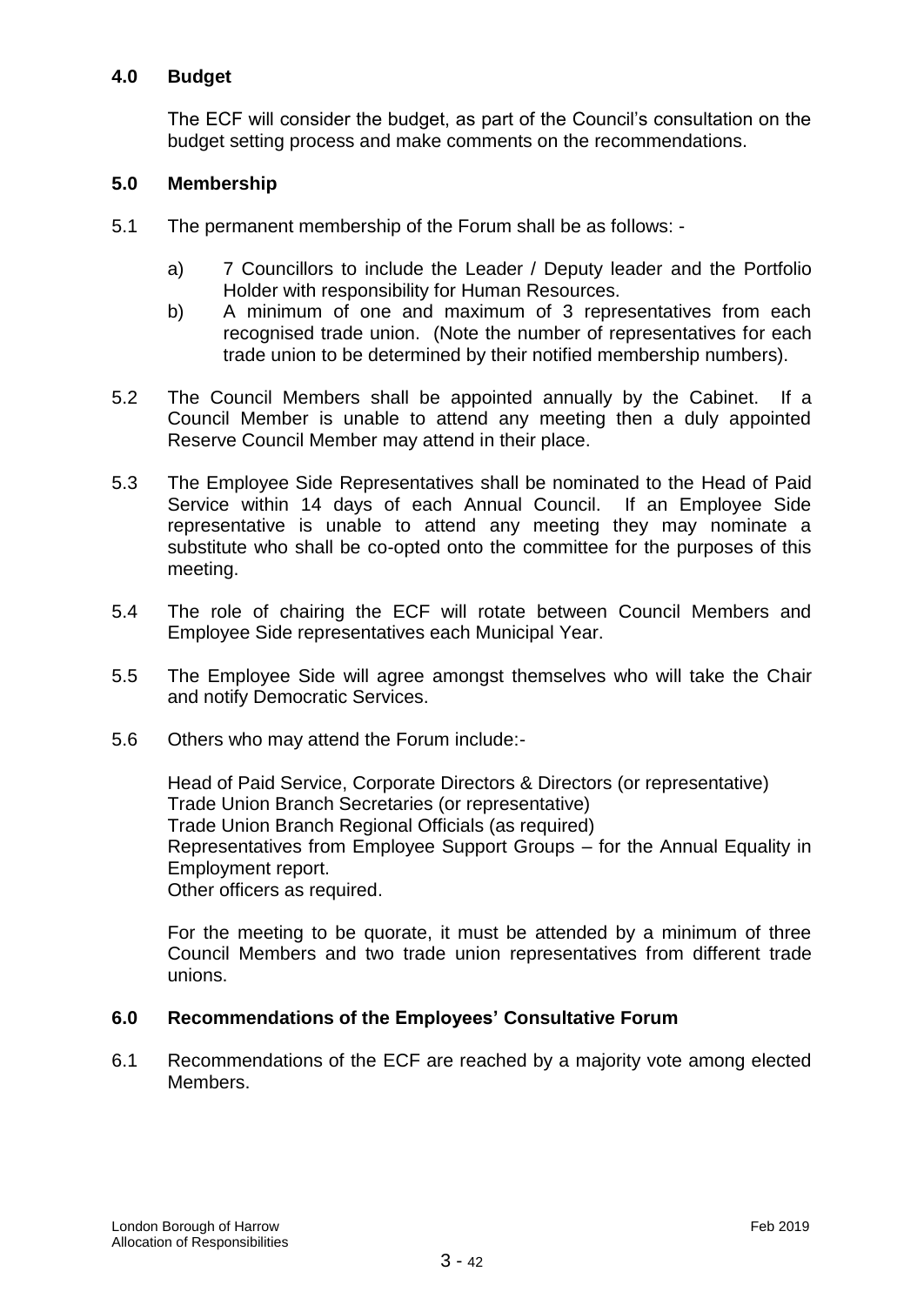## 4.0 Budget

The ECF will consider the budget, as part of the Council's consultation on the budget setting process and make comments on the recommendations.

## 5.0 Membership

5.1 The permanent membership of the Forum shall be as follows: -

a) 7 Councillors to include the Leader / Deputy leader and the Portfolio Holder with responsibility for Human Resources.

b) A minimum of one and maximum of 3 representatives from each recognised trade union. (Note the number of representatives for each trade union to be determined by their notified membership numbers).

5.2 The Council Members shall be appointed annually by the Cabinet. If a Council Member is unable to attend any meeting then a duly appointed Reserve Council Member may attend in their place.

5.3 The Employee Side Representatives shall be nominated to the Head of Paid Service within 14 days of each Annual Council. If an Employee Side representative is unable to attend any meeting they may nominate a substitute who shall be co-opted onto the committee for the purposes of this meeting.

5.4 The role of chairing the ECF will rotate between Council Members and Employee Side representatives each Municipal Year.

5.5 The Employee Side will agree amongst themselves who will take the Chair and notify Democratic Services.

5.6 Others who may attend the Forum include:-

Head of Paid Service, Corporate Directors & Directors (or representative)
Trade Union Branch Secretaries (or representative)
Trade Union Branch Regional Officials (as required)
Representatives from Employee Support Groups – for the Annual Equality in Employment report.
Other officers as required.

For the meeting to be quorate, it must be attended by a minimum of three Council Members and two trade union representatives from different trade unions.

## 6.0 Recommendations of the Employees' Consultative Forum

6.1 Recommendations of the ECF are reached by a majority vote among elected Members.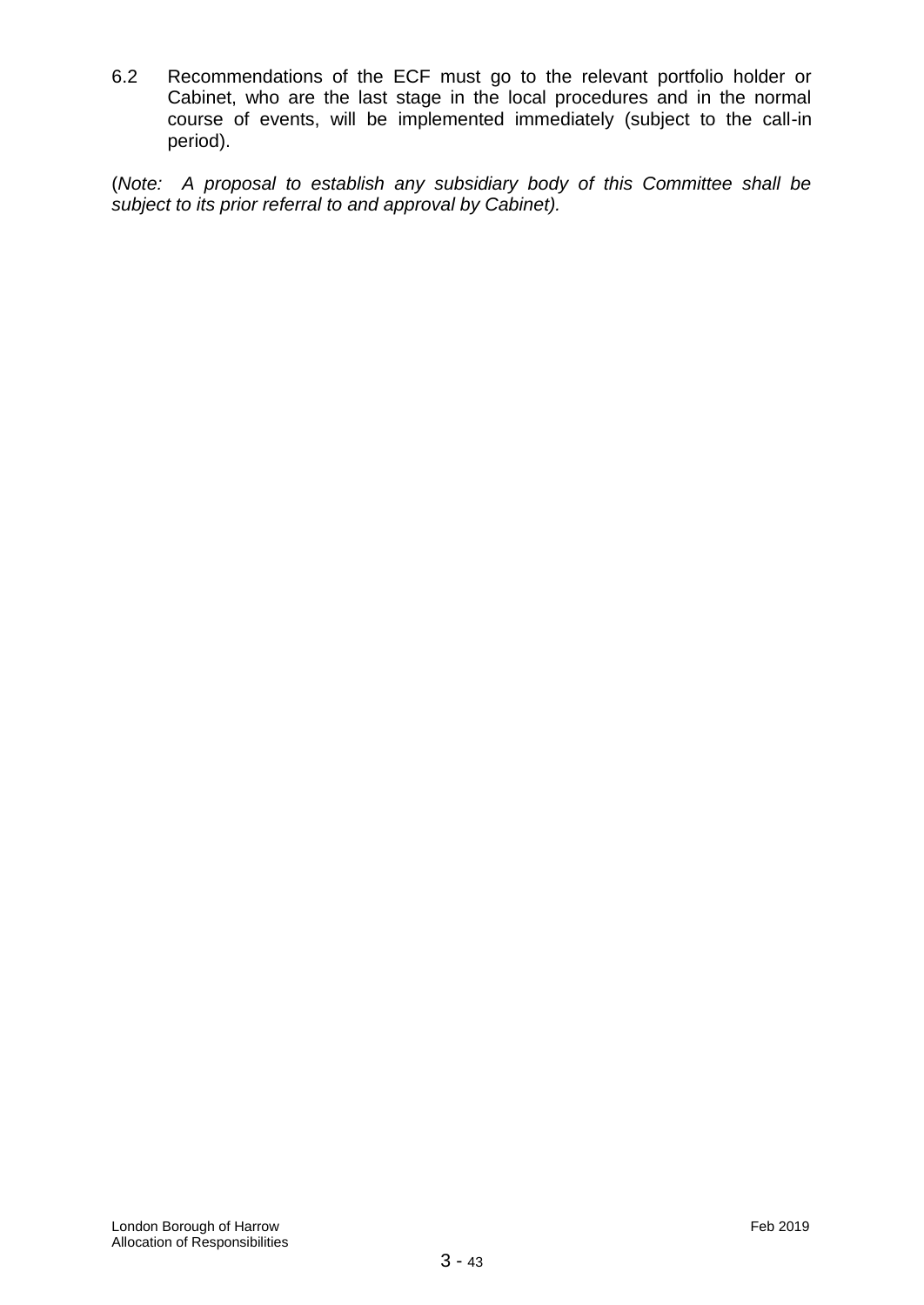6.2 Recommendations of the ECF must go to the relevant portfolio holder or Cabinet, who are the last stage in the local procedures and in the normal course of events, will be implemented immediately (subject to the call-in period).

(*Note: A proposal to establish any subsidiary body of this Committee shall be subject to its prior referral to and approval by Cabinet).*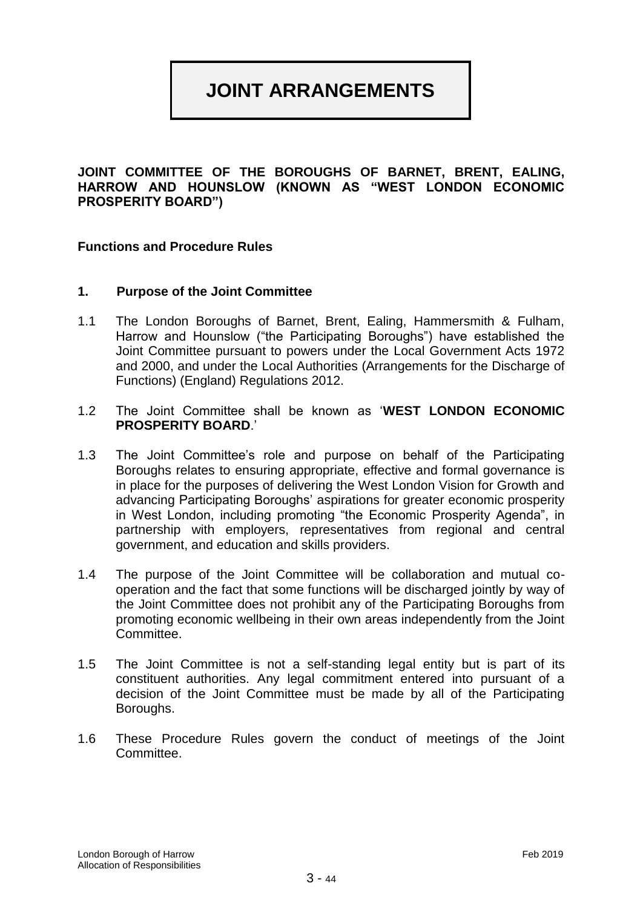# JOINT ARRANGEMENTS

**JOINT COMMITTEE OF THE BOROUGHS OF BARNET, BRENT, EALING, HARROW AND HOUNSLOW (KNOWN AS "WEST LONDON ECONOMIC PROSPERITY BOARD")**

**Functions and Procedure Rules**

## 1. Purpose of the Joint Committee

1.1 The London Boroughs of Barnet, Brent, Ealing, Hammersmith & Fulham, Harrow and Hounslow ("the Participating Boroughs") have established the Joint Committee pursuant to powers under the Local Government Acts 1972 and 2000, and under the Local Authorities (Arrangements for the Discharge of Functions) (England) Regulations 2012.

1.2 The Joint Committee shall be known as '**WEST LONDON ECONOMIC PROSPERITY BOARD**.'

1.3 The Joint Committee's role and purpose on behalf of the Participating Boroughs relates to ensuring appropriate, effective and formal governance is in place for the purposes of delivering the West London Vision for Growth and advancing Participating Boroughs' aspirations for greater economic prosperity in West London, including promoting "the Economic Prosperity Agenda", in partnership with employers, representatives from regional and central government, and education and skills providers.

1.4 The purpose of the Joint Committee will be collaboration and mutual co-operation and the fact that some functions will be discharged jointly by way of the Joint Committee does not prohibit any of the Participating Boroughs from promoting economic wellbeing in their own areas independently from the Joint Committee.

1.5 The Joint Committee is not a self-standing legal entity but is part of its constituent authorities. Any legal commitment entered into pursuant of a decision of the Joint Committee must be made by all of the Participating Boroughs.

1.6 These Procedure Rules govern the conduct of meetings of the Joint Committee.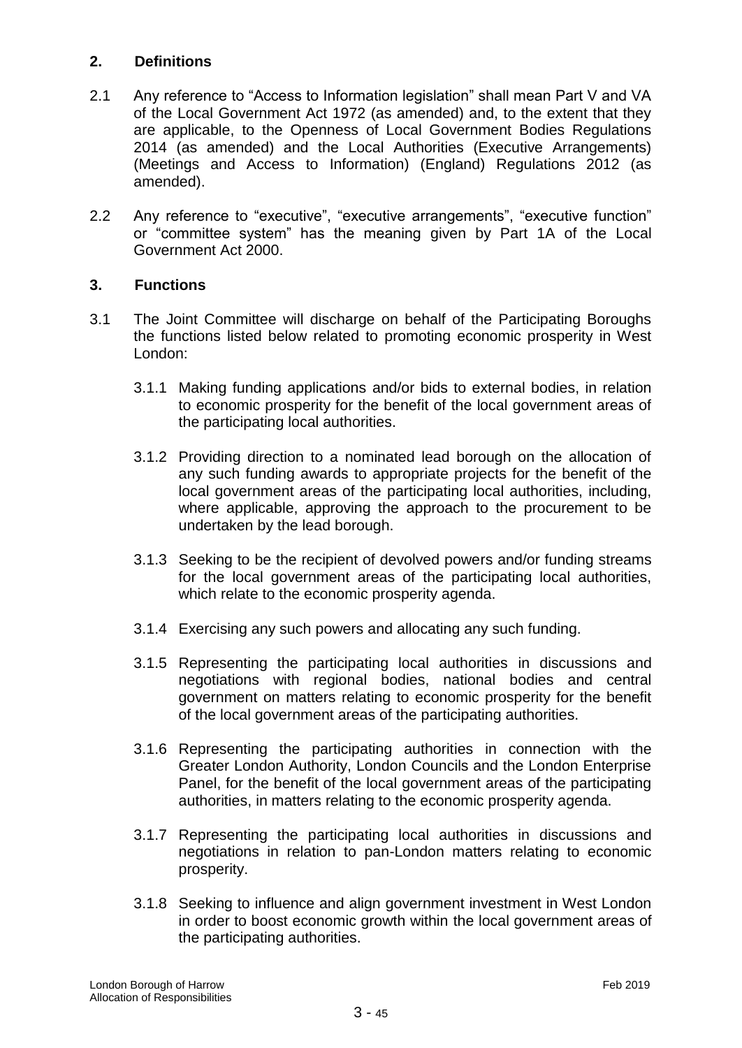## 2. Definitions

2.1 Any reference to "Access to Information legislation" shall mean Part V and VA of the Local Government Act 1972 (as amended) and, to the extent that they are applicable, to the Openness of Local Government Bodies Regulations 2014 (as amended) and the Local Authorities (Executive Arrangements) (Meetings and Access to Information) (England) Regulations 2012 (as amended).

2.2 Any reference to "executive", "executive arrangements", "executive function" or "committee system" has the meaning given by Part 1A of the Local Government Act 2000.

## 3. Functions

3.1 The Joint Committee will discharge on behalf of the Participating Boroughs the functions listed below related to promoting economic prosperity in West London:

3.1.1 Making funding applications and/or bids to external bodies, in relation to economic prosperity for the benefit of the local government areas of the participating local authorities.

3.1.2 Providing direction to a nominated lead borough on the allocation of any such funding awards to appropriate projects for the benefit of the local government areas of the participating local authorities, including, where applicable, approving the approach to the procurement to be undertaken by the lead borough.

3.1.3 Seeking to be the recipient of devolved powers and/or funding streams for the local government areas of the participating local authorities, which relate to the economic prosperity agenda.

3.1.4 Exercising any such powers and allocating any such funding.

3.1.5 Representing the participating local authorities in discussions and negotiations with regional bodies, national bodies and central government on matters relating to economic prosperity for the benefit of the local government areas of the participating authorities.

3.1.6 Representing the participating authorities in connection with the Greater London Authority, London Councils and the London Enterprise Panel, for the benefit of the local government areas of the participating authorities, in matters relating to the economic prosperity agenda.

3.1.7 Representing the participating local authorities in discussions and negotiations in relation to pan-London matters relating to economic prosperity.

3.1.8 Seeking to influence and align government investment in West London in order to boost economic growth within the local government areas of the participating authorities.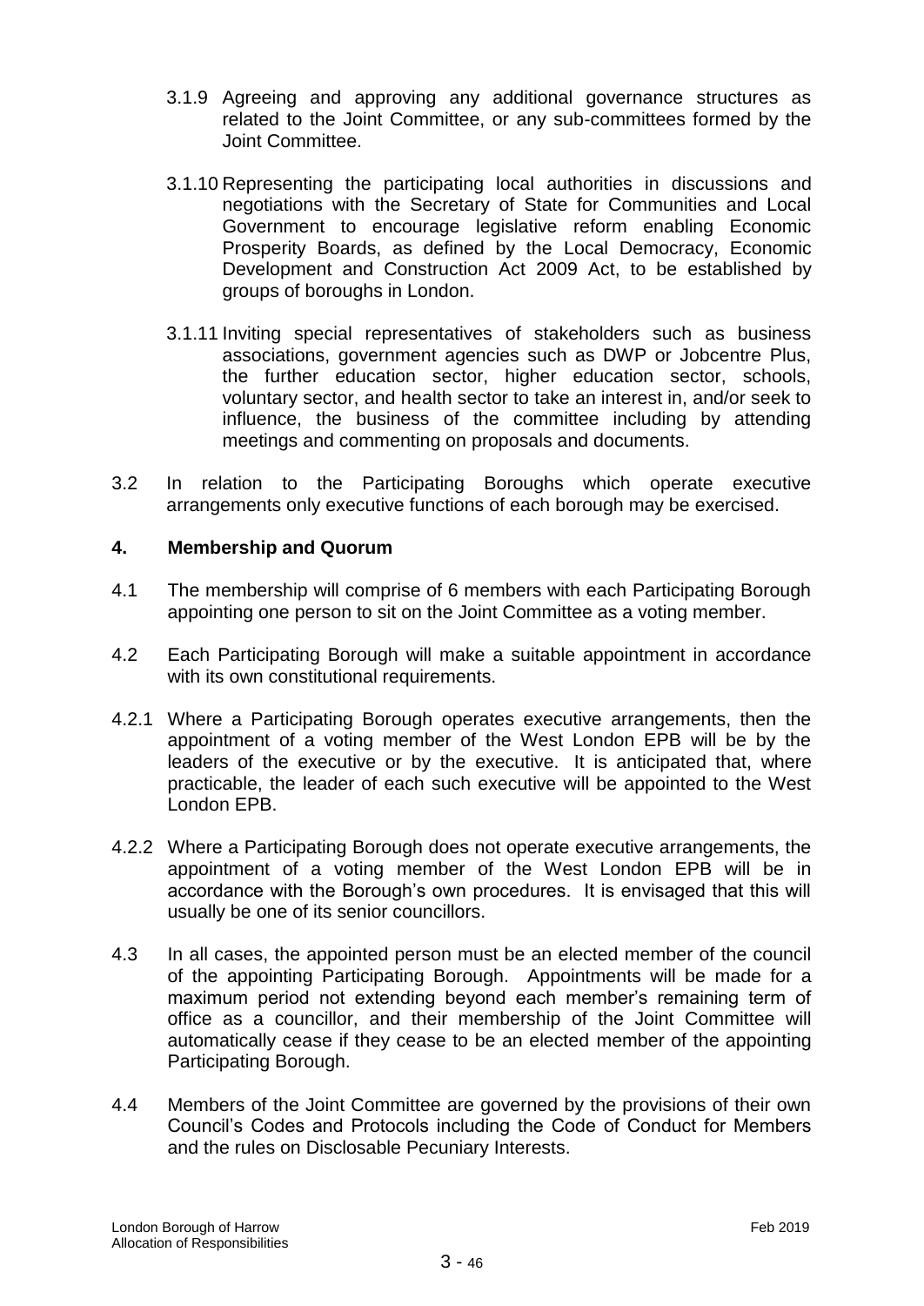3.1.9 Agreeing and approving any additional governance structures as related to the Joint Committee, or any sub-committees formed by the Joint Committee.

3.1.10 Representing the participating local authorities in discussions and negotiations with the Secretary of State for Communities and Local Government to encourage legislative reform enabling Economic Prosperity Boards, as defined by the Local Democracy, Economic Development and Construction Act 2009 Act, to be established by groups of boroughs in London.

3.1.11 Inviting special representatives of stakeholders such as business associations, government agencies such as DWP or Jobcentre Plus, the further education sector, higher education sector, schools, voluntary sector, and health sector to take an interest in, and/or seek to influence, the business of the committee including by attending meetings and commenting on proposals and documents.

3.2 In relation to the Participating Boroughs which operate executive arrangements only executive functions of each borough may be exercised.

## 4. Membership and Quorum

4.1 The membership will comprise of 6 members with each Participating Borough appointing one person to sit on the Joint Committee as a voting member.

4.2 Each Participating Borough will make a suitable appointment in accordance with its own constitutional requirements.

4.2.1 Where a Participating Borough operates executive arrangements, then the appointment of a voting member of the West London EPB will be by the leaders of the executive or by the executive. It is anticipated that, where practicable, the leader of each such executive will be appointed to the West London EPB.

4.2.2 Where a Participating Borough does not operate executive arrangements, the appointment of a voting member of the West London EPB will be in accordance with the Borough's own procedures. It is envisaged that this will usually be one of its senior councillors.

4.3 In all cases, the appointed person must be an elected member of the council of the appointing Participating Borough. Appointments will be made for a maximum period not extending beyond each member's remaining term of office as a councillor, and their membership of the Joint Committee will automatically cease if they cease to be an elected member of the appointing Participating Borough.

4.4 Members of the Joint Committee are governed by the provisions of their own Council's Codes and Protocols including the Code of Conduct for Members and the rules on Disclosable Pecuniary Interests.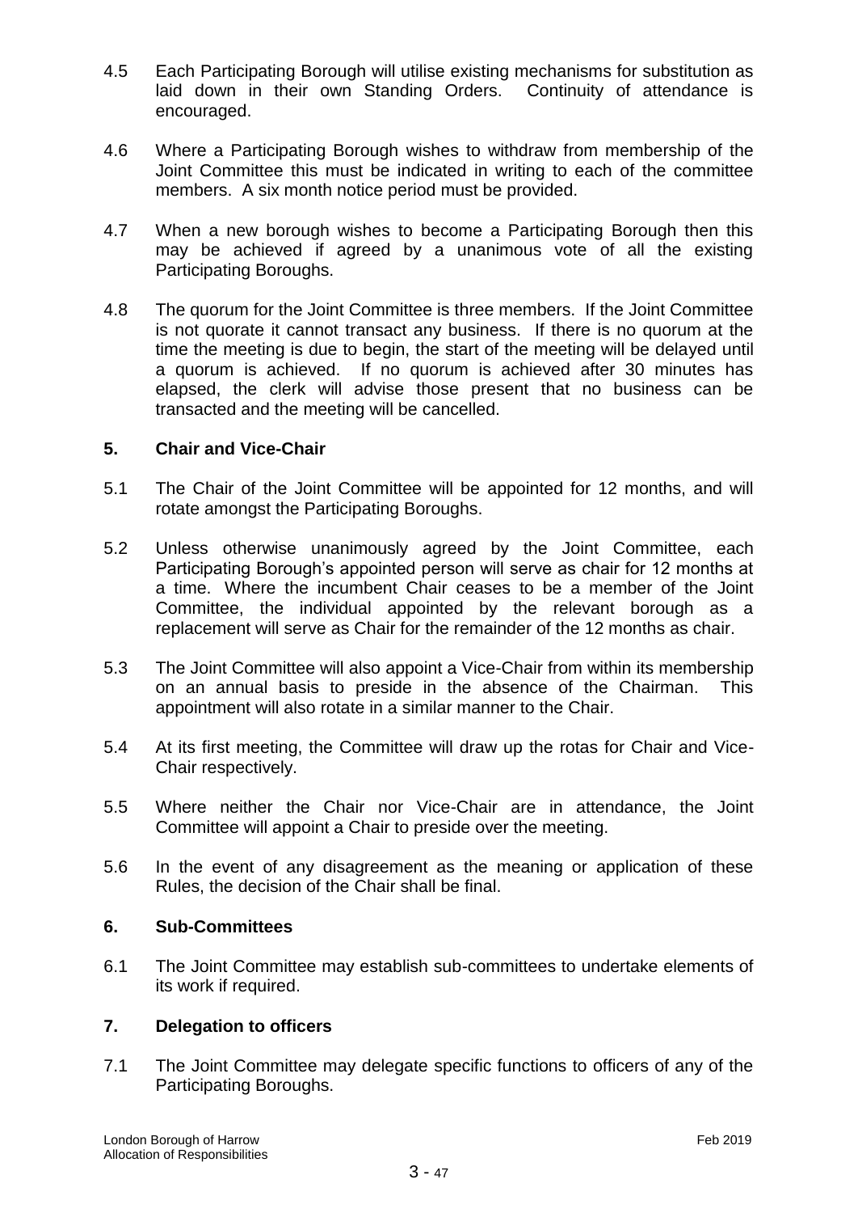4.5 Each Participating Borough will utilise existing mechanisms for substitution as laid down in their own Standing Orders. Continuity of attendance is encouraged.

4.6 Where a Participating Borough wishes to withdraw from membership of the Joint Committee this must be indicated in writing to each of the committee members. A six month notice period must be provided.

4.7 When a new borough wishes to become a Participating Borough then this may be achieved if agreed by a unanimous vote of all the existing Participating Boroughs.

4.8 The quorum for the Joint Committee is three members. If the Joint Committee is not quorate it cannot transact any business. If there is no quorum at the time the meeting is due to begin, the start of the meeting will be delayed until a quorum is achieved. If no quorum is achieved after 30 minutes has elapsed, the clerk will advise those present that no business can be transacted and the meeting will be cancelled.

## 5. Chair and Vice-Chair

5.1 The Chair of the Joint Committee will be appointed for 12 months, and will rotate amongst the Participating Boroughs.

5.2 Unless otherwise unanimously agreed by the Joint Committee, each Participating Borough's appointed person will serve as chair for 12 months at a time. Where the incumbent Chair ceases to be a member of the Joint Committee, the individual appointed by the relevant borough as a replacement will serve as Chair for the remainder of the 12 months as chair.

5.3 The Joint Committee will also appoint a Vice-Chair from within its membership on an annual basis to preside in the absence of the Chairman. This appointment will also rotate in a similar manner to the Chair.

5.4 At its first meeting, the Committee will draw up the rotas for Chair and Vice-Chair respectively.

5.5 Where neither the Chair nor Vice-Chair are in attendance, the Joint Committee will appoint a Chair to preside over the meeting.

5.6 In the event of any disagreement as the meaning or application of these Rules, the decision of the Chair shall be final.

## 6. Sub-Committees

6.1 The Joint Committee may establish sub-committees to undertake elements of its work if required.

## 7. Delegation to officers

7.1 The Joint Committee may delegate specific functions to officers of any of the Participating Boroughs.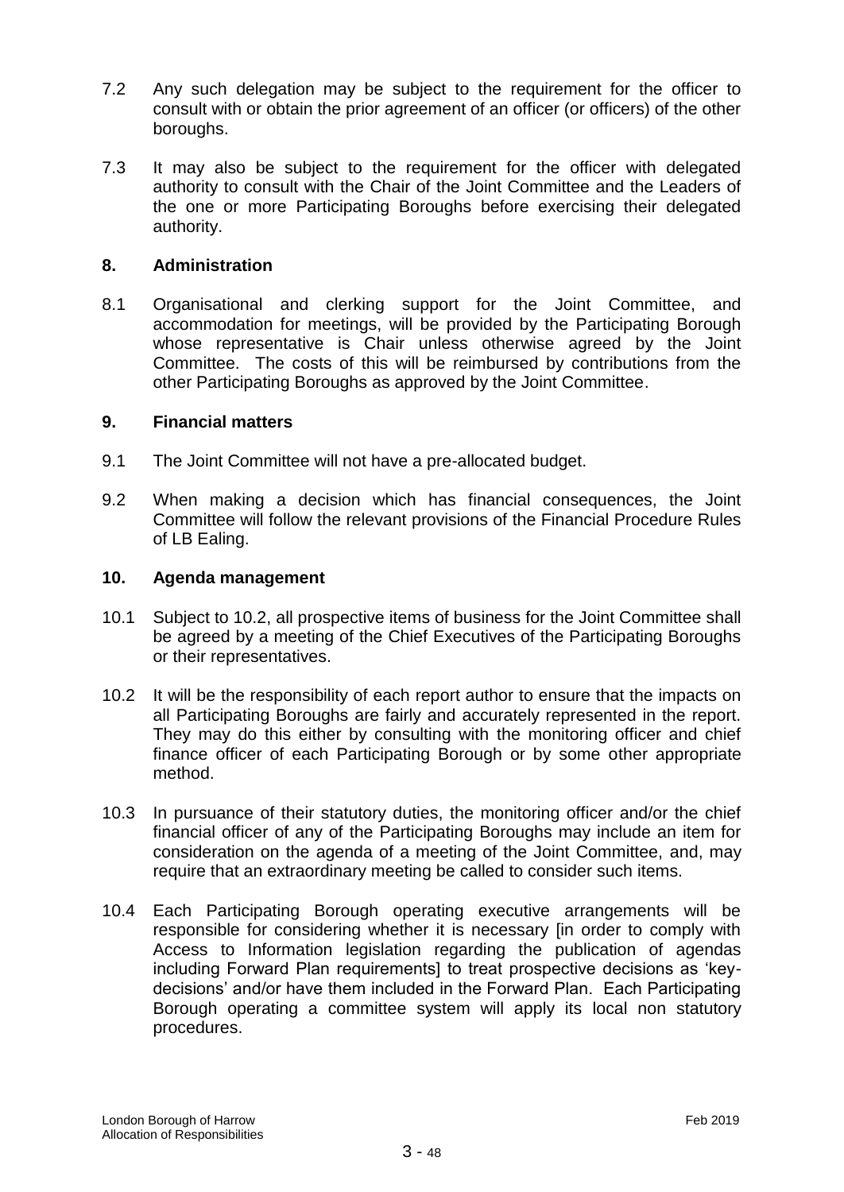7.2 Any such delegation may be subject to the requirement for the officer to consult with or obtain the prior agreement of an officer (or officers) of the other boroughs.

7.3 It may also be subject to the requirement for the officer with delegated authority to consult with the Chair of the Joint Committee and the Leaders of the one or more Participating Boroughs before exercising their delegated authority.

## 8. Administration

8.1 Organisational and clerking support for the Joint Committee, and accommodation for meetings, will be provided by the Participating Borough whose representative is Chair unless otherwise agreed by the Joint Committee. The costs of this will be reimbursed by contributions from the other Participating Boroughs as approved by the Joint Committee.

## 9. Financial matters

9.1 The Joint Committee will not have a pre-allocated budget.

9.2 When making a decision which has financial consequences, the Joint Committee will follow the relevant provisions of the Financial Procedure Rules of LB Ealing.

## 10. Agenda management

10.1 Subject to 10.2, all prospective items of business for the Joint Committee shall be agreed by a meeting of the Chief Executives of the Participating Boroughs or their representatives.

10.2 It will be the responsibility of each report author to ensure that the impacts on all Participating Boroughs are fairly and accurately represented in the report. They may do this either by consulting with the monitoring officer and chief finance officer of each Participating Borough or by some other appropriate method.

10.3 In pursuance of their statutory duties, the monitoring officer and/or the chief financial officer of any of the Participating Boroughs may include an item for consideration on the agenda of a meeting of the Joint Committee, and, may require that an extraordinary meeting be called to consider such items.

10.4 Each Participating Borough operating executive arrangements will be responsible for considering whether it is necessary [in order to comply with Access to Information legislation regarding the publication of agendas including Forward Plan requirements] to treat prospective decisions as 'key-decisions' and/or have them included in the Forward Plan. Each Participating Borough operating a committee system will apply its local non statutory procedures.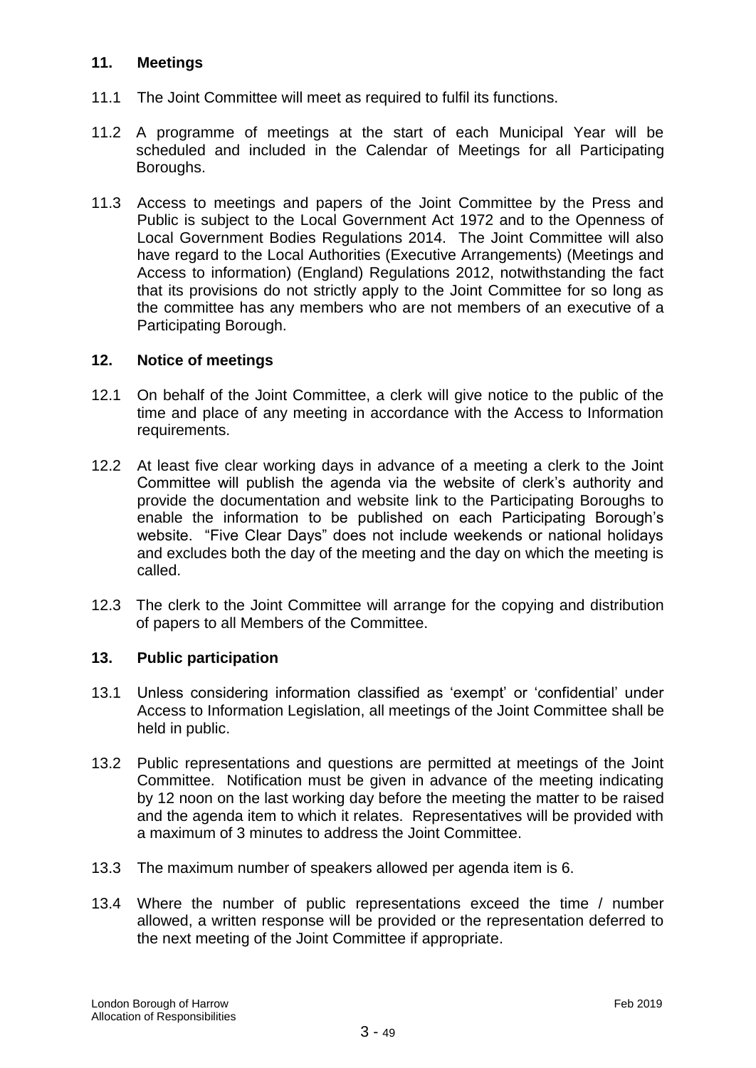## 11. Meetings

11.1 The Joint Committee will meet as required to fulfil its functions.

11.2 A programme of meetings at the start of each Municipal Year will be scheduled and included in the Calendar of Meetings for all Participating Boroughs.

11.3 Access to meetings and papers of the Joint Committee by the Press and Public is subject to the Local Government Act 1972 and to the Openness of Local Government Bodies Regulations 2014. The Joint Committee will also have regard to the Local Authorities (Executive Arrangements) (Meetings and Access to information) (England) Regulations 2012, notwithstanding the fact that its provisions do not strictly apply to the Joint Committee for so long as the committee has any members who are not members of an executive of a Participating Borough.

## 12. Notice of meetings

12.1 On behalf of the Joint Committee, a clerk will give notice to the public of the time and place of any meeting in accordance with the Access to Information requirements.

12.2 At least five clear working days in advance of a meeting a clerk to the Joint Committee will publish the agenda via the website of clerk's authority and provide the documentation and website link to the Participating Boroughs to enable the information to be published on each Participating Borough's website. "Five Clear Days" does not include weekends or national holidays and excludes both the day of the meeting and the day on which the meeting is called.

12.3 The clerk to the Joint Committee will arrange for the copying and distribution of papers to all Members of the Committee.

## 13. Public participation

13.1 Unless considering information classified as 'exempt' or 'confidential' under Access to Information Legislation, all meetings of the Joint Committee shall be held in public.

13.2 Public representations and questions are permitted at meetings of the Joint Committee. Notification must be given in advance of the meeting indicating by 12 noon on the last working day before the meeting the matter to be raised and the agenda item to which it relates. Representatives will be provided with a maximum of 3 minutes to address the Joint Committee.

13.3 The maximum number of speakers allowed per agenda item is 6.

13.4 Where the number of public representations exceed the time / number allowed, a written response will be provided or the representation deferred to the next meeting of the Joint Committee if appropriate.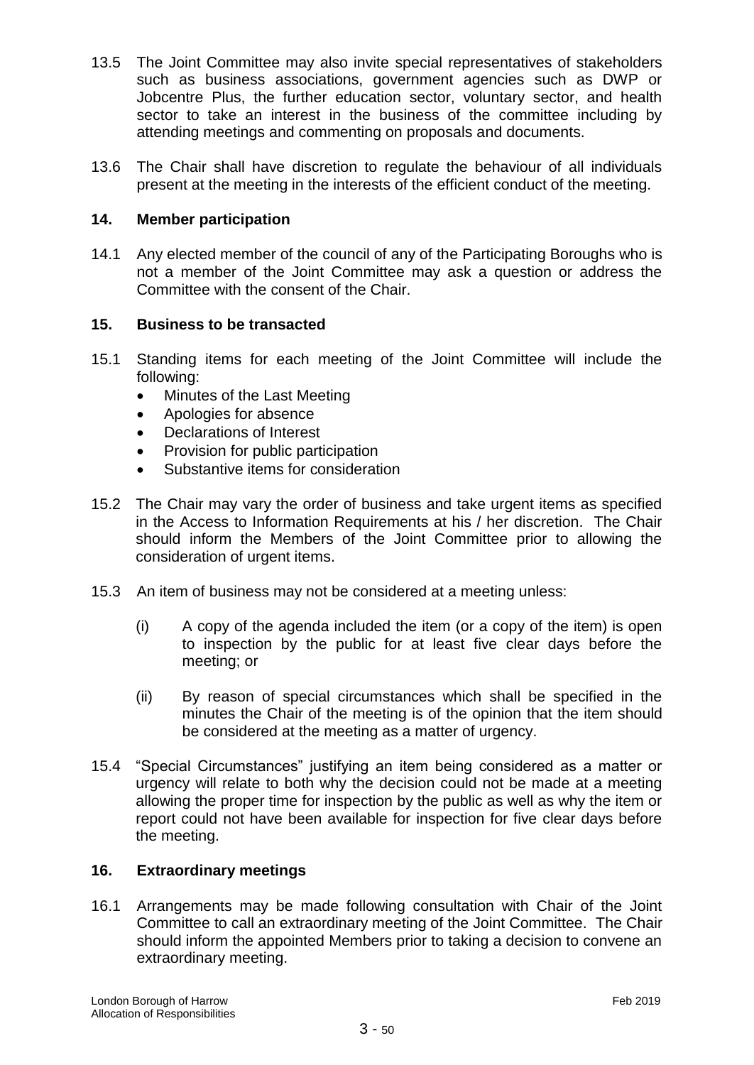13.5 The Joint Committee may also invite special representatives of stakeholders such as business associations, government agencies such as DWP or Jobcentre Plus, the further education sector, voluntary sector, and health sector to take an interest in the business of the committee including by attending meetings and commenting on proposals and documents.

13.6 The Chair shall have discretion to regulate the behaviour of all individuals present at the meeting in the interests of the efficient conduct of the meeting.

## 14. Member participation

14.1 Any elected member of the council of any of the Participating Boroughs who is not a member of the Joint Committee may ask a question or address the Committee with the consent of the Chair.

## 15. Business to be transacted

15.1 Standing items for each meeting of the Joint Committee will include the following:

- Minutes of the Last Meeting
- Apologies for absence
- Declarations of Interest
- Provision for public participation
- Substantive items for consideration

15.2 The Chair may vary the order of business and take urgent items as specified in the Access to Information Requirements at his / her discretion. The Chair should inform the Members of the Joint Committee prior to allowing the consideration of urgent items.

15.3 An item of business may not be considered at a meeting unless:

(i) A copy of the agenda included the item (or a copy of the item) is open to inspection by the public for at least five clear days before the meeting; or

(ii) By reason of special circumstances which shall be specified in the minutes the Chair of the meeting is of the opinion that the item should be considered at the meeting as a matter of urgency.

15.4 "Special Circumstances" justifying an item being considered as a matter or urgency will relate to both why the decision could not be made at a meeting allowing the proper time for inspection by the public as well as why the item or report could not have been available for inspection for five clear days before the meeting.

## 16. Extraordinary meetings

16.1 Arrangements may be made following consultation with Chair of the Joint Committee to call an extraordinary meeting of the Joint Committee. The Chair should inform the appointed Members prior to taking a decision to convene an extraordinary meeting.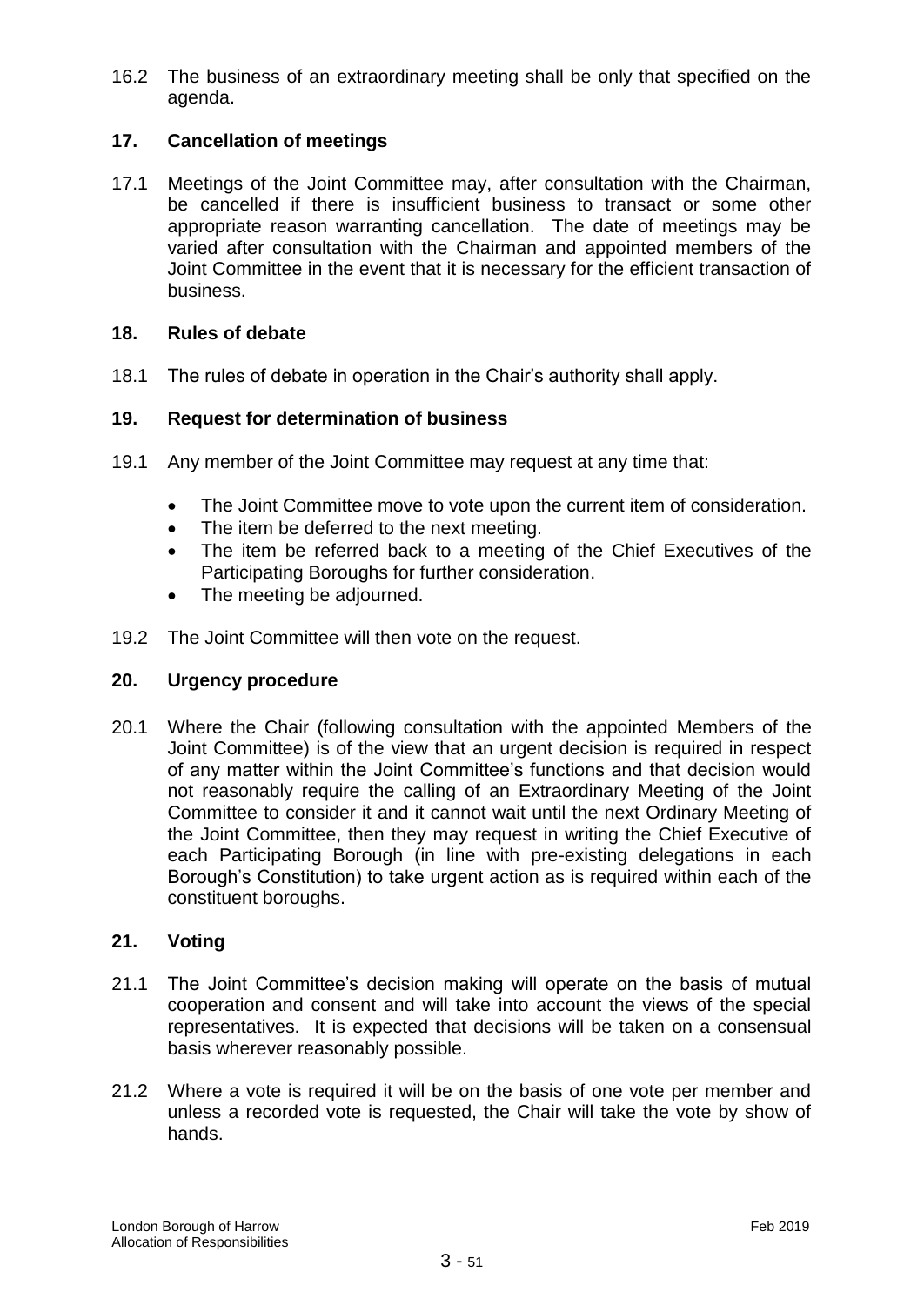16.2 The business of an extraordinary meeting shall be only that specified on the agenda.

## 17. Cancellation of meetings

17.1 Meetings of the Joint Committee may, after consultation with the Chairman, be cancelled if there is insufficient business to transact or some other appropriate reason warranting cancellation. The date of meetings may be varied after consultation with the Chairman and appointed members of the Joint Committee in the event that it is necessary for the efficient transaction of business.

## 18. Rules of debate

18.1 The rules of debate in operation in the Chair's authority shall apply.

## 19. Request for determination of business

19.1 Any member of the Joint Committee may request at any time that:

- The Joint Committee move to vote upon the current item of consideration.
- The item be deferred to the next meeting.
- The item be referred back to a meeting of the Chief Executives of the Participating Boroughs for further consideration.
- The meeting be adjourned.

19.2 The Joint Committee will then vote on the request.

## 20. Urgency procedure

20.1 Where the Chair (following consultation with the appointed Members of the Joint Committee) is of the view that an urgent decision is required in respect of any matter within the Joint Committee's functions and that decision would not reasonably require the calling of an Extraordinary Meeting of the Joint Committee to consider it and it cannot wait until the next Ordinary Meeting of the Joint Committee, then they may request in writing the Chief Executive of each Participating Borough (in line with pre-existing delegations in each Borough's Constitution) to take urgent action as is required within each of the constituent boroughs.

## 21. Voting

21.1 The Joint Committee's decision making will operate on the basis of mutual cooperation and consent and will take into account the views of the special representatives. It is expected that decisions will be taken on a consensual basis wherever reasonably possible.

21.2 Where a vote is required it will be on the basis of one vote per member and unless a recorded vote is requested, the Chair will take the vote by show of hands.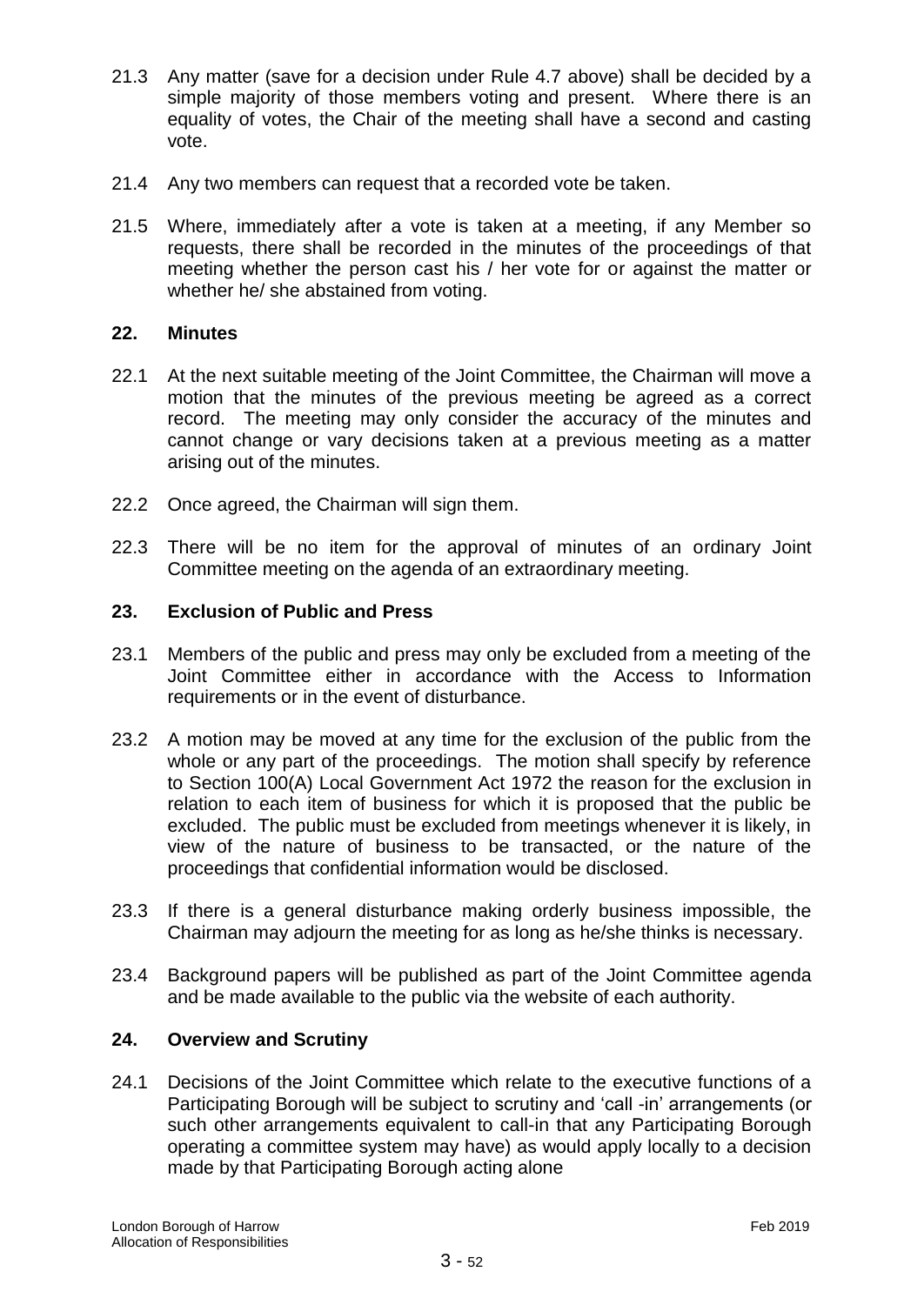21.3 Any matter (save for a decision under Rule 4.7 above) shall be decided by a simple majority of those members voting and present. Where there is an equality of votes, the Chair of the meeting shall have a second and casting vote.

21.4 Any two members can request that a recorded vote be taken.

21.5 Where, immediately after a vote is taken at a meeting, if any Member so requests, there shall be recorded in the minutes of the proceedings of that meeting whether the person cast his / her vote for or against the matter or whether he/ she abstained from voting.

## 22. Minutes

22.1 At the next suitable meeting of the Joint Committee, the Chairman will move a motion that the minutes of the previous meeting be agreed as a correct record. The meeting may only consider the accuracy of the minutes and cannot change or vary decisions taken at a previous meeting as a matter arising out of the minutes.

22.2 Once agreed, the Chairman will sign them.

22.3 There will be no item for the approval of minutes of an ordinary Joint Committee meeting on the agenda of an extraordinary meeting.

## 23. Exclusion of Public and Press

23.1 Members of the public and press may only be excluded from a meeting of the Joint Committee either in accordance with the Access to Information requirements or in the event of disturbance.

23.2 A motion may be moved at any time for the exclusion of the public from the whole or any part of the proceedings. The motion shall specify by reference to Section 100(A) Local Government Act 1972 the reason for the exclusion in relation to each item of business for which it is proposed that the public be excluded. The public must be excluded from meetings whenever it is likely, in view of the nature of business to be transacted, or the nature of the proceedings that confidential information would be disclosed.

23.3 If there is a general disturbance making orderly business impossible, the Chairman may adjourn the meeting for as long as he/she thinks is necessary.

23.4 Background papers will be published as part of the Joint Committee agenda and be made available to the public via the website of each authority.

## 24. Overview and Scrutiny

24.1 Decisions of the Joint Committee which relate to the executive functions of a Participating Borough will be subject to scrutiny and 'call -in' arrangements (or such other arrangements equivalent to call-in that any Participating Borough operating a committee system may have) as would apply locally to a decision made by that Participating Borough acting alone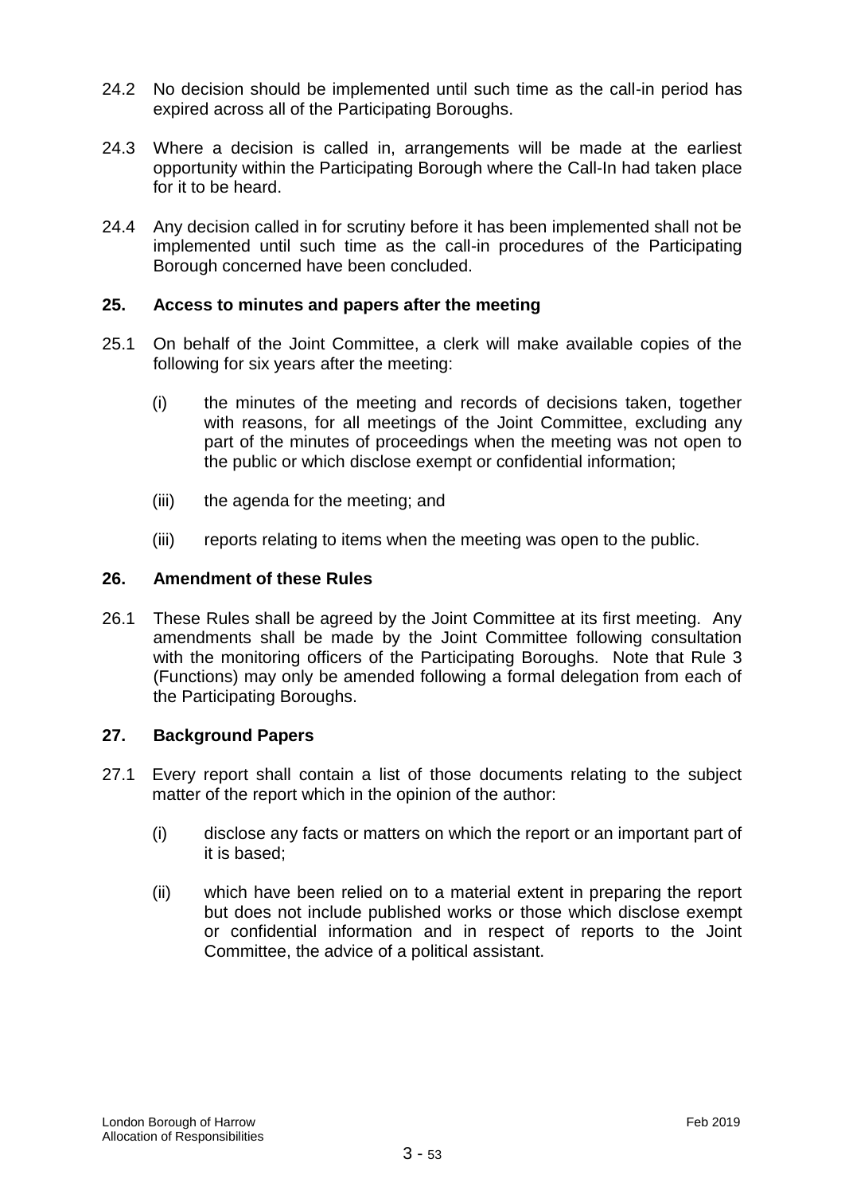24.2 No decision should be implemented until such time as the call-in period has expired across all of the Participating Boroughs.

24.3 Where a decision is called in, arrangements will be made at the earliest opportunity within the Participating Borough where the Call-In had taken place for it to be heard.

24.4 Any decision called in for scrutiny before it has been implemented shall not be implemented until such time as the call-in procedures of the Participating Borough concerned have been concluded.

## 25. Access to minutes and papers after the meeting

25.1 On behalf of the Joint Committee, a clerk will make available copies of the following for six years after the meeting:

(i) the minutes of the meeting and records of decisions taken, together with reasons, for all meetings of the Joint Committee, excluding any part of the minutes of proceedings when the meeting was not open to the public or which disclose exempt or confidential information;

(iii) the agenda for the meeting; and

(iii) reports relating to items when the meeting was open to the public.

## 26. Amendment of these Rules

26.1 These Rules shall be agreed by the Joint Committee at its first meeting. Any amendments shall be made by the Joint Committee following consultation with the monitoring officers of the Participating Boroughs. Note that Rule 3 (Functions) may only be amended following a formal delegation from each of the Participating Boroughs.

## 27. Background Papers

27.1 Every report shall contain a list of those documents relating to the subject matter of the report which in the opinion of the author:

(i) disclose any facts or matters on which the report or an important part of it is based;

(ii) which have been relied on to a material extent in preparing the report but does not include published works or those which disclose exempt or confidential information and in respect of reports to the Joint Committee, the advice of a political assistant.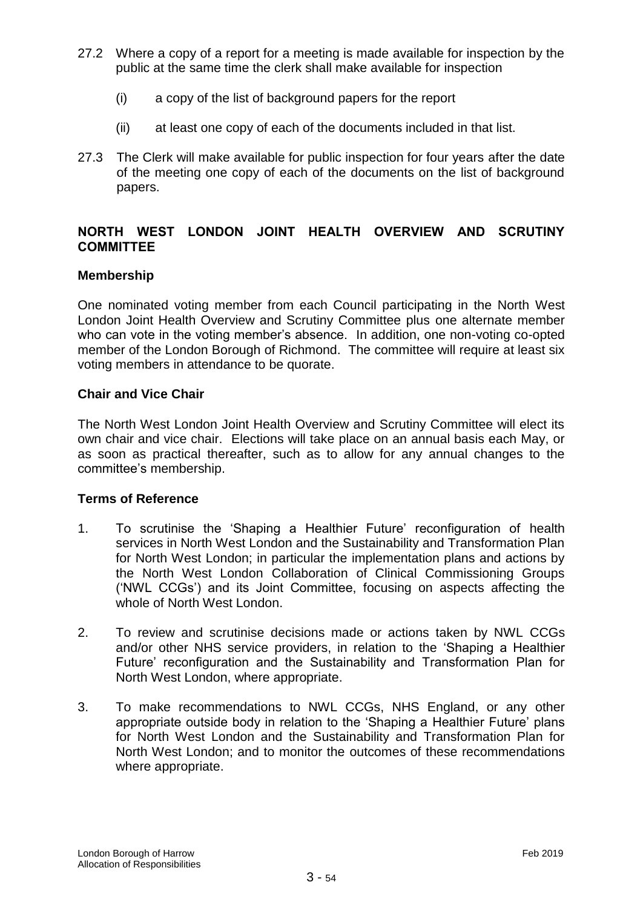27.2 Where a copy of a report for a meeting is made available for inspection by the public at the same time the clerk shall make available for inspection

(i) a copy of the list of background papers for the report

(ii) at least one copy of each of the documents included in that list.

27.3 The Clerk will make available for public inspection for four years after the date of the meeting one copy of each of the documents on the list of background papers.

## NORTH WEST LONDON JOINT HEALTH OVERVIEW AND SCRUTINY COMMITTEE

### Membership

One nominated voting member from each Council participating in the North West London Joint Health Overview and Scrutiny Committee plus one alternate member who can vote in the voting member's absence. In addition, one non-voting co-opted member of the London Borough of Richmond. The committee will require at least six voting members in attendance to be quorate.

### Chair and Vice Chair

The North West London Joint Health Overview and Scrutiny Committee will elect its own chair and vice chair. Elections will take place on an annual basis each May, or as soon as practical thereafter, such as to allow for any annual changes to the committee's membership.

### Terms of Reference

1. To scrutinise the 'Shaping a Healthier Future' reconfiguration of health services in North West London and the Sustainability and Transformation Plan for North West London; in particular the implementation plans and actions by the North West London Collaboration of Clinical Commissioning Groups ('NWL CCGs') and its Joint Committee, focusing on aspects affecting the whole of North West London.

2. To review and scrutinise decisions made or actions taken by NWL CCGs and/or other NHS service providers, in relation to the 'Shaping a Healthier Future' reconfiguration and the Sustainability and Transformation Plan for North West London, where appropriate.

3. To make recommendations to NWL CCGs, NHS England, or any other appropriate outside body in relation to the 'Shaping a Healthier Future' plans for North West London and the Sustainability and Transformation Plan for North West London; and to monitor the outcomes of these recommendations where appropriate.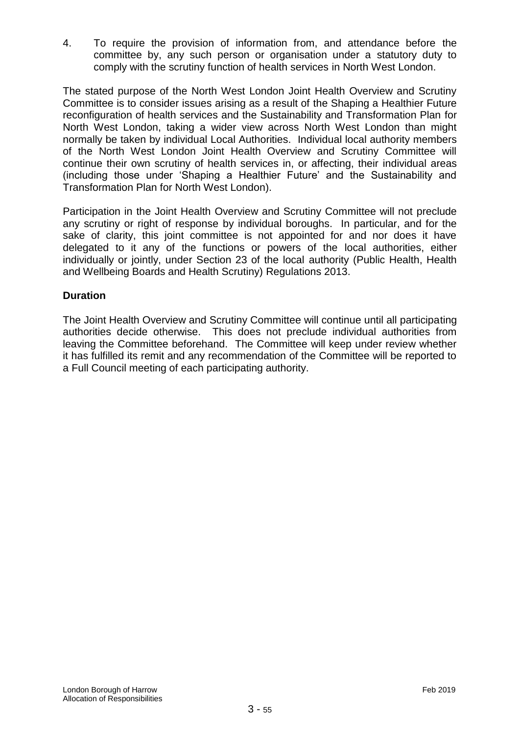4. To require the provision of information from, and attendance before the committee by, any such person or organisation under a statutory duty to comply with the scrutiny function of health services in North West London.

The stated purpose of the North West London Joint Health Overview and Scrutiny Committee is to consider issues arising as a result of the Shaping a Healthier Future reconfiguration of health services and the Sustainability and Transformation Plan for North West London, taking a wider view across North West London than might normally be taken by individual Local Authorities. Individual local authority members of the North West London Joint Health Overview and Scrutiny Committee will continue their own scrutiny of health services in, or affecting, their individual areas (including those under 'Shaping a Healthier Future' and the Sustainability and Transformation Plan for North West London).

Participation in the Joint Health Overview and Scrutiny Committee will not preclude any scrutiny or right of response by individual boroughs. In particular, and for the sake of clarity, this joint committee is not appointed for and nor does it have delegated to it any of the functions or powers of the local authorities, either individually or jointly, under Section 23 of the local authority (Public Health, Health and Wellbeing Boards and Health Scrutiny) Regulations 2013.

**Duration**

The Joint Health Overview and Scrutiny Committee will continue until all participating authorities decide otherwise. This does not preclude individual authorities from leaving the Committee beforehand. The Committee will keep under review whether it has fulfilled its remit and any recommendation of the Committee will be reported to a Full Council meeting of each participating authority.